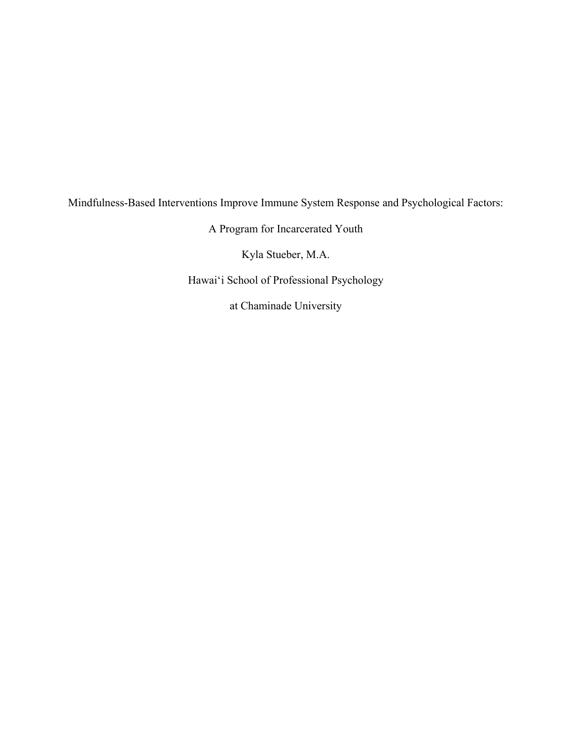# Mindfulness-Based Interventions Improve Immune System Response and Psychological Factors:

## A Program for Incarcerated Youth

Kyla Stueber, M.A.

Hawaiʻi School of Professional Psychology

at Chaminade University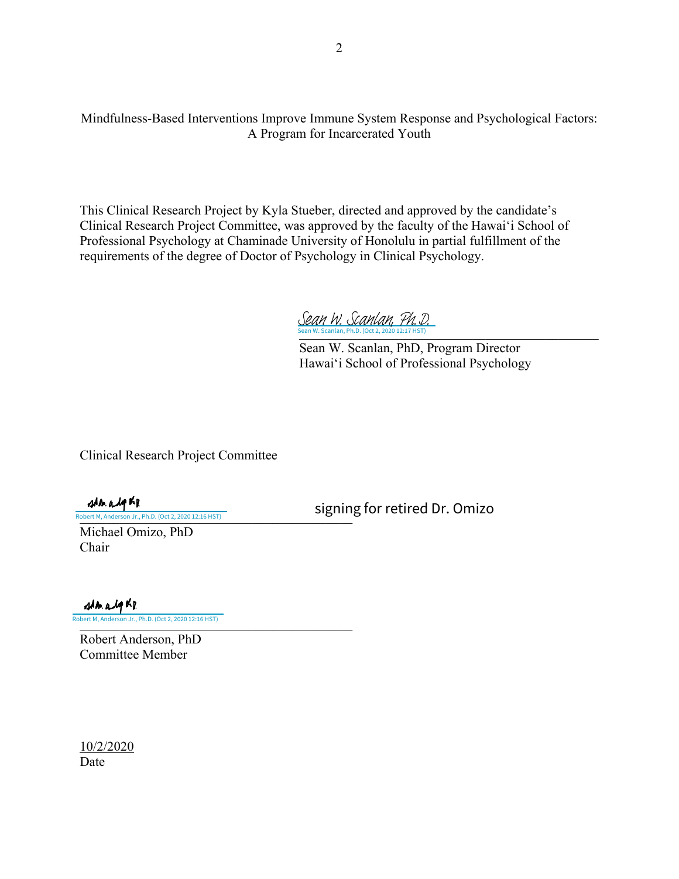Mindfulness-Based Interventions Improve Immune System Response and Psychological Factors: A Program for Incarcerated Youth

This Clinical Research Project by Kyla Stueber, directed and approved by the candidate's Clinical Research Project Committee, was approved by the faculty of the Hawai'i School of Professional Psychology at Chaminade University of Honolulu in partial fulfillment of the requirements of the degree of Doctor of Psychology in Clinical Psychology.

Sean W. Scanlan, Ph.D.
Sean W. Scanlan, Ph.D. (Oct 2, 2020 12:17 HST)

Sean W. Scanlan, PhD, Program Director
Hawai'i School of Professional Psychology

Clinical Research Project Committee

Robert M, Anderson Jr., Ph.D. (Oct 2, 2020 12:16 HST)

signing for retired Dr. Omizo

Michael Omizo, PhD
Chair

Robert M, Anderson Jr., Ph.D. (Oct 2, 2020 12:16 HST)

Robert Anderson, PhD
Committee Member

10/2/2020
Date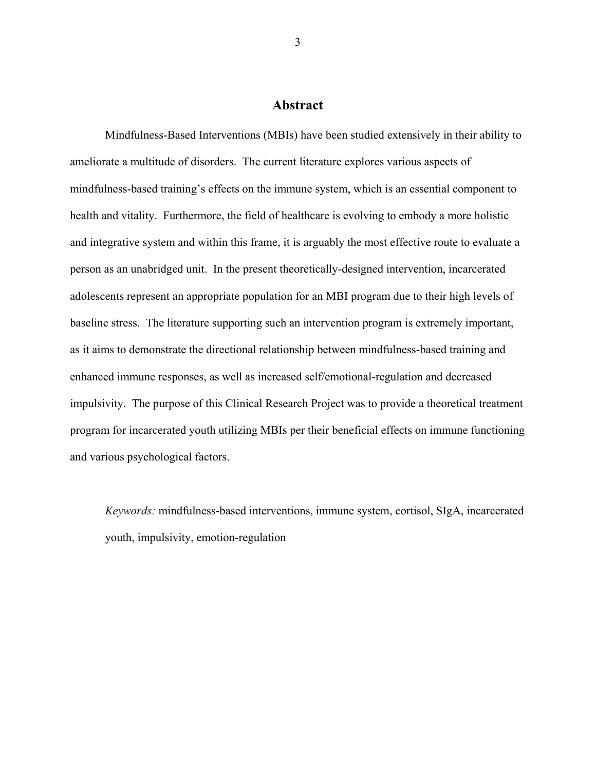## Abstract

Mindfulness-Based Interventions (MBIs) have been studied extensively in their ability to ameliorate a multitude of disorders. The current literature explores various aspects of mindfulness-based training's effects on the immune system, which is an essential component to health and vitality. Furthermore, the field of healthcare is evolving to embody a more holistic and integrative system and within this frame, it is arguably the most effective route to evaluate a person as an unabridged unit. In the present theoretically-designed intervention, incarcerated adolescents represent an appropriate population for an MBI program due to their high levels of baseline stress. The literature supporting such an intervention program is extremely important, as it aims to demonstrate the directional relationship between mindfulness-based training and enhanced immune responses, as well as increased self/emotional-regulation and decreased impulsivity. The purpose of this Clinical Research Project was to provide a theoretical treatment program for incarcerated youth utilizing MBIs per their beneficial effects on immune functioning and various psychological factors.

*Keywords:* mindfulness-based interventions, immune system, cortisol, SIgA, incarcerated youth, impulsivity, emotion-regulation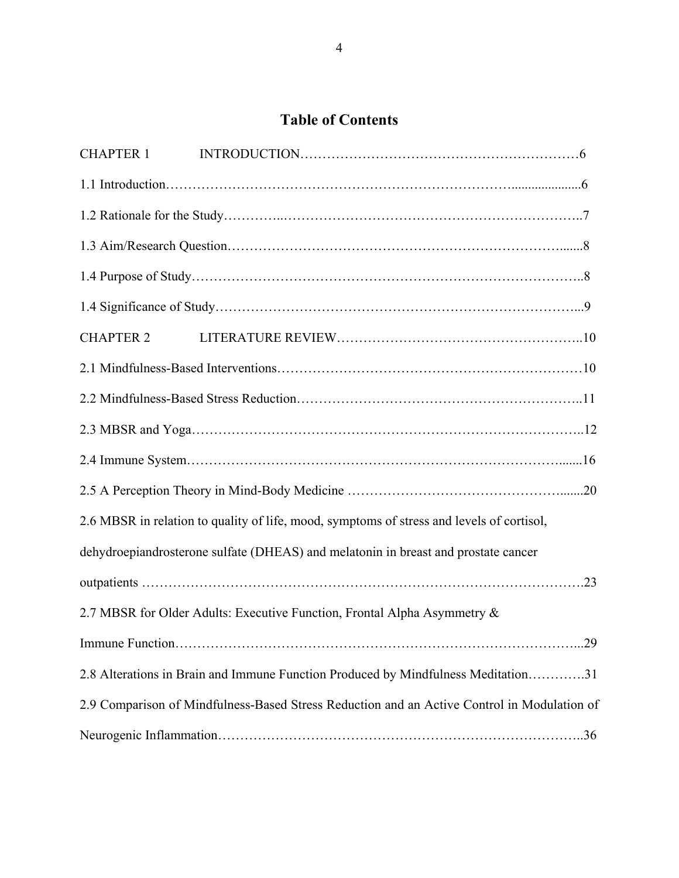# Table of Contents

CHAPTER 1 INTRODUCTION……………………………………………………6

1.1 Introduction……………………………………………………………………6

1.2 Rationale for the Study…………………………………………………………7

1.3 Aim/Research Question…………………………………………………………8

1.4 Purpose of Study…………………………………………………………………8

1.4 Significance of Study……………………………………………………………9

CHAPTER 2 LITERATURE REVIEW………………………………………………10

2.1 Mindfulness-Based Interventions…………………………………………………10

2.2 Mindfulness-Based Stress Reduction………………………………………………11

2.3 MBSR and Yoga……………………………………………………………………12

2.4 Immune System……………………………………………………………………16

2.5 A Perception Theory in Mind-Body Medicine ……………………………………20

2.6 MBSR in relation to quality of life, mood, symptoms of stress and levels of cortisol, dehydroepiandrosterone sulfate (DHEAS) and melatonin in breast and prostate cancer outpatients ……………………………………………………………………………23

2.7 MBSR for Older Adults: Executive Function, Frontal Alpha Asymmetry & Immune Function…………………………………………………………………………29

2.8 Alterations in Brain and Immune Function Produced by Mindfulness Meditation………….31

2.9 Comparison of Mindfulness-Based Stress Reduction and an Active Control in Modulation of Neurogenic Inflammation……………………………………………………………36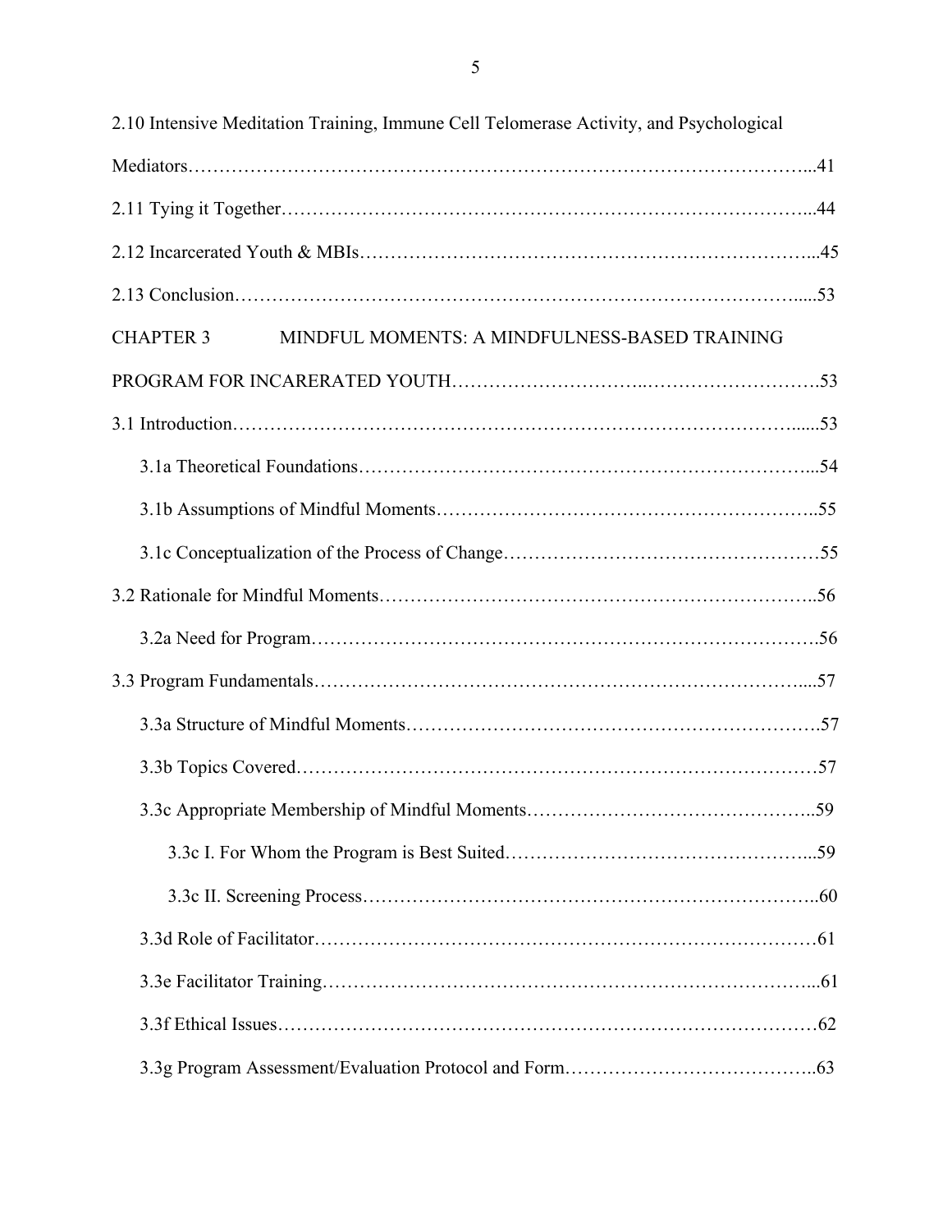2.10 Intensive Meditation Training, Immune Cell Telomerase Activity, and Psychological Mediators……………………………………………………………………………………...41

2.11 Tying it Together………………………………………………………………………...44

2.12 Incarcerated Youth & MBIs…………………………………………………………….45

2.13 Conclusion……………………………………………………………………….……......53

CHAPTER 3 MINDFUL MOMENTS: A MINDFULNESS-BASED TRAINING PROGRAM FOR INCARERATED YOUTH………………………..……………………….53

3.1 Introduction……………………………………………………………………………......53

3.1a Theoretical Foundations……………………………………………………………...54

3.1b Assumptions of Mindful Moments…………………………………………………..55

3.1c Conceptualization of the Process of Change…………………………………………55

3.2 Rationale for Mindful Moments…………………………………………………………..56

3.2a Need for Program……………………………………………………………………56

3.3 Program Fundamentals………………………………………………….…………….....57

3.3a Structure of Mindful Moments……………………………………………………….57

3.3b Topics Covered………………………………………………………………………57

3.3c Appropriate Membership of Mindful Moments……………………………………..59

3.3c I. For Whom the Program is Best Suited………………………………………...59

3.3c II. Screening Process…………………………………………………………….60

3.3d Role of Facilitator…………………………………………………….……….………61

3.3e Facilitator Training…………………………………………………………………...61

3.3f Ethical Issues…………………………………………………………………………62

3.3g Program Assessment/Evaluation Protocol and Form…………………………………..63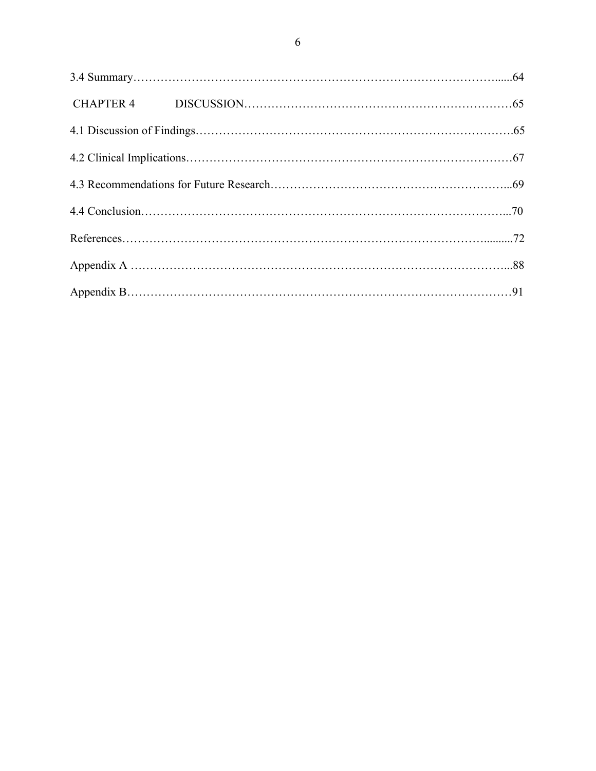3.4 Summary……………………………………………………………………………………......64

CHAPTER 4 DISCUSSION……………………………………………………………65

4.1 Discussion of Findings……………………………………………………………………….65

4.2 Clinical Implications…………………………………………………………………………67

4.3 Recommendations for Future Research……………………………………………………...69

4.4 Conclusion……………………………………………………………………………………...70

References…………………………………………………………………………………..........72

Appendix A ………………………………………………………………………………………...88

Appendix B……………………………………………………………………………………91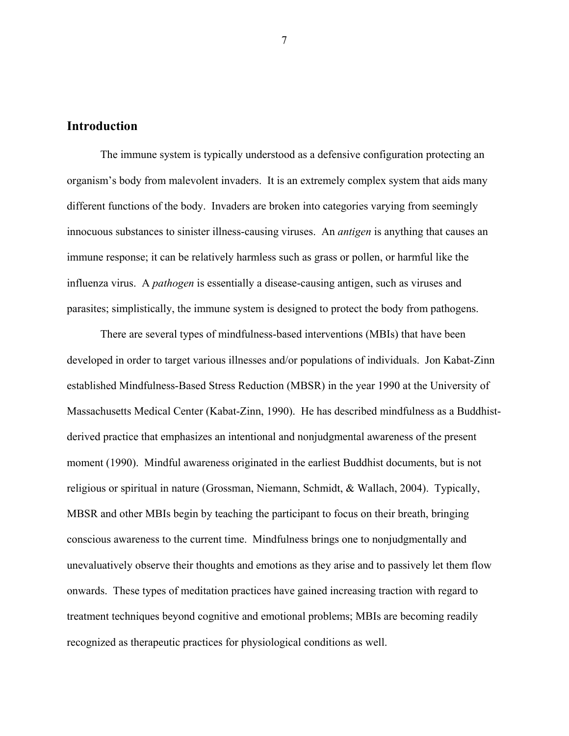## Introduction

The immune system is typically understood as a defensive configuration protecting an organism's body from malevolent invaders. It is an extremely complex system that aids many different functions of the body. Invaders are broken into categories varying from seemingly innocuous substances to sinister illness-causing viruses. An *antigen* is anything that causes an immune response; it can be relatively harmless such as grass or pollen, or harmful like the influenza virus. A *pathogen* is essentially a disease-causing antigen, such as viruses and parasites; simplistically, the immune system is designed to protect the body from pathogens.

There are several types of mindfulness-based interventions (MBIs) that have been developed in order to target various illnesses and/or populations of individuals. Jon Kabat-Zinn established Mindfulness-Based Stress Reduction (MBSR) in the year 1990 at the University of Massachusetts Medical Center (Kabat-Zinn, 1990). He has described mindfulness as a Buddhist-derived practice that emphasizes an intentional and nonjudgmental awareness of the present moment (1990). Mindful awareness originated in the earliest Buddhist documents, but is not religious or spiritual in nature (Grossman, Niemann, Schmidt, & Wallach, 2004). Typically, MBSR and other MBIs begin by teaching the participant to focus on their breath, bringing conscious awareness to the current time. Mindfulness brings one to nonjudgmentally and unevaluatively observe their thoughts and emotions as they arise and to passively let them flow onwards. These types of meditation practices have gained increasing traction with regard to treatment techniques beyond cognitive and emotional problems; MBIs are becoming readily recognized as therapeutic practices for physiological conditions as well.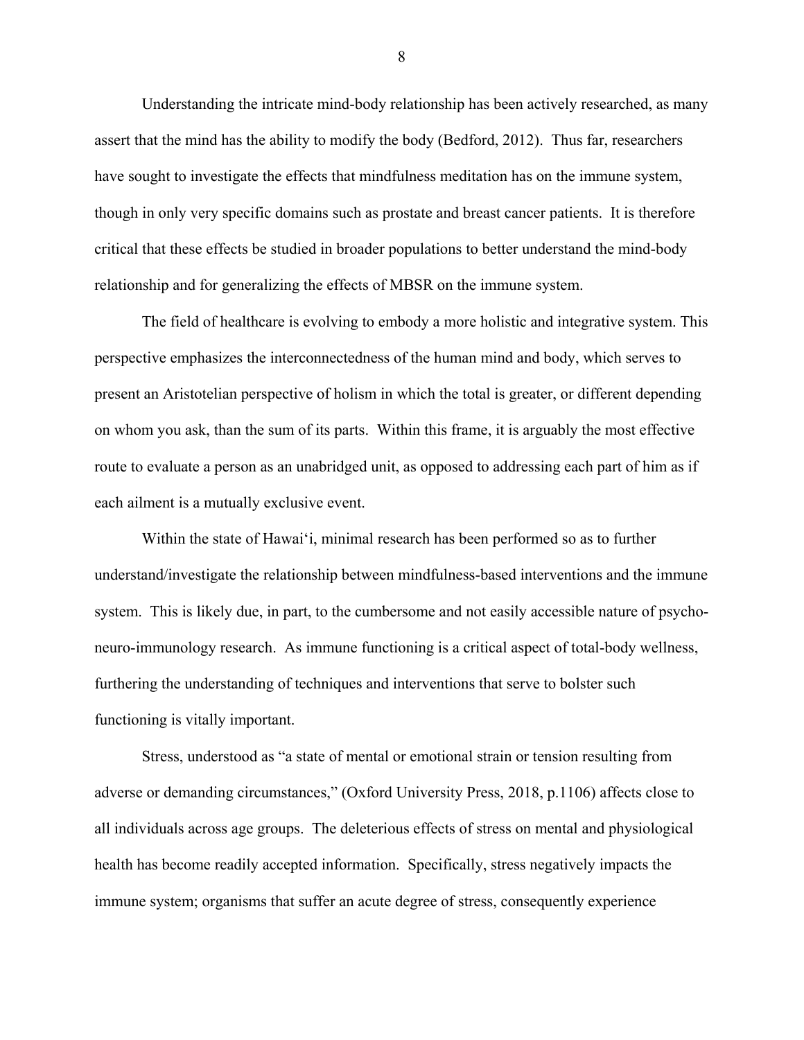Understanding the intricate mind-body relationship has been actively researched, as many assert that the mind has the ability to modify the body (Bedford, 2012). Thus far, researchers have sought to investigate the effects that mindfulness meditation has on the immune system, though in only very specific domains such as prostate and breast cancer patients. It is therefore critical that these effects be studied in broader populations to better understand the mind-body relationship and for generalizing the effects of MBSR on the immune system.

The field of healthcare is evolving to embody a more holistic and integrative system. This perspective emphasizes the interconnectedness of the human mind and body, which serves to present an Aristotelian perspective of holism in which the total is greater, or different depending on whom you ask, than the sum of its parts. Within this frame, it is arguably the most effective route to evaluate a person as an unabridged unit, as opposed to addressing each part of him as if each ailment is a mutually exclusive event.

Within the state of Hawai‘i, minimal research has been performed so as to further understand/investigate the relationship between mindfulness-based interventions and the immune system. This is likely due, in part, to the cumbersome and not easily accessible nature of psycho-neuro-immunology research. As immune functioning is a critical aspect of total-body wellness, furthering the understanding of techniques and interventions that serve to bolster such functioning is vitally important.

Stress, understood as “a state of mental or emotional strain or tension resulting from adverse or demanding circumstances,” (Oxford University Press, 2018, p.1106) affects close to all individuals across age groups. The deleterious effects of stress on mental and physiological health has become readily accepted information. Specifically, stress negatively impacts the immune system; organisms that suffer an acute degree of stress, consequently experience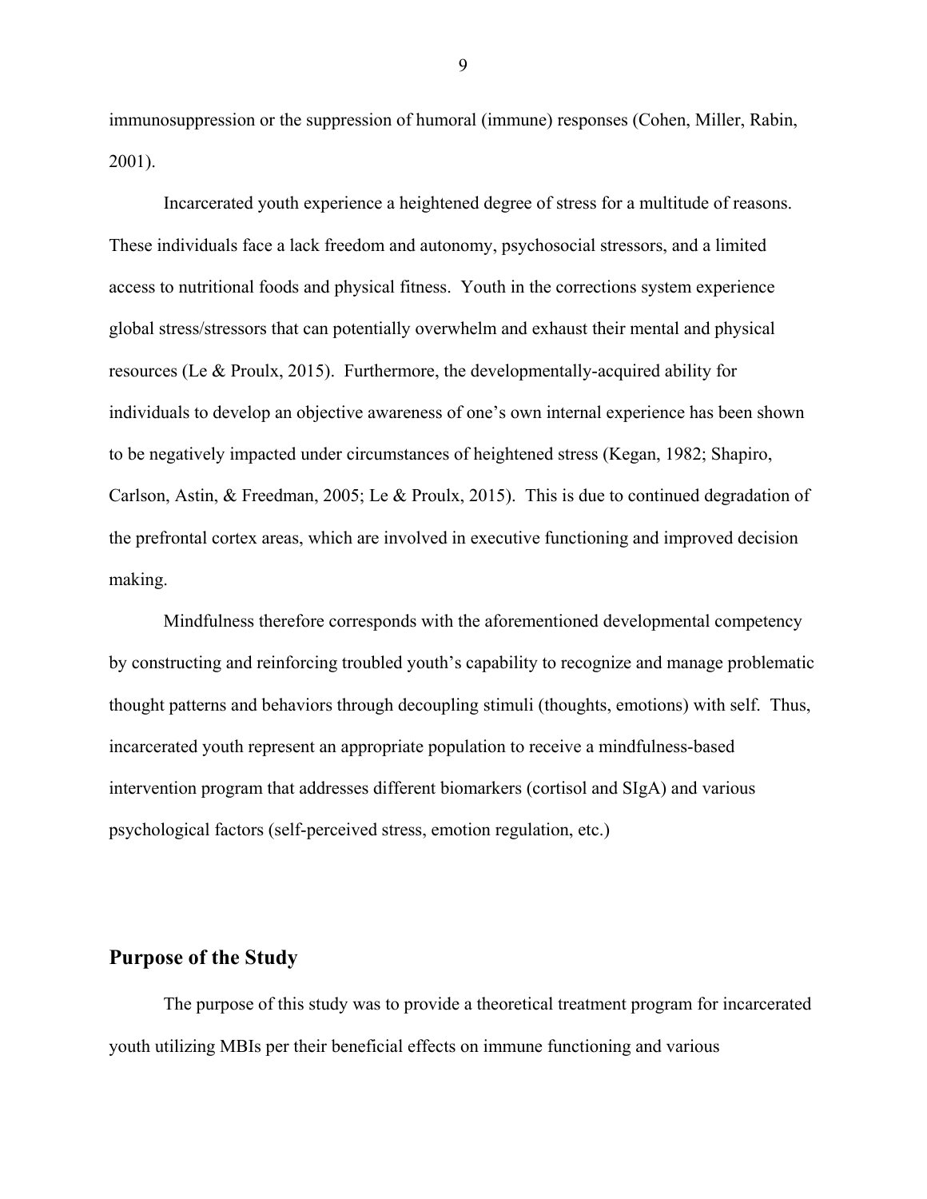immunosuppression or the suppression of humoral (immune) responses (Cohen, Miller, Rabin, 2001).

Incarcerated youth experience a heightened degree of stress for a multitude of reasons. These individuals face a lack freedom and autonomy, psychosocial stressors, and a limited access to nutritional foods and physical fitness. Youth in the corrections system experience global stress/stressors that can potentially overwhelm and exhaust their mental and physical resources (Le & Proulx, 2015). Furthermore, the developmentally-acquired ability for individuals to develop an objective awareness of one's own internal experience has been shown to be negatively impacted under circumstances of heightened stress (Kegan, 1982; Shapiro, Carlson, Astin, & Freedman, 2005; Le & Proulx, 2015). This is due to continued degradation of the prefrontal cortex areas, which are involved in executive functioning and improved decision making.

Mindfulness therefore corresponds with the aforementioned developmental competency by constructing and reinforcing troubled youth's capability to recognize and manage problematic thought patterns and behaviors through decoupling stimuli (thoughts, emotions) with self. Thus, incarcerated youth represent an appropriate population to receive a mindfulness-based intervention program that addresses different biomarkers (cortisol and SIgA) and various psychological factors (self-perceived stress, emotion regulation, etc.)

## Purpose of the Study

The purpose of this study was to provide a theoretical treatment program for incarcerated youth utilizing MBIs per their beneficial effects on immune functioning and various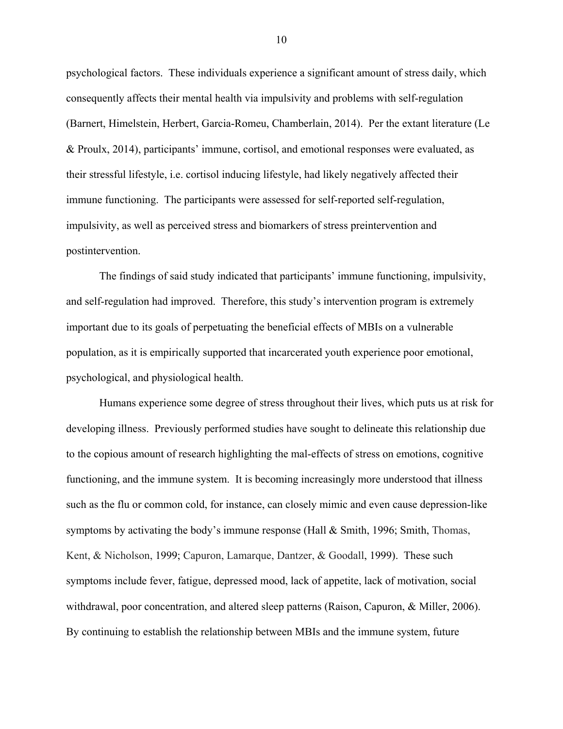psychological factors. These individuals experience a significant amount of stress daily, which consequently affects their mental health via impulsivity and problems with self-regulation (Barnert, Himelstein, Herbert, Garcia-Romeu, Chamberlain, 2014). Per the extant literature (Le & Proulx, 2014), participants' immune, cortisol, and emotional responses were evaluated, as their stressful lifestyle, i.e. cortisol inducing lifestyle, had likely negatively affected their immune functioning. The participants were assessed for self-reported self-regulation, impulsivity, as well as perceived stress and biomarkers of stress preintervention and postintervention.

The findings of said study indicated that participants' immune functioning, impulsivity, and self-regulation had improved. Therefore, this study's intervention program is extremely important due to its goals of perpetuating the beneficial effects of MBIs on a vulnerable population, as it is empirically supported that incarcerated youth experience poor emotional, psychological, and physiological health.

Humans experience some degree of stress throughout their lives, which puts us at risk for developing illness. Previously performed studies have sought to delineate this relationship due to the copious amount of research highlighting the mal-effects of stress on emotions, cognitive functioning, and the immune system. It is becoming increasingly more understood that illness such as the flu or common cold, for instance, can closely mimic and even cause depression-like symptoms by activating the body's immune response (Hall & Smith, 1996; Smith, Thomas, Kent, & Nicholson, 1999; Capuron, Lamarque, Dantzer, & Goodall, 1999). These such symptoms include fever, fatigue, depressed mood, lack of appetite, lack of motivation, social withdrawal, poor concentration, and altered sleep patterns (Raison, Capuron, & Miller, 2006). By continuing to establish the relationship between MBIs and the immune system, future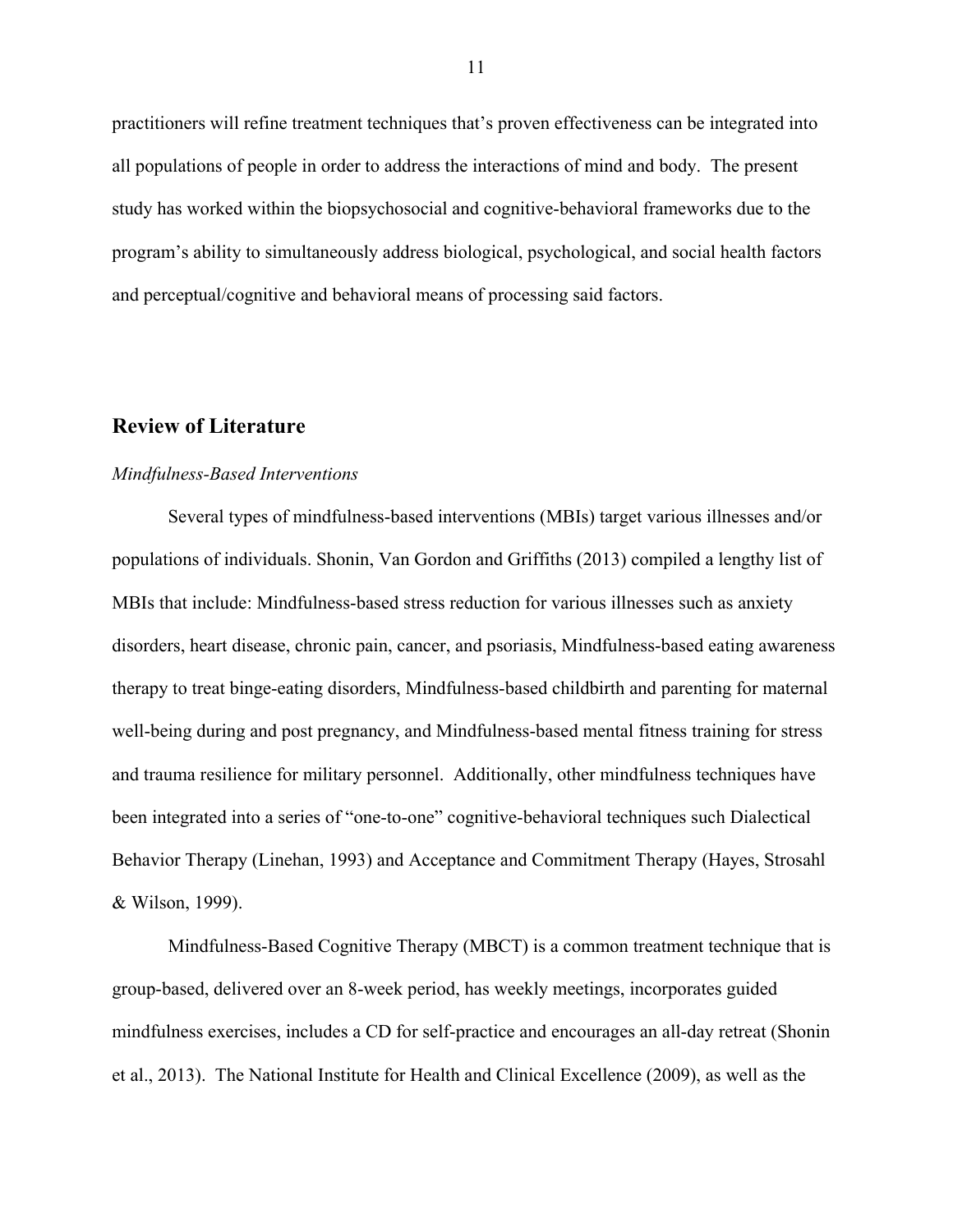practitioners will refine treatment techniques that's proven effectiveness can be integrated into all populations of people in order to address the interactions of mind and body. The present study has worked within the biopsychosocial and cognitive-behavioral frameworks due to the program's ability to simultaneously address biological, psychological, and social health factors and perceptual/cognitive and behavioral means of processing said factors.

## Review of Literature

### *Mindfulness-Based Interventions*

Several types of mindfulness-based interventions (MBIs) target various illnesses and/or populations of individuals. Shonin, Van Gordon and Griffiths (2013) compiled a lengthy list of MBIs that include: Mindfulness-based stress reduction for various illnesses such as anxiety disorders, heart disease, chronic pain, cancer, and psoriasis, Mindfulness-based eating awareness therapy to treat binge-eating disorders, Mindfulness-based childbirth and parenting for maternal well-being during and post pregnancy, and Mindfulness-based mental fitness training for stress and trauma resilience for military personnel. Additionally, other mindfulness techniques have been integrated into a series of "one-to-one" cognitive-behavioral techniques such Dialectical Behavior Therapy (Linehan, 1993) and Acceptance and Commitment Therapy (Hayes, Strosahl & Wilson, 1999).

Mindfulness-Based Cognitive Therapy (MBCT) is a common treatment technique that is group-based, delivered over an 8-week period, has weekly meetings, incorporates guided mindfulness exercises, includes a CD for self-practice and encourages an all-day retreat (Shonin et al., 2013). The National Institute for Health and Clinical Excellence (2009), as well as the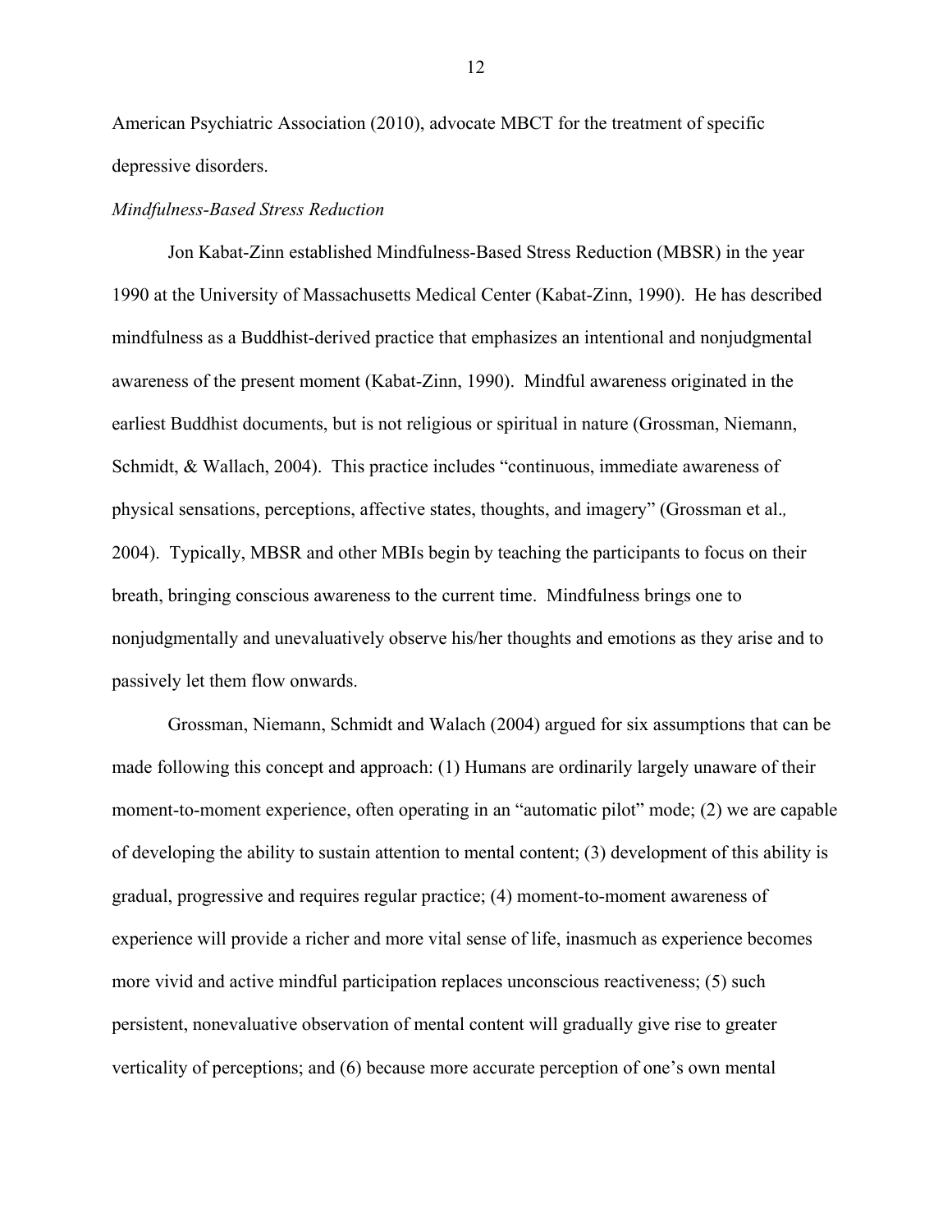American Psychiatric Association (2010), advocate MBCT for the treatment of specific depressive disorders.

*Mindfulness-Based Stress Reduction*

Jon Kabat-Zinn established Mindfulness-Based Stress Reduction (MBSR) in the year 1990 at the University of Massachusetts Medical Center (Kabat-Zinn, 1990). He has described mindfulness as a Buddhist-derived practice that emphasizes an intentional and nonjudgmental awareness of the present moment (Kabat-Zinn, 1990). Mindful awareness originated in the earliest Buddhist documents, but is not religious or spiritual in nature (Grossman, Niemann, Schmidt, & Wallach, 2004). This practice includes "continuous, immediate awareness of physical sensations, perceptions, affective states, thoughts, and imagery" (Grossman et al., 2004). Typically, MBSR and other MBIs begin by teaching the participants to focus on their breath, bringing conscious awareness to the current time. Mindfulness brings one to nonjudgmentally and unevaluatively observe his/her thoughts and emotions as they arise and to passively let them flow onwards.

Grossman, Niemann, Schmidt and Walach (2004) argued for six assumptions that can be made following this concept and approach: (1) Humans are ordinarily largely unaware of their moment-to-moment experience, often operating in an "automatic pilot" mode; (2) we are capable of developing the ability to sustain attention to mental content; (3) development of this ability is gradual, progressive and requires regular practice; (4) moment-to-moment awareness of experience will provide a richer and more vital sense of life, inasmuch as experience becomes more vivid and active mindful participation replaces unconscious reactiveness; (5) such persistent, nonevaluative observation of mental content will gradually give rise to greater verticality of perceptions; and (6) because more accurate perception of one's own mental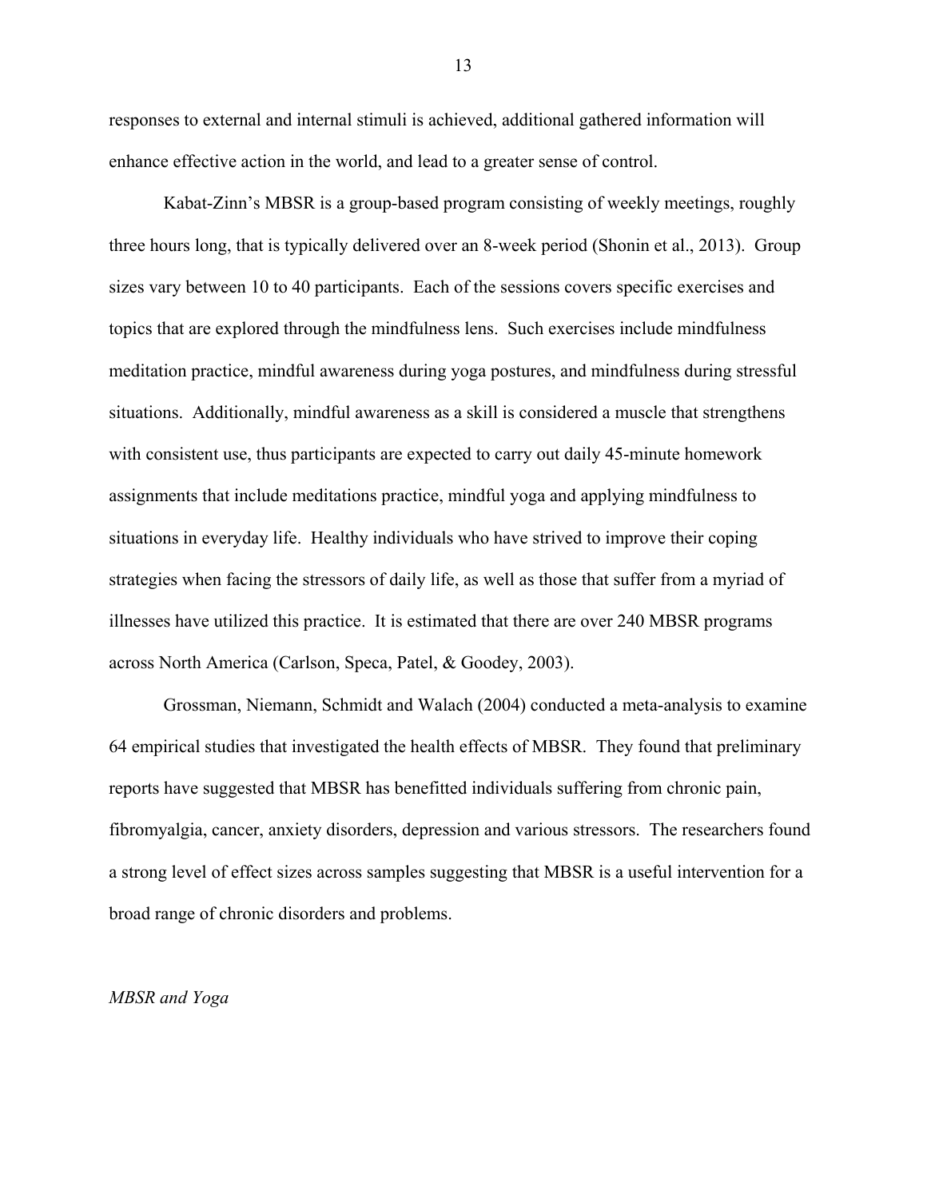responses to external and internal stimuli is achieved, additional gathered information will enhance effective action in the world, and lead to a greater sense of control.

Kabat-Zinn's MBSR is a group-based program consisting of weekly meetings, roughly three hours long, that is typically delivered over an 8-week period (Shonin et al., 2013). Group sizes vary between 10 to 40 participants. Each of the sessions covers specific exercises and topics that are explored through the mindfulness lens. Such exercises include mindfulness meditation practice, mindful awareness during yoga postures, and mindfulness during stressful situations. Additionally, mindful awareness as a skill is considered a muscle that strengthens with consistent use, thus participants are expected to carry out daily 45-minute homework assignments that include meditations practice, mindful yoga and applying mindfulness to situations in everyday life. Healthy individuals who have strived to improve their coping strategies when facing the stressors of daily life, as well as those that suffer from a myriad of illnesses have utilized this practice. It is estimated that there are over 240 MBSR programs across North America (Carlson, Speca, Patel, & Goodey, 2003).

Grossman, Niemann, Schmidt and Walach (2004) conducted a meta-analysis to examine 64 empirical studies that investigated the health effects of MBSR. They found that preliminary reports have suggested that MBSR has benefitted individuals suffering from chronic pain, fibromyalgia, cancer, anxiety disorders, depression and various stressors. The researchers found a strong level of effect sizes across samples suggesting that MBSR is a useful intervention for a broad range of chronic disorders and problems.

*MBSR and Yoga*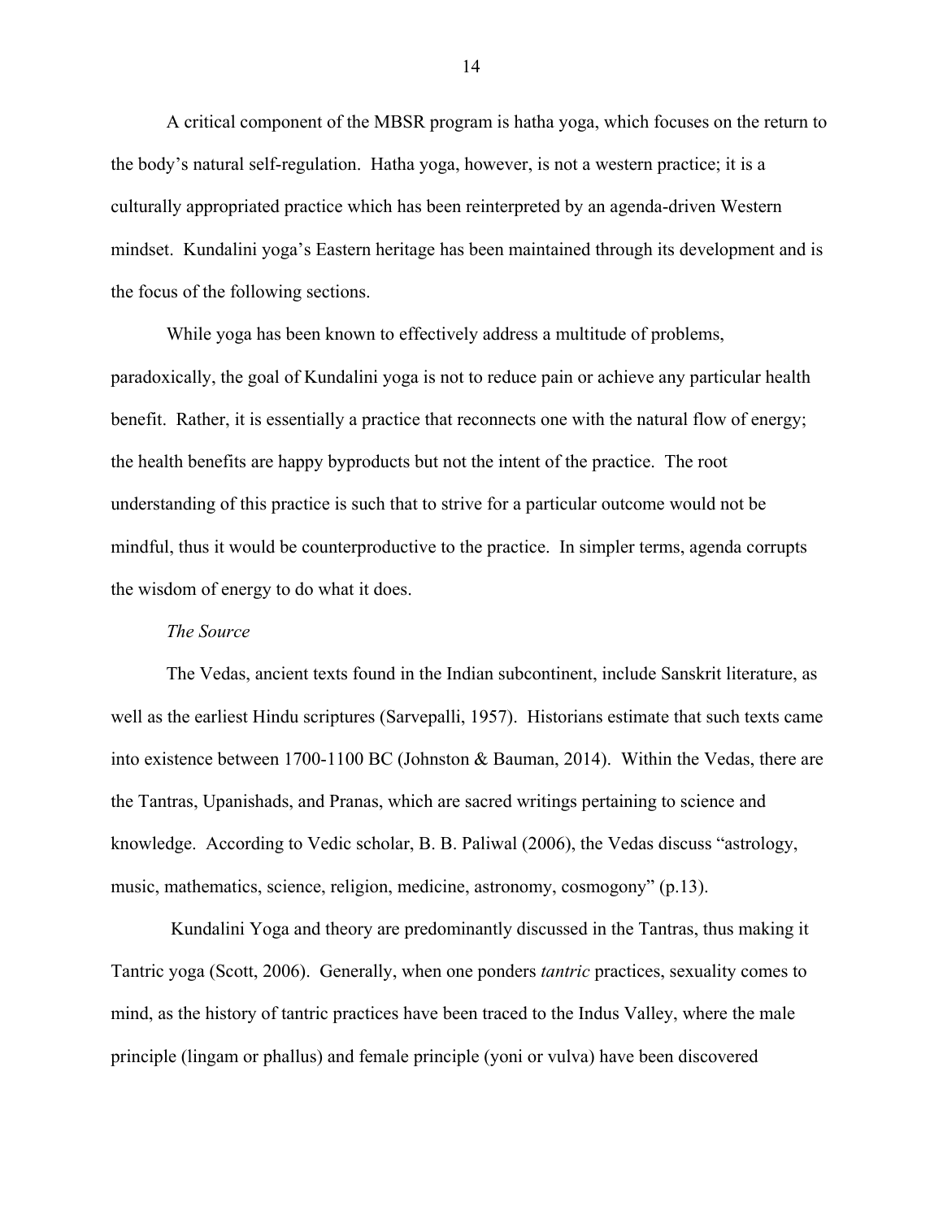A critical component of the MBSR program is hatha yoga, which focuses on the return to the body's natural self-regulation. Hatha yoga, however, is not a western practice; it is a culturally appropriated practice which has been reinterpreted by an agenda-driven Western mindset. Kundalini yoga's Eastern heritage has been maintained through its development and is the focus of the following sections.

While yoga has been known to effectively address a multitude of problems, paradoxically, the goal of Kundalini yoga is not to reduce pain or achieve any particular health benefit. Rather, it is essentially a practice that reconnects one with the natural flow of energy; the health benefits are happy byproducts but not the intent of the practice. The root understanding of this practice is such that to strive for a particular outcome would not be mindful, thus it would be counterproductive to the practice. In simpler terms, agenda corrupts the wisdom of energy to do what it does.

*The Source*

The Vedas, ancient texts found in the Indian subcontinent, include Sanskrit literature, as well as the earliest Hindu scriptures (Sarvepalli, 1957). Historians estimate that such texts came into existence between 1700-1100 BC (Johnston & Bauman, 2014). Within the Vedas, there are the Tantras, Upanishads, and Pranas, which are sacred writings pertaining to science and knowledge. According to Vedic scholar, B. B. Paliwal (2006), the Vedas discuss "astrology, music, mathematics, science, religion, medicine, astronomy, cosmogony" (p.13).

Kundalini Yoga and theory are predominantly discussed in the Tantras, thus making it Tantric yoga (Scott, 2006). Generally, when one ponders *tantric* practices, sexuality comes to mind, as the history of tantric practices have been traced to the Indus Valley, where the male principle (lingam or phallus) and female principle (yoni or vulva) have been discovered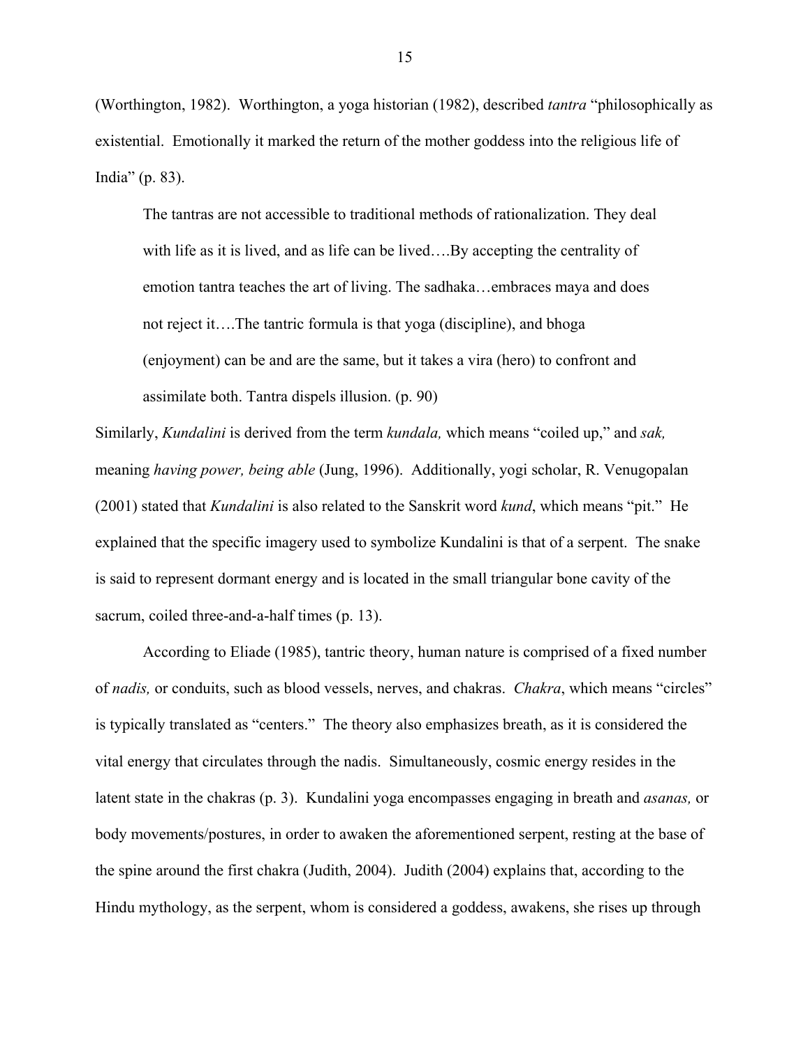(Worthington, 1982). Worthington, a yoga historian (1982), described *tantra* "philosophically as existential. Emotionally it marked the return of the mother goddess into the religious life of India" (p. 83).

> The tantras are not accessible to traditional methods of rationalization. They deal with life as it is lived, and as life can be lived….By accepting the centrality of emotion tantra teaches the art of living. The sadhaka…embraces maya and does not reject it….The tantric formula is that yoga (discipline), and bhoga (enjoyment) can be and are the same, but it takes a vira (hero) to confront and assimilate both. Tantra dispels illusion. (p. 90)

Similarly, *Kundalini* is derived from the term *kundala,* which means "coiled up," and *sak,* meaning *having power, being able* (Jung, 1996). Additionally, yogi scholar, R. Venugopalan (2001) stated that *Kundalini* is also related to the Sanskrit word *kund*, which means "pit." He explained that the specific imagery used to symbolize Kundalini is that of a serpent. The snake is said to represent dormant energy and is located in the small triangular bone cavity of the sacrum, coiled three-and-a-half times (p. 13).

According to Eliade (1985), tantric theory, human nature is comprised of a fixed number of *nadis,* or conduits, such as blood vessels, nerves, and chakras. *Chakra*, which means "circles" is typically translated as "centers." The theory also emphasizes breath, as it is considered the vital energy that circulates through the nadis. Simultaneously, cosmic energy resides in the latent state in the chakras (p. 3). Kundalini yoga encompasses engaging in breath and *asanas,* or body movements/postures, in order to awaken the aforementioned serpent, resting at the base of the spine around the first chakra (Judith, 2004). Judith (2004) explains that, according to the Hindu mythology, as the serpent, whom is considered a goddess, awakens, she rises up through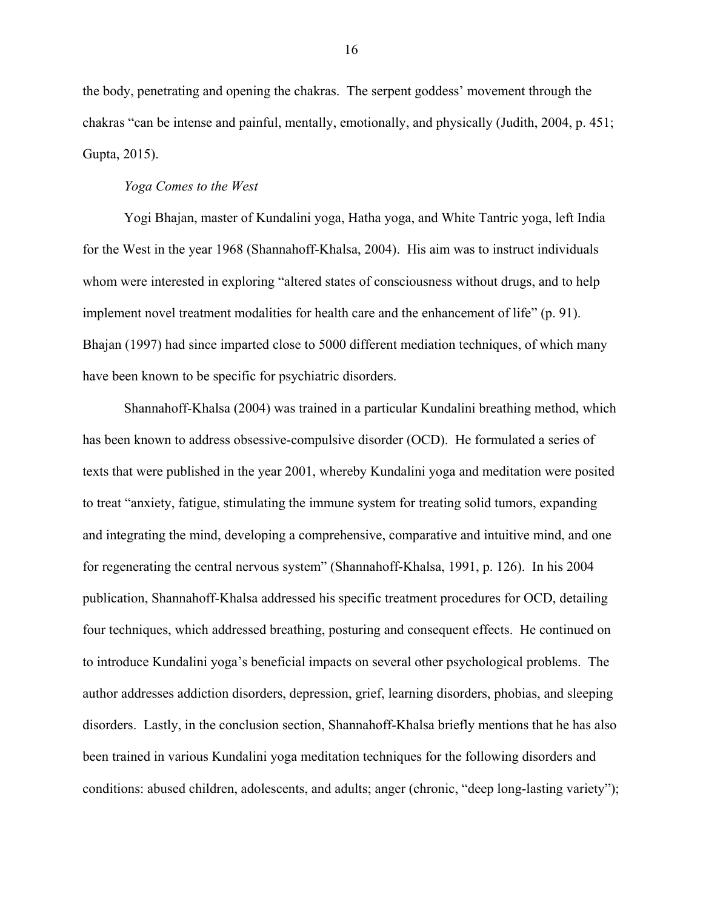the body, penetrating and opening the chakras. The serpent goddess' movement through the chakras "can be intense and painful, mentally, emotionally, and physically (Judith, 2004, p. 451; Gupta, 2015).

*Yoga Comes to the West*

Yogi Bhajan, master of Kundalini yoga, Hatha yoga, and White Tantric yoga, left India for the West in the year 1968 (Shannahoff-Khalsa, 2004). His aim was to instruct individuals whom were interested in exploring "altered states of consciousness without drugs, and to help implement novel treatment modalities for health care and the enhancement of life" (p. 91). Bhajan (1997) had since imparted close to 5000 different mediation techniques, of which many have been known to be specific for psychiatric disorders.

Shannahoff-Khalsa (2004) was trained in a particular Kundalini breathing method, which has been known to address obsessive-compulsive disorder (OCD). He formulated a series of texts that were published in the year 2001, whereby Kundalini yoga and meditation were posited to treat "anxiety, fatigue, stimulating the immune system for treating solid tumors, expanding and integrating the mind, developing a comprehensive, comparative and intuitive mind, and one for regenerating the central nervous system" (Shannahoff-Khalsa, 1991, p. 126). In his 2004 publication, Shannahoff-Khalsa addressed his specific treatment procedures for OCD, detailing four techniques, which addressed breathing, posturing and consequent effects. He continued on to introduce Kundalini yoga's beneficial impacts on several other psychological problems. The author addresses addiction disorders, depression, grief, learning disorders, phobias, and sleeping disorders. Lastly, in the conclusion section, Shannahoff-Khalsa briefly mentions that he has also been trained in various Kundalini yoga meditation techniques for the following disorders and conditions: abused children, adolescents, and adults; anger (chronic, "deep long-lasting variety");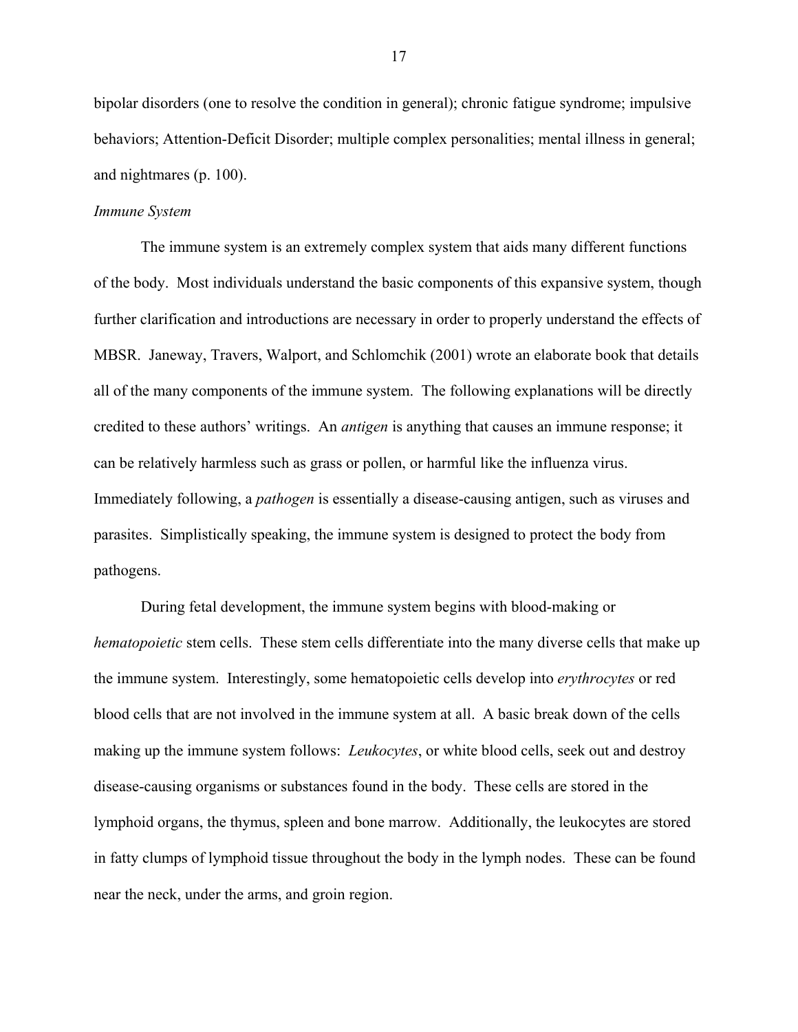bipolar disorders (one to resolve the condition in general); chronic fatigue syndrome; impulsive behaviors; Attention-Deficit Disorder; multiple complex personalities; mental illness in general; and nightmares (p. 100).

### *Immune System*

The immune system is an extremely complex system that aids many different functions of the body. Most individuals understand the basic components of this expansive system, though further clarification and introductions are necessary in order to properly understand the effects of MBSR. Janeway, Travers, Walport, and Schlomchik (2001) wrote an elaborate book that details all of the many components of the immune system. The following explanations will be directly credited to these authors' writings. An *antigen* is anything that causes an immune response; it can be relatively harmless such as grass or pollen, or harmful like the influenza virus. Immediately following, a *pathogen* is essentially a disease-causing antigen, such as viruses and parasites. Simplistically speaking, the immune system is designed to protect the body from pathogens.

During fetal development, the immune system begins with blood-making or *hematopoietic* stem cells. These stem cells differentiate into the many diverse cells that make up the immune system. Interestingly, some hematopoietic cells develop into *erythrocytes* or red blood cells that are not involved in the immune system at all. A basic break down of the cells making up the immune system follows: *Leukocytes*, or white blood cells, seek out and destroy disease-causing organisms or substances found in the body. These cells are stored in the lymphoid organs, the thymus, spleen and bone marrow. Additionally, the leukocytes are stored in fatty clumps of lymphoid tissue throughout the body in the lymph nodes. These can be found near the neck, under the arms, and groin region.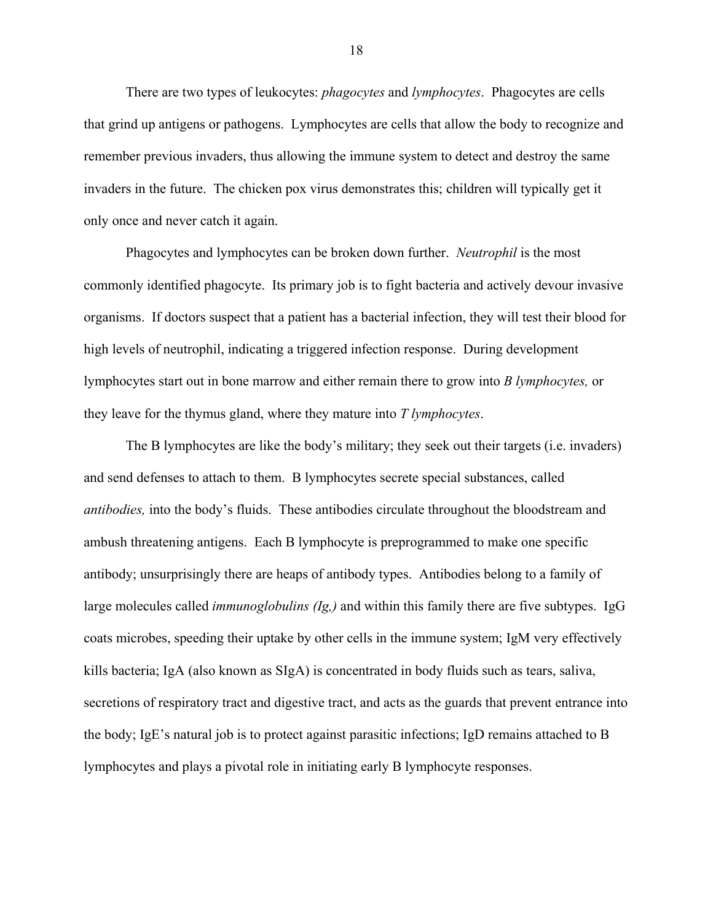There are two types of leukocytes: *phagocytes* and *lymphocytes*. Phagocytes are cells that grind up antigens or pathogens. Lymphocytes are cells that allow the body to recognize and remember previous invaders, thus allowing the immune system to detect and destroy the same invaders in the future. The chicken pox virus demonstrates this; children will typically get it only once and never catch it again.

Phagocytes and lymphocytes can be broken down further. *Neutrophil* is the most commonly identified phagocyte. Its primary job is to fight bacteria and actively devour invasive organisms. If doctors suspect that a patient has a bacterial infection, they will test their blood for high levels of neutrophil, indicating a triggered infection response. During development lymphocytes start out in bone marrow and either remain there to grow into *B lymphocytes,* or they leave for the thymus gland, where they mature into *T lymphocytes*.

The B lymphocytes are like the body's military; they seek out their targets (i.e. invaders) and send defenses to attach to them. B lymphocytes secrete special substances, called *antibodies,* into the body's fluids. These antibodies circulate throughout the bloodstream and ambush threatening antigens. Each B lymphocyte is preprogrammed to make one specific antibody; unsurprisingly there are heaps of antibody types. Antibodies belong to a family of large molecules called *immunoglobulins (Ig,)* and within this family there are five subtypes. IgG coats microbes, speeding their uptake by other cells in the immune system; IgM very effectively kills bacteria; IgA (also known as SIgA) is concentrated in body fluids such as tears, saliva, secretions of respiratory tract and digestive tract, and acts as the guards that prevent entrance into the body; IgE's natural job is to protect against parasitic infections; IgD remains attached to B lymphocytes and plays a pivotal role in initiating early B lymphocyte responses.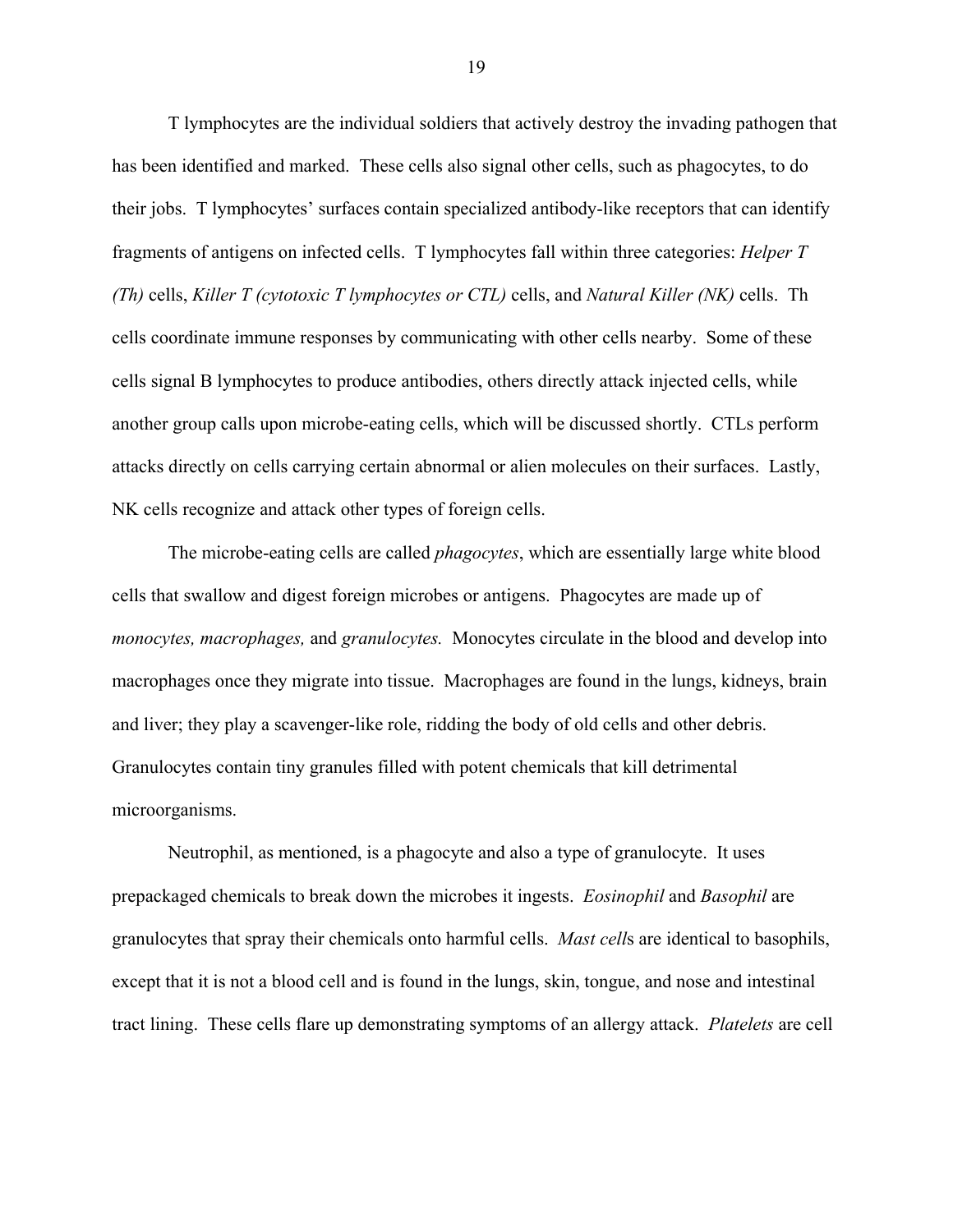T lymphocytes are the individual soldiers that actively destroy the invading pathogen that has been identified and marked. These cells also signal other cells, such as phagocytes, to do their jobs. T lymphocytes' surfaces contain specialized antibody-like receptors that can identify fragments of antigens on infected cells. T lymphocytes fall within three categories: *Helper T (Th)* cells, *Killer T (cytotoxic T lymphocytes or CTL)* cells, and *Natural Killer (NK)* cells. Th cells coordinate immune responses by communicating with other cells nearby. Some of these cells signal B lymphocytes to produce antibodies, others directly attack injected cells, while another group calls upon microbe-eating cells, which will be discussed shortly. CTLs perform attacks directly on cells carrying certain abnormal or alien molecules on their surfaces. Lastly, NK cells recognize and attack other types of foreign cells.

The microbe-eating cells are called *phagocytes*, which are essentially large white blood cells that swallow and digest foreign microbes or antigens. Phagocytes are made up of *monocytes, macrophages,* and *granulocytes.* Monocytes circulate in the blood and develop into macrophages once they migrate into tissue. Macrophages are found in the lungs, kidneys, brain and liver; they play a scavenger-like role, ridding the body of old cells and other debris. Granulocytes contain tiny granules filled with potent chemicals that kill detrimental microorganisms.

Neutrophil, as mentioned, is a phagocyte and also a type of granulocyte. It uses prepackaged chemicals to break down the microbes it ingests. *Eosinophil* and *Basophil* are granulocytes that spray their chemicals onto harmful cells. *Mast cell*s are identical to basophils, except that it is not a blood cell and is found in the lungs, skin, tongue, and nose and intestinal tract lining. These cells flare up demonstrating symptoms of an allergy attack. *Platelets* are cell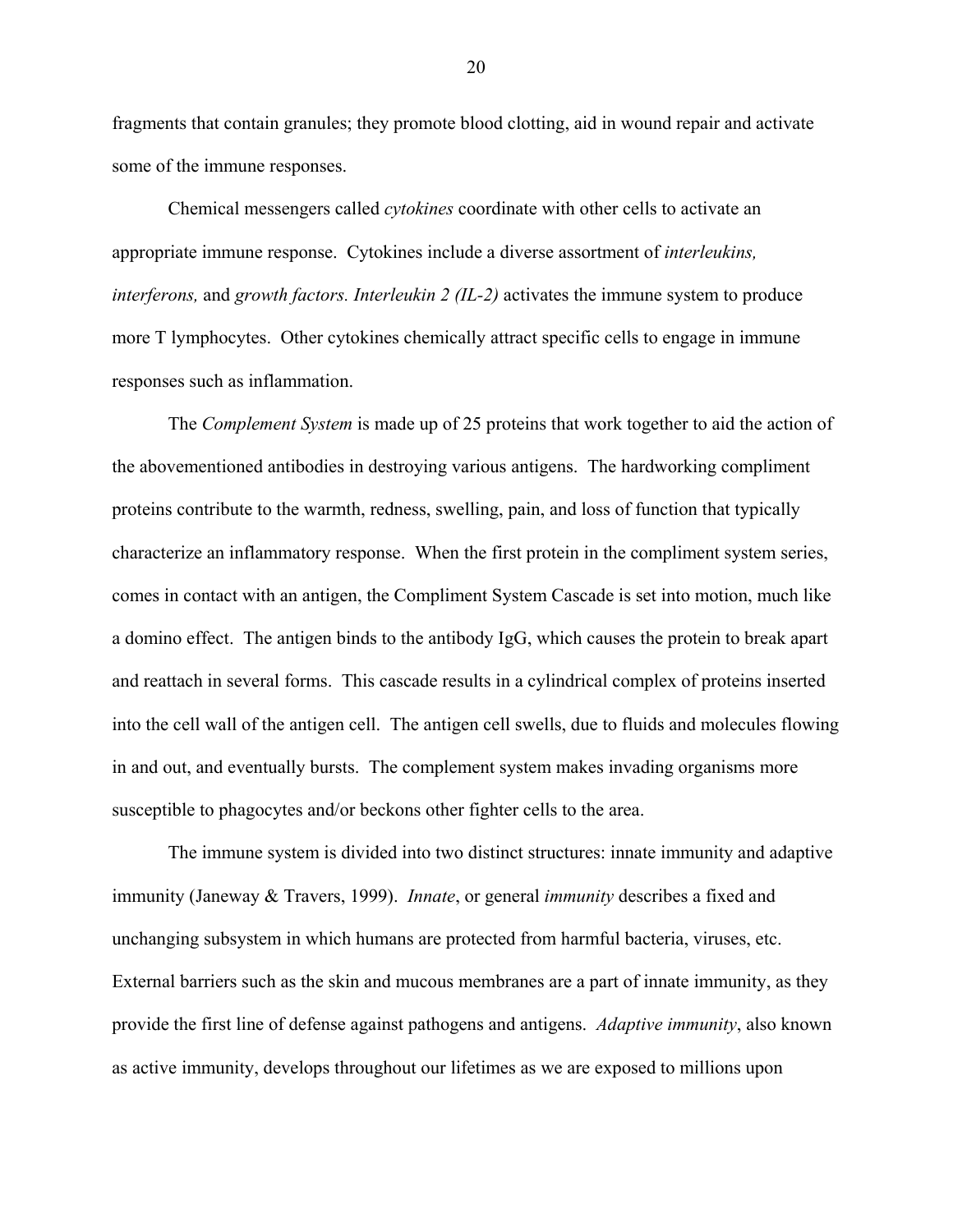fragments that contain granules; they promote blood clotting, aid in wound repair and activate some of the immune responses.

Chemical messengers called *cytokines* coordinate with other cells to activate an appropriate immune response. Cytokines include a diverse assortment of *interleukins, interferons,* and *growth factors*. *Interleukin 2 (IL-2)* activates the immune system to produce more T lymphocytes. Other cytokines chemically attract specific cells to engage in immune responses such as inflammation.

The *Complement System* is made up of 25 proteins that work together to aid the action of the abovementioned antibodies in destroying various antigens. The hardworking compliment proteins contribute to the warmth, redness, swelling, pain, and loss of function that typically characterize an inflammatory response. When the first protein in the compliment system series, comes in contact with an antigen, the Compliment System Cascade is set into motion, much like a domino effect. The antigen binds to the antibody IgG, which causes the protein to break apart and reattach in several forms. This cascade results in a cylindrical complex of proteins inserted into the cell wall of the antigen cell. The antigen cell swells, due to fluids and molecules flowing in and out, and eventually bursts. The complement system makes invading organisms more susceptible to phagocytes and/or beckons other fighter cells to the area.

The immune system is divided into two distinct structures: innate immunity and adaptive immunity (Janeway & Travers, 1999). *Innate*, or general *immunity* describes a fixed and unchanging subsystem in which humans are protected from harmful bacteria, viruses, etc. External barriers such as the skin and mucous membranes are a part of innate immunity, as they provide the first line of defense against pathogens and antigens. *Adaptive immunity*, also known as active immunity, develops throughout our lifetimes as we are exposed to millions upon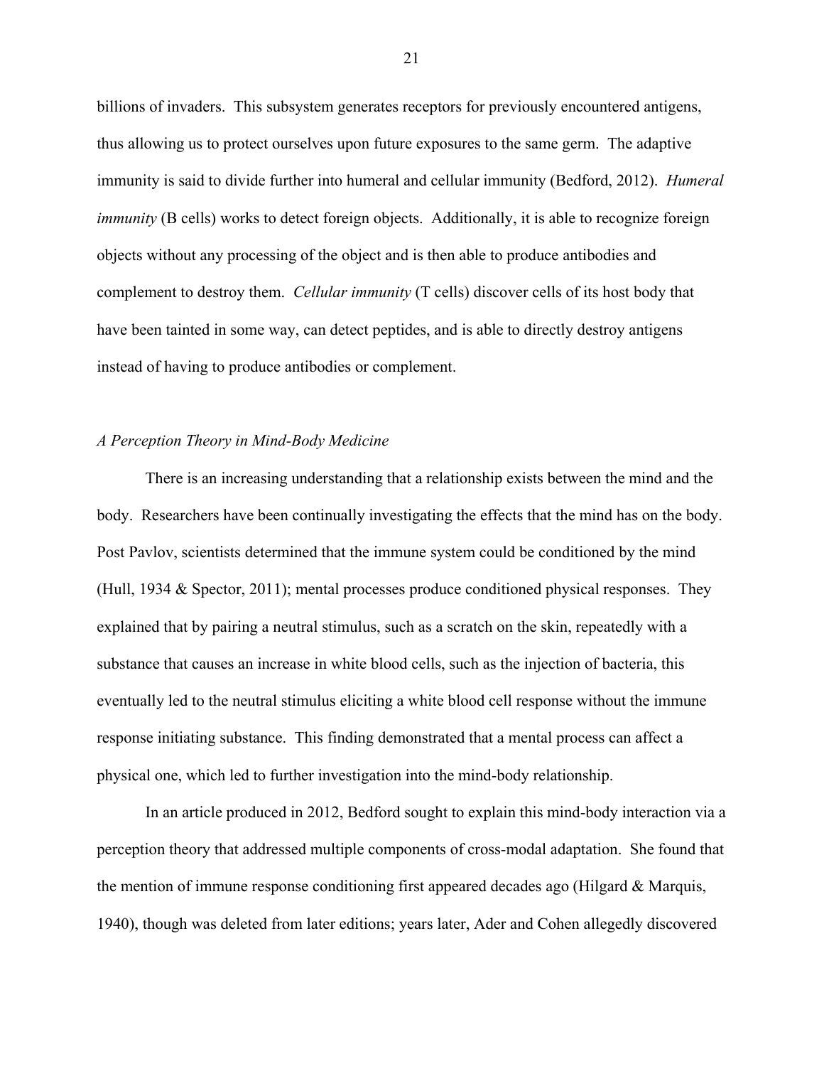billions of invaders. This subsystem generates receptors for previously encountered antigens, thus allowing us to protect ourselves upon future exposures to the same germ. The adaptive immunity is said to divide further into humeral and cellular immunity (Bedford, 2012). *Humeral immunity* (B cells) works to detect foreign objects. Additionally, it is able to recognize foreign objects without any processing of the object and is then able to produce antibodies and complement to destroy them. *Cellular immunity* (T cells) discover cells of its host body that have been tainted in some way, can detect peptides, and is able to directly destroy antigens instead of having to produce antibodies or complement.

*A Perception Theory in Mind-Body Medicine*

There is an increasing understanding that a relationship exists between the mind and the body. Researchers have been continually investigating the effects that the mind has on the body. Post Pavlov, scientists determined that the immune system could be conditioned by the mind (Hull, 1934 & Spector, 2011); mental processes produce conditioned physical responses. They explained that by pairing a neutral stimulus, such as a scratch on the skin, repeatedly with a substance that causes an increase in white blood cells, such as the injection of bacteria, this eventually led to the neutral stimulus eliciting a white blood cell response without the immune response initiating substance. This finding demonstrated that a mental process can affect a physical one, which led to further investigation into the mind-body relationship.

In an article produced in 2012, Bedford sought to explain this mind-body interaction via a perception theory that addressed multiple components of cross-modal adaptation. She found that the mention of immune response conditioning first appeared decades ago (Hilgard & Marquis, 1940), though was deleted from later editions; years later, Ader and Cohen allegedly discovered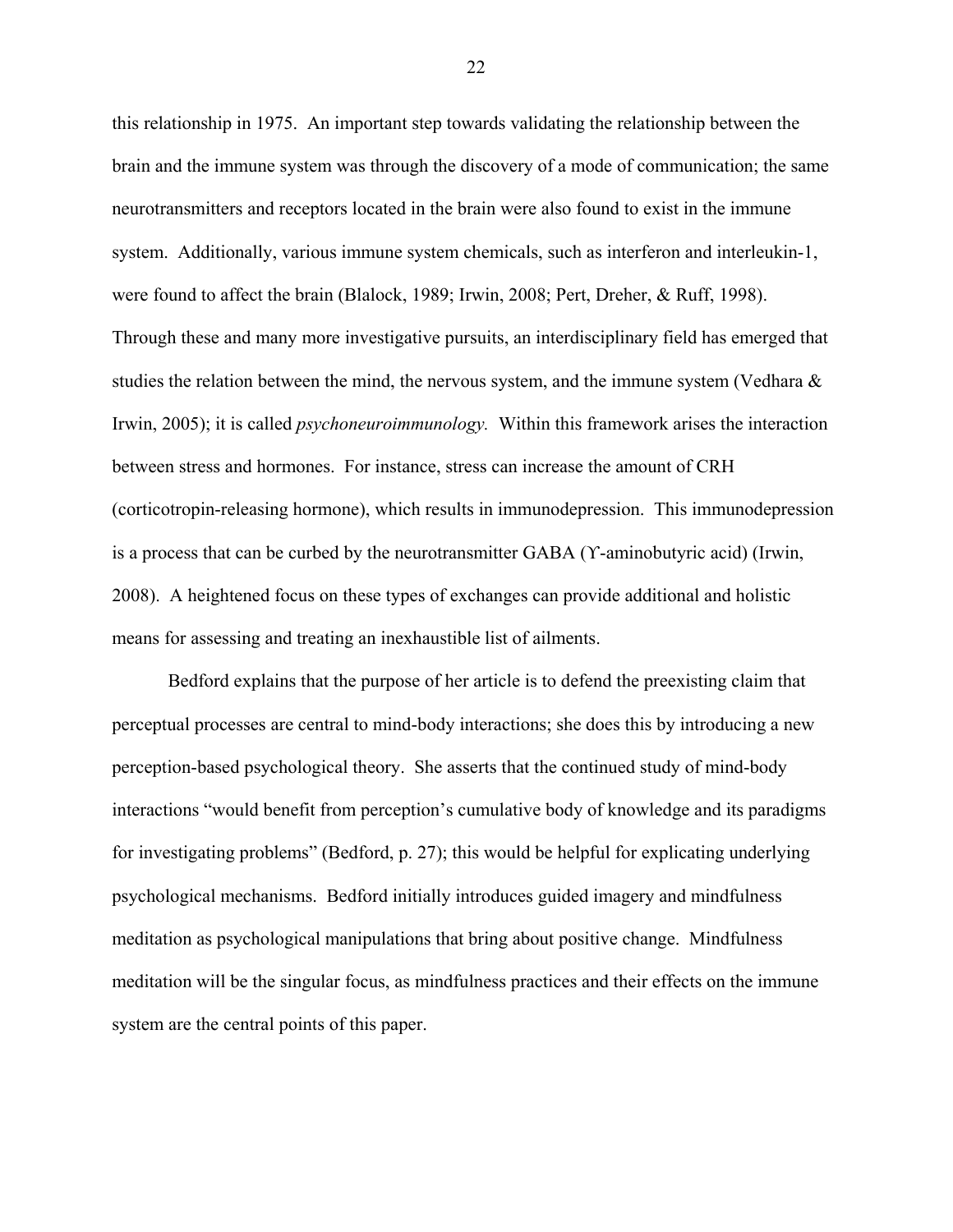this relationship in 1975. An important step towards validating the relationship between the brain and the immune system was through the discovery of a mode of communication; the same neurotransmitters and receptors located in the brain were also found to exist in the immune system. Additionally, various immune system chemicals, such as interferon and interleukin-1, were found to affect the brain (Blalock, 1989; Irwin, 2008; Pert, Dreher, & Ruff, 1998). Through these and many more investigative pursuits, an interdisciplinary field has emerged that studies the relation between the mind, the nervous system, and the immune system (Vedhara & Irwin, 2005); it is called *psychoneuroimmunology.* Within this framework arises the interaction between stress and hormones. For instance, stress can increase the amount of CRH (corticotropin-releasing hormone), which results in immunodepression. This immunodepression is a process that can be curbed by the neurotransmitter GABA (ϒ-aminobutyric acid) (Irwin, 2008). A heightened focus on these types of exchanges can provide additional and holistic means for assessing and treating an inexhaustible list of ailments.

Bedford explains that the purpose of her article is to defend the preexisting claim that perceptual processes are central to mind-body interactions; she does this by introducing a new perception-based psychological theory. She asserts that the continued study of mind-body interactions "would benefit from perception's cumulative body of knowledge and its paradigms for investigating problems" (Bedford, p. 27); this would be helpful for explicating underlying psychological mechanisms. Bedford initially introduces guided imagery and mindfulness meditation as psychological manipulations that bring about positive change. Mindfulness meditation will be the singular focus, as mindfulness practices and their effects on the immune system are the central points of this paper.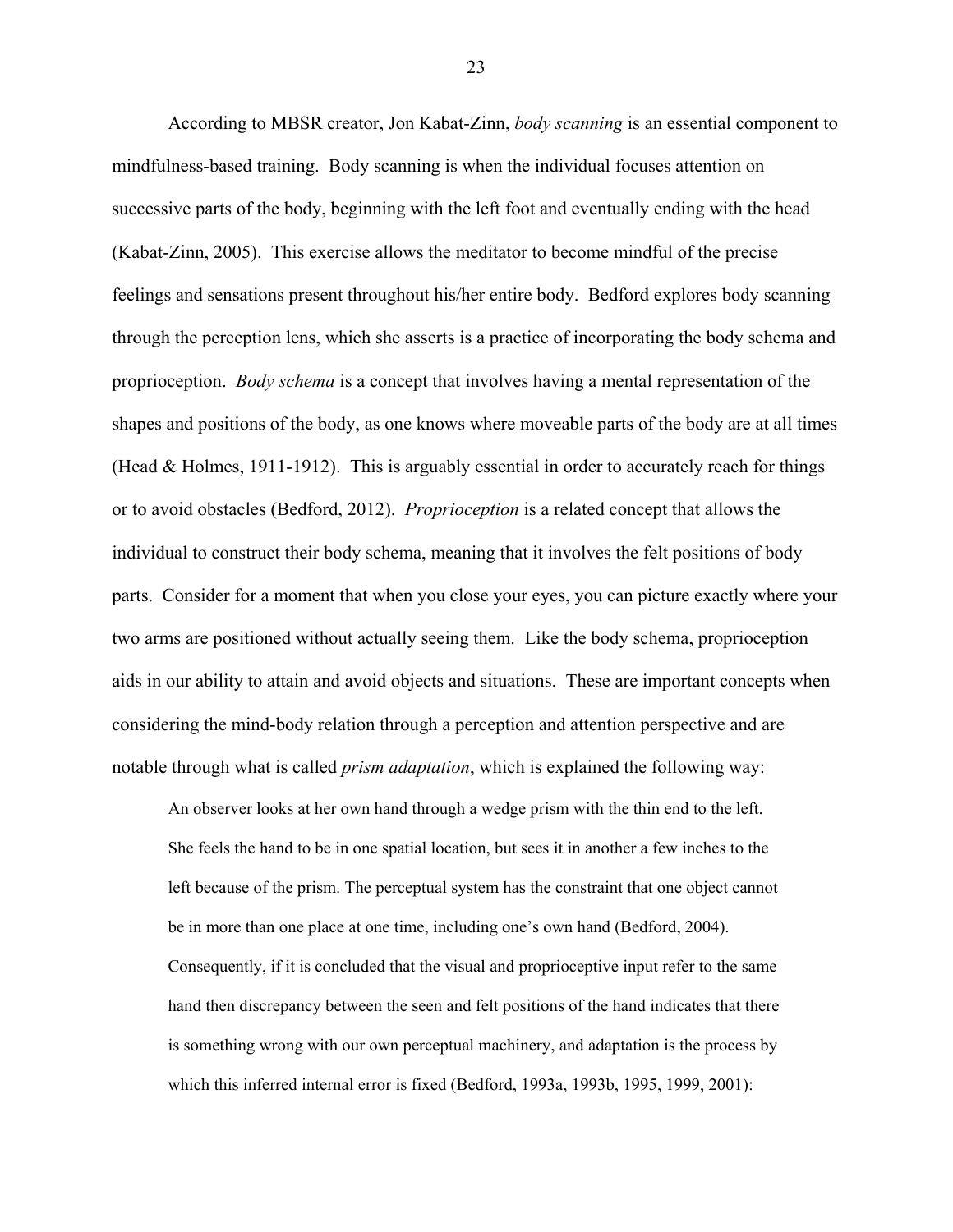According to MBSR creator, Jon Kabat-Zinn, *body scanning* is an essential component to mindfulness-based training. Body scanning is when the individual focuses attention on successive parts of the body, beginning with the left foot and eventually ending with the head (Kabat-Zinn, 2005). This exercise allows the meditator to become mindful of the precise feelings and sensations present throughout his/her entire body. Bedford explores body scanning through the perception lens, which she asserts is a practice of incorporating the body schema and proprioception. *Body schema* is a concept that involves having a mental representation of the shapes and positions of the body, as one knows where moveable parts of the body are at all times (Head & Holmes, 1911-1912). This is arguably essential in order to accurately reach for things or to avoid obstacles (Bedford, 2012). *Proprioception* is a related concept that allows the individual to construct their body schema, meaning that it involves the felt positions of body parts. Consider for a moment that when you close your eyes, you can picture exactly where your two arms are positioned without actually seeing them. Like the body schema, proprioception aids in our ability to attain and avoid objects and situations. These are important concepts when considering the mind-body relation through a perception and attention perspective and are notable through what is called *prism adaptation*, which is explained the following way:

> An observer looks at her own hand through a wedge prism with the thin end to the left. She feels the hand to be in one spatial location, but sees it in another a few inches to the left because of the prism. The perceptual system has the constraint that one object cannot be in more than one place at one time, including one's own hand (Bedford, 2004). Consequently, if it is concluded that the visual and proprioceptive input refer to the same hand then discrepancy between the seen and felt positions of the hand indicates that there is something wrong with our own perceptual machinery, and adaptation is the process by which this inferred internal error is fixed (Bedford, 1993a, 1993b, 1995, 1999, 2001):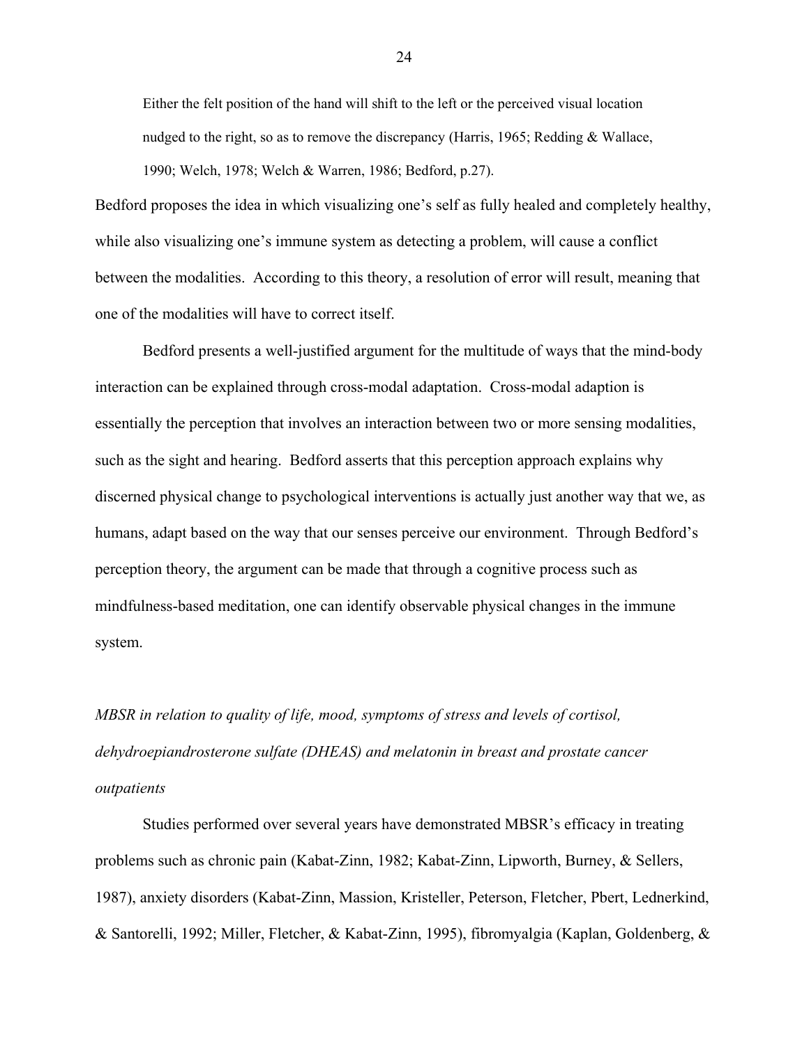> Either the felt position of the hand will shift to the left or the perceived visual location nudged to the right, so as to remove the discrepancy (Harris, 1965; Redding & Wallace, 1990; Welch, 1978; Welch & Warren, 1986; Bedford, p.27).

Bedford proposes the idea in which visualizing one's self as fully healed and completely healthy, while also visualizing one's immune system as detecting a problem, will cause a conflict between the modalities. According to this theory, a resolution of error will result, meaning that one of the modalities will have to correct itself.

Bedford presents a well-justified argument for the multitude of ways that the mind-body interaction can be explained through cross-modal adaptation. Cross-modal adaption is essentially the perception that involves an interaction between two or more sensing modalities, such as the sight and hearing. Bedford asserts that this perception approach explains why discerned physical change to psychological interventions is actually just another way that we, as humans, adapt based on the way that our senses perceive our environment. Through Bedford's perception theory, the argument can be made that through a cognitive process such as mindfulness-based meditation, one can identify observable physical changes in the immune system.

*MBSR in relation to quality of life, mood, symptoms of stress and levels of cortisol, dehydroepiandrosterone sulfate (DHEAS) and melatonin in breast and prostate cancer outpatients*

Studies performed over several years have demonstrated MBSR's efficacy in treating problems such as chronic pain (Kabat-Zinn, 1982; Kabat-Zinn, Lipworth, Burney, & Sellers, 1987), anxiety disorders (Kabat-Zinn, Massion, Kristeller, Peterson, Fletcher, Pbert, Lednerkind, & Santorelli, 1992; Miller, Fletcher, & Kabat-Zinn, 1995), fibromyalgia (Kaplan, Goldenberg, &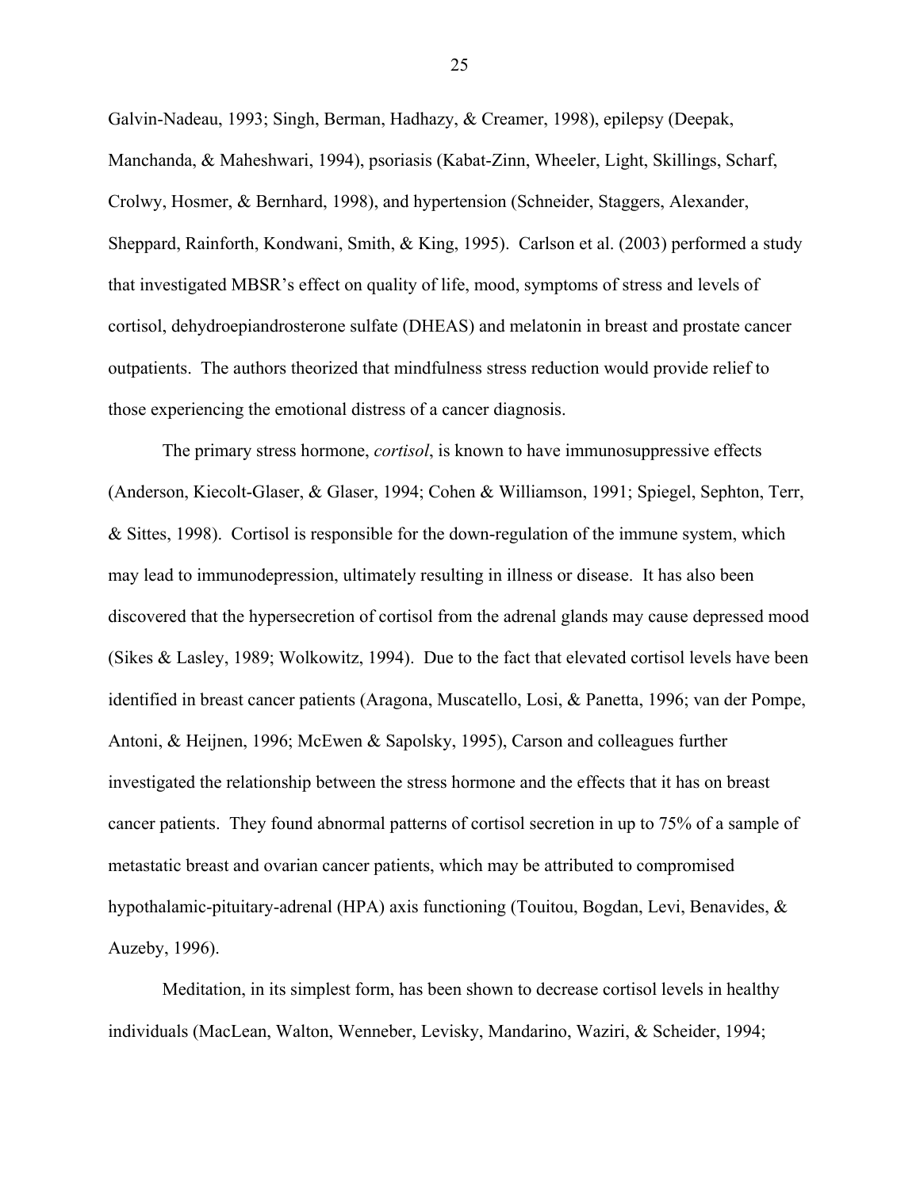Galvin-Nadeau, 1993; Singh, Berman, Hadhazy, & Creamer, 1998), epilepsy (Deepak, Manchanda, & Maheshwari, 1994), psoriasis (Kabat-Zinn, Wheeler, Light, Skillings, Scharf, Crolwy, Hosmer, & Bernhard, 1998), and hypertension (Schneider, Staggers, Alexander, Sheppard, Rainforth, Kondwani, Smith, & King, 1995). Carlson et al. (2003) performed a study that investigated MBSR's effect on quality of life, mood, symptoms of stress and levels of cortisol, dehydroepiandrosterone sulfate (DHEAS) and melatonin in breast and prostate cancer outpatients. The authors theorized that mindfulness stress reduction would provide relief to those experiencing the emotional distress of a cancer diagnosis.

The primary stress hormone, *cortisol*, is known to have immunosuppressive effects (Anderson, Kiecolt-Glaser, & Glaser, 1994; Cohen & Williamson, 1991; Spiegel, Sephton, Terr, & Sittes, 1998). Cortisol is responsible for the down-regulation of the immune system, which may lead to immunodepression, ultimately resulting in illness or disease. It has also been discovered that the hypersecretion of cortisol from the adrenal glands may cause depressed mood (Sikes & Lasley, 1989; Wolkowitz, 1994). Due to the fact that elevated cortisol levels have been identified in breast cancer patients (Aragona, Muscatello, Losi, & Panetta, 1996; van der Pompe, Antoni, & Heijnen, 1996; McEwen & Sapolsky, 1995), Carson and colleagues further investigated the relationship between the stress hormone and the effects that it has on breast cancer patients. They found abnormal patterns of cortisol secretion in up to 75% of a sample of metastatic breast and ovarian cancer patients, which may be attributed to compromised hypothalamic-pituitary-adrenal (HPA) axis functioning (Touitou, Bogdan, Levi, Benavides, & Auzeby, 1996).

Meditation, in its simplest form, has been shown to decrease cortisol levels in healthy individuals (MacLean, Walton, Wenneber, Levisky, Mandarino, Waziri, & Scheider, 1994;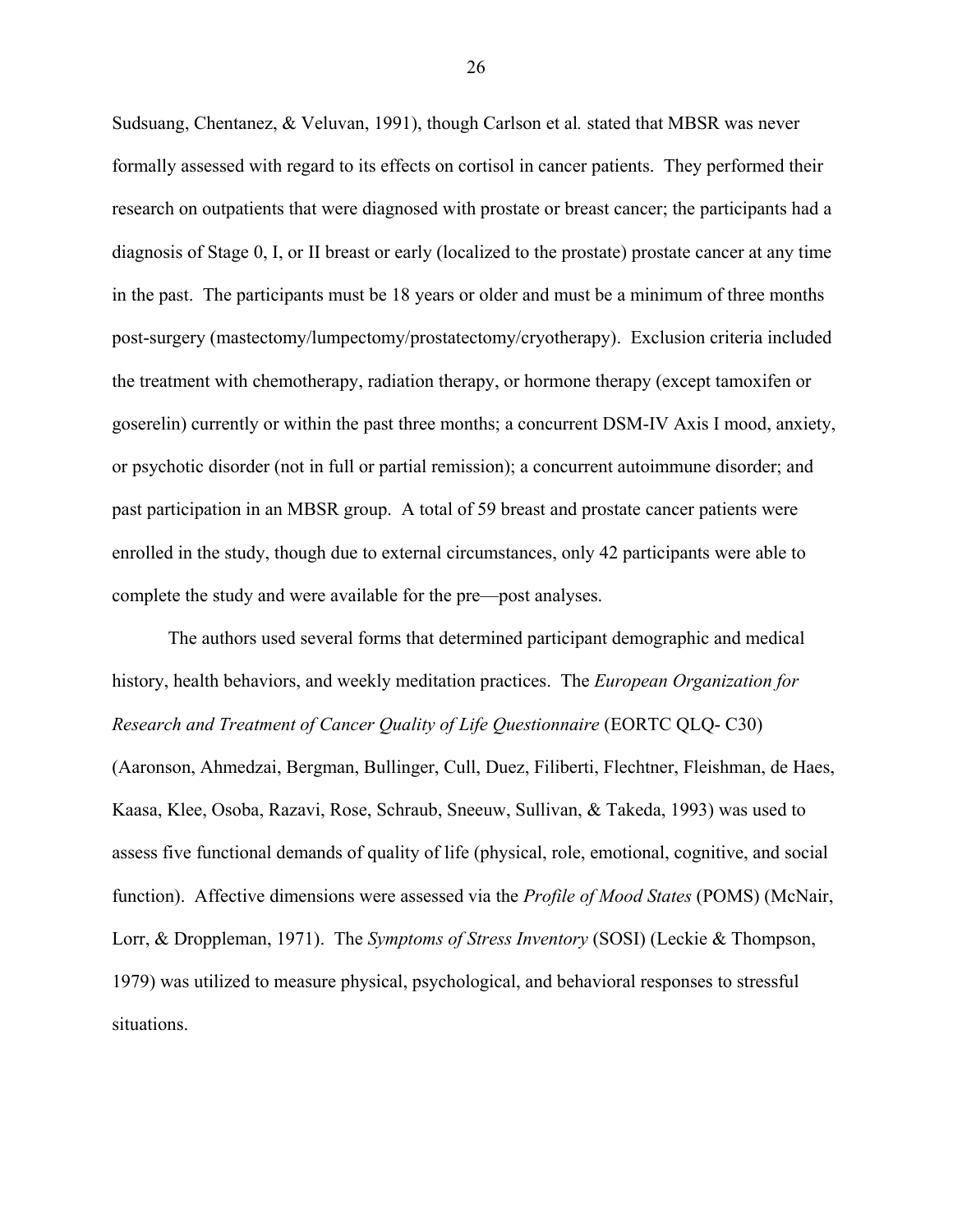Sudsuang, Chentanez, & Veluvan, 1991), though Carlson et al*.* stated that MBSR was never formally assessed with regard to its effects on cortisol in cancer patients. They performed their research on outpatients that were diagnosed with prostate or breast cancer; the participants had a diagnosis of Stage 0, I, or II breast or early (localized to the prostate) prostate cancer at any time in the past. The participants must be 18 years or older and must be a minimum of three months post-surgery (mastectomy/lumpectomy/prostatectomy/cryotherapy). Exclusion criteria included the treatment with chemotherapy, radiation therapy, or hormone therapy (except tamoxifen or goserelin) currently or within the past three months; a concurrent DSM-IV Axis I mood, anxiety, or psychotic disorder (not in full or partial remission); a concurrent autoimmune disorder; and past participation in an MBSR group. A total of 59 breast and prostate cancer patients were enrolled in the study, though due to external circumstances, only 42 participants were able to complete the study and were available for the pre—post analyses.

The authors used several forms that determined participant demographic and medical history, health behaviors, and weekly meditation practices. The *European Organization for Research and Treatment of Cancer Quality of Life Questionnaire* (EORTC QLQ- C30) (Aaronson, Ahmedzai, Bergman, Bullinger, Cull, Duez, Filiberti, Flechtner, Fleishman, de Haes, Kaasa, Klee, Osoba, Razavi, Rose, Schraub, Sneeuw, Sullivan, & Takeda, 1993) was used to assess five functional demands of quality of life (physical, role, emotional, cognitive, and social function). Affective dimensions were assessed via the *Profile of Mood States* (POMS) (McNair, Lorr, & Droppleman, 1971). The *Symptoms of Stress Inventory* (SOSI) (Leckie & Thompson, 1979) was utilized to measure physical, psychological, and behavioral responses to stressful situations.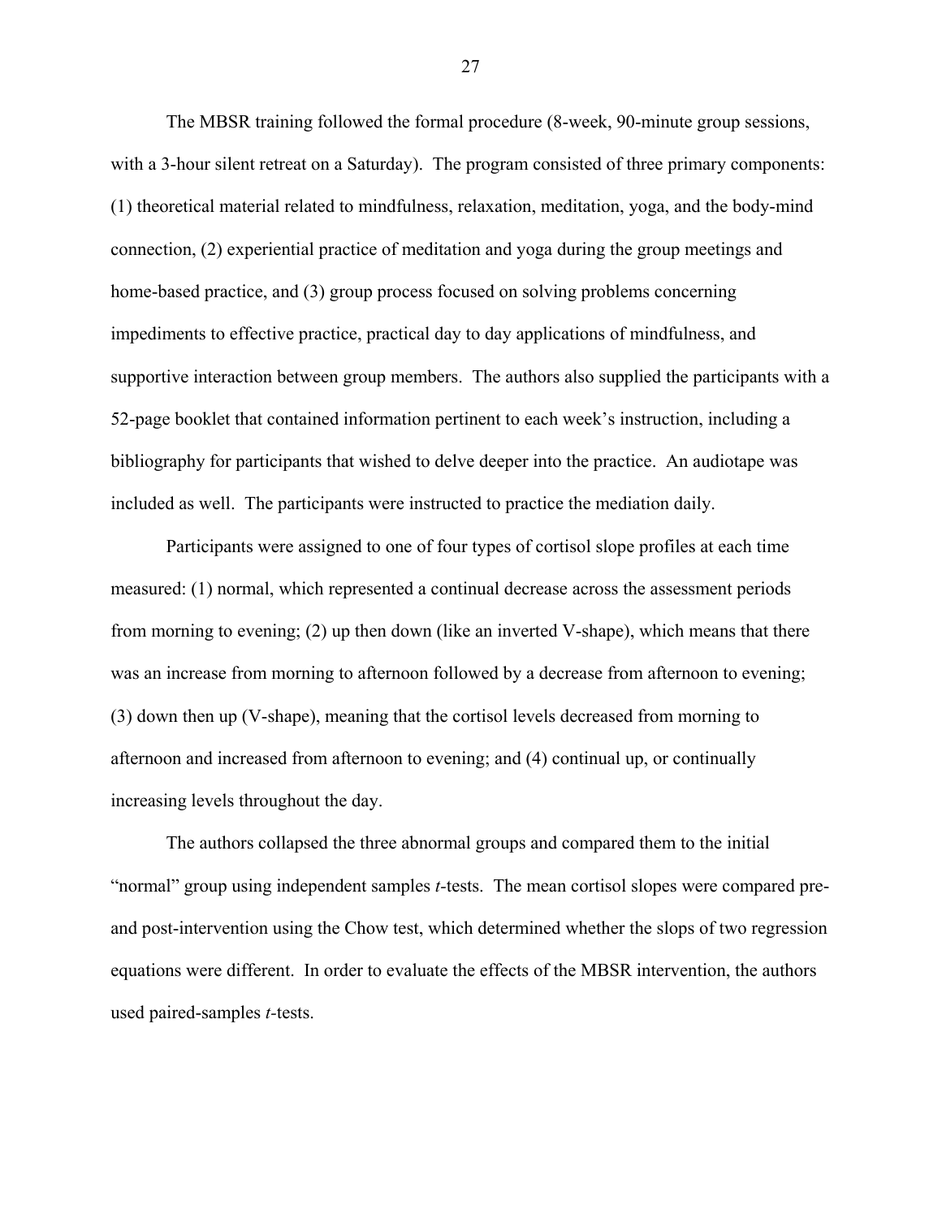The MBSR training followed the formal procedure (8-week, 90-minute group sessions, with a 3-hour silent retreat on a Saturday). The program consisted of three primary components: (1) theoretical material related to mindfulness, relaxation, meditation, yoga, and the body-mind connection, (2) experiential practice of meditation and yoga during the group meetings and home-based practice, and (3) group process focused on solving problems concerning impediments to effective practice, practical day to day applications of mindfulness, and supportive interaction between group members. The authors also supplied the participants with a 52-page booklet that contained information pertinent to each week's instruction, including a bibliography for participants that wished to delve deeper into the practice. An audiotape was included as well. The participants were instructed to practice the mediation daily.

Participants were assigned to one of four types of cortisol slope profiles at each time measured: (1) normal, which represented a continual decrease across the assessment periods from morning to evening; (2) up then down (like an inverted V-shape), which means that there was an increase from morning to afternoon followed by a decrease from afternoon to evening; (3) down then up (V-shape), meaning that the cortisol levels decreased from morning to afternoon and increased from afternoon to evening; and (4) continual up, or continually increasing levels throughout the day.

The authors collapsed the three abnormal groups and compared them to the initial "normal" group using independent samples *t*-tests. The mean cortisol slopes were compared pre- and post-intervention using the Chow test, which determined whether the slops of two regression equations were different. In order to evaluate the effects of the MBSR intervention, the authors used paired-samples *t*-tests.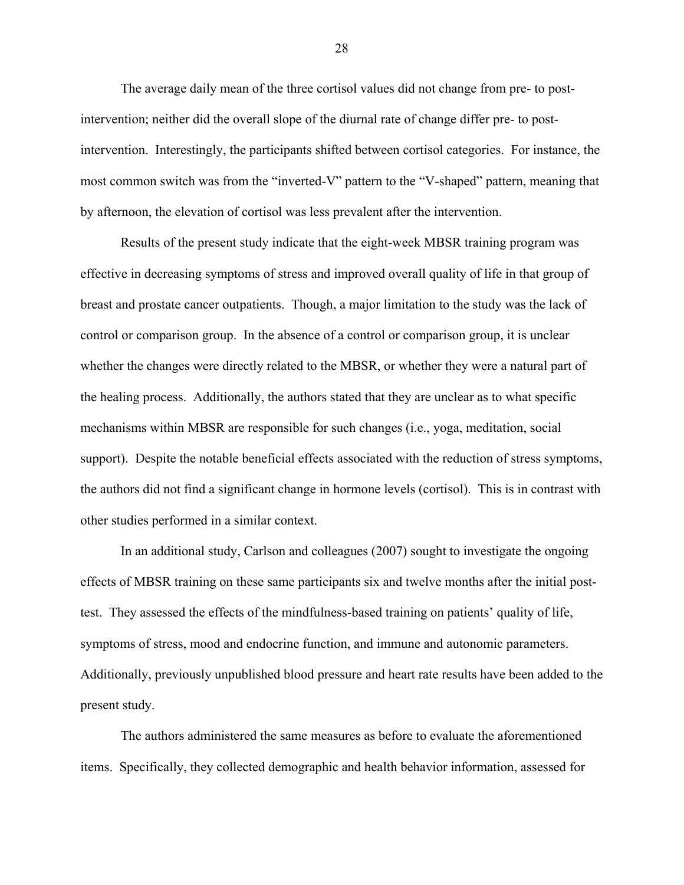The average daily mean of the three cortisol values did not change from pre- to post-intervention; neither did the overall slope of the diurnal rate of change differ pre- to post-intervention. Interestingly, the participants shifted between cortisol categories. For instance, the most common switch was from the "inverted-V" pattern to the "V-shaped" pattern, meaning that by afternoon, the elevation of cortisol was less prevalent after the intervention.

Results of the present study indicate that the eight-week MBSR training program was effective in decreasing symptoms of stress and improved overall quality of life in that group of breast and prostate cancer outpatients. Though, a major limitation to the study was the lack of control or comparison group. In the absence of a control or comparison group, it is unclear whether the changes were directly related to the MBSR, or whether they were a natural part of the healing process. Additionally, the authors stated that they are unclear as to what specific mechanisms within MBSR are responsible for such changes (i.e., yoga, meditation, social support). Despite the notable beneficial effects associated with the reduction of stress symptoms, the authors did not find a significant change in hormone levels (cortisol). This is in contrast with other studies performed in a similar context.

In an additional study, Carlson and colleagues (2007) sought to investigate the ongoing effects of MBSR training on these same participants six and twelve months after the initial post-test. They assessed the effects of the mindfulness-based training on patients' quality of life, symptoms of stress, mood and endocrine function, and immune and autonomic parameters. Additionally, previously unpublished blood pressure and heart rate results have been added to the present study.

The authors administered the same measures as before to evaluate the aforementioned items. Specifically, they collected demographic and health behavior information, assessed for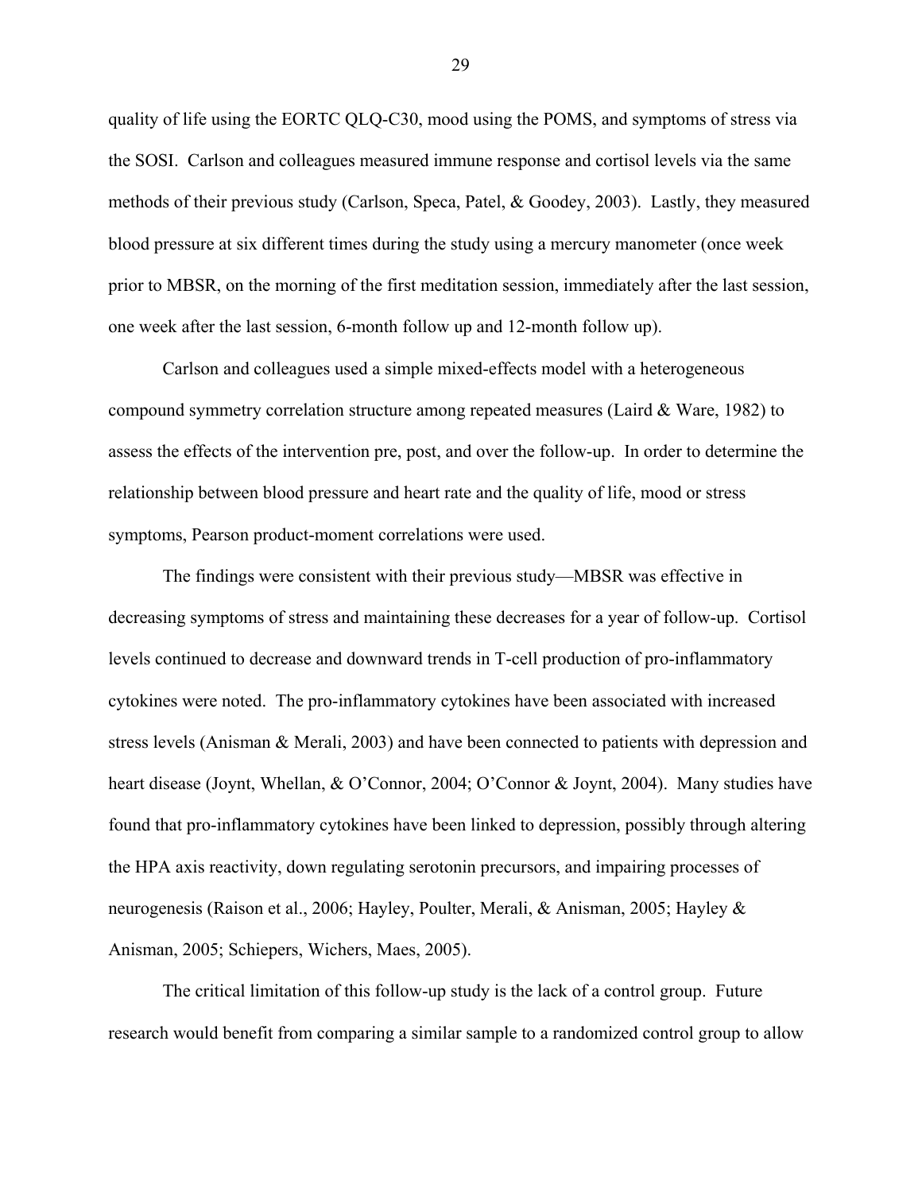quality of life using the EORTC QLQ-C30, mood using the POMS, and symptoms of stress via the SOSI. Carlson and colleagues measured immune response and cortisol levels via the same methods of their previous study (Carlson, Speca, Patel, & Goodey, 2003). Lastly, they measured blood pressure at six different times during the study using a mercury manometer (once week prior to MBSR, on the morning of the first meditation session, immediately after the last session, one week after the last session, 6-month follow up and 12-month follow up).

Carlson and colleagues used a simple mixed-effects model with a heterogeneous compound symmetry correlation structure among repeated measures (Laird & Ware, 1982) to assess the effects of the intervention pre, post, and over the follow-up. In order to determine the relationship between blood pressure and heart rate and the quality of life, mood or stress symptoms, Pearson product-moment correlations were used.

The findings were consistent with their previous study—MBSR was effective in decreasing symptoms of stress and maintaining these decreases for a year of follow-up. Cortisol levels continued to decrease and downward trends in T-cell production of pro-inflammatory cytokines were noted. The pro-inflammatory cytokines have been associated with increased stress levels (Anisman & Merali, 2003) and have been connected to patients with depression and heart disease (Joynt, Whellan, & O'Connor, 2004; O'Connor & Joynt, 2004). Many studies have found that pro-inflammatory cytokines have been linked to depression, possibly through altering the HPA axis reactivity, down regulating serotonin precursors, and impairing processes of neurogenesis (Raison et al., 2006; Hayley, Poulter, Merali, & Anisman, 2005; Hayley & Anisman, 2005; Schiepers, Wichers, Maes, 2005).

The critical limitation of this follow-up study is the lack of a control group. Future research would benefit from comparing a similar sample to a randomized control group to allow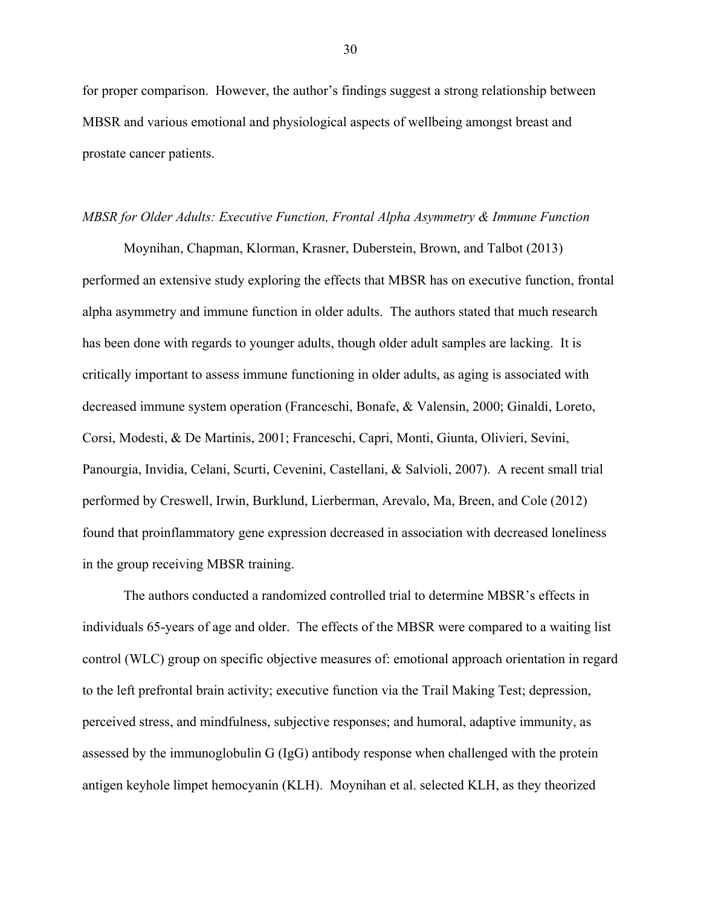for proper comparison. However, the author's findings suggest a strong relationship between MBSR and various emotional and physiological aspects of wellbeing amongst breast and prostate cancer patients.

*MBSR for Older Adults: Executive Function, Frontal Alpha Asymmetry & Immune Function*

Moynihan, Chapman, Klorman, Krasner, Duberstein, Brown, and Talbot (2013) performed an extensive study exploring the effects that MBSR has on executive function, frontal alpha asymmetry and immune function in older adults. The authors stated that much research has been done with regards to younger adults, though older adult samples are lacking. It is critically important to assess immune functioning in older adults, as aging is associated with decreased immune system operation (Franceschi, Bonafe, & Valensin, 2000; Ginaldi, Loreto, Corsi, Modesti, & De Martinis, 2001; Franceschi, Capri, Monti, Giunta, Olivieri, Sevini, Panourgia, Invidia, Celani, Scurti, Cevenini, Castellani, & Salvioli, 2007). A recent small trial performed by Creswell, Irwin, Burklund, Lierberman, Arevalo, Ma, Breen, and Cole (2012) found that proinflammatory gene expression decreased in association with decreased loneliness in the group receiving MBSR training.

The authors conducted a randomized controlled trial to determine MBSR's effects in individuals 65-years of age and older. The effects of the MBSR were compared to a waiting list control (WLC) group on specific objective measures of: emotional approach orientation in regard to the left prefrontal brain activity; executive function via the Trail Making Test; depression, perceived stress, and mindfulness, subjective responses; and humoral, adaptive immunity, as assessed by the immunoglobulin G (IgG) antibody response when challenged with the protein antigen keyhole limpet hemocyanin (KLH). Moynihan et al. selected KLH, as they theorized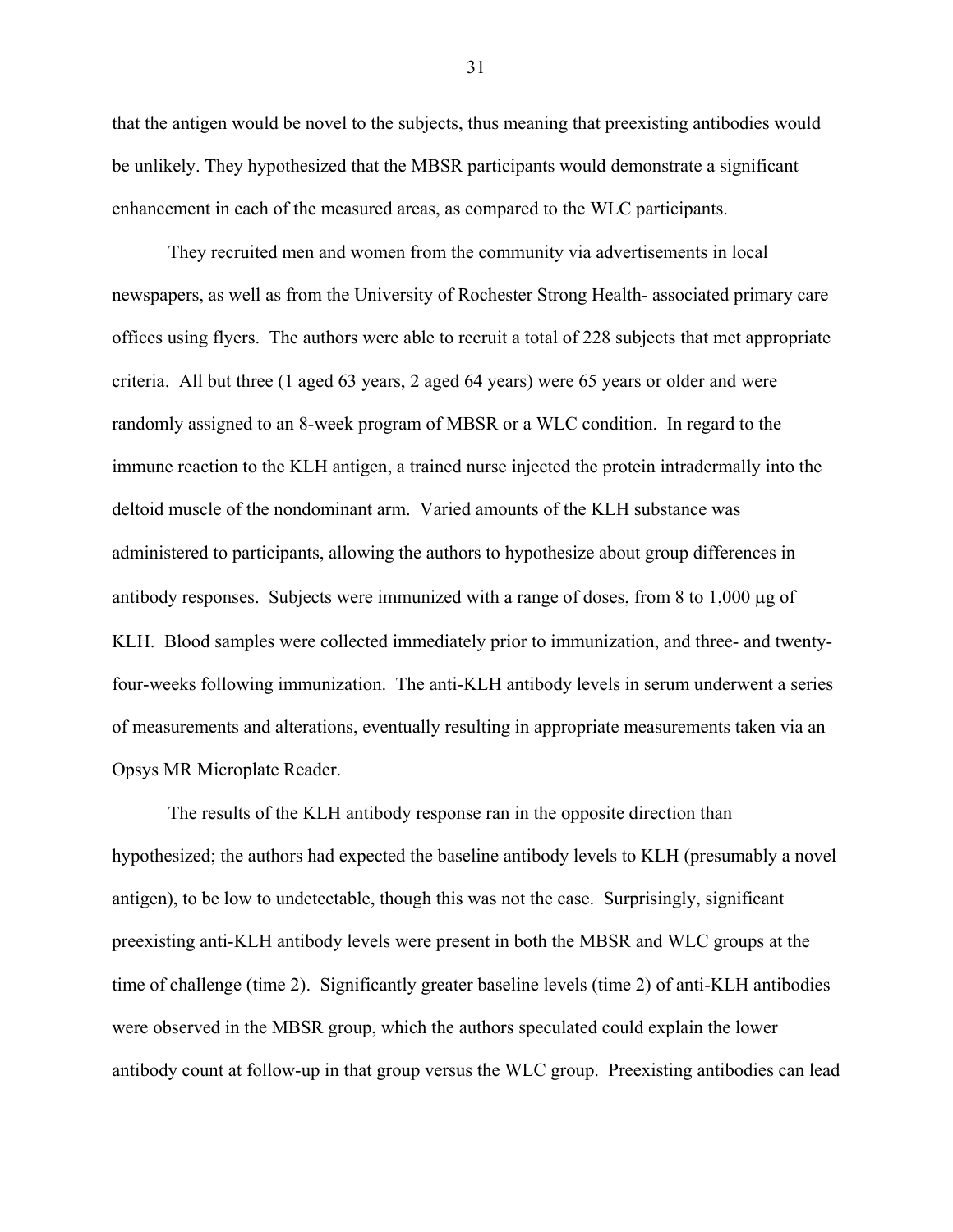that the antigen would be novel to the subjects, thus meaning that preexisting antibodies would be unlikely. They hypothesized that the MBSR participants would demonstrate a significant enhancement in each of the measured areas, as compared to the WLC participants.

They recruited men and women from the community via advertisements in local newspapers, as well as from the University of Rochester Strong Health- associated primary care offices using flyers. The authors were able to recruit a total of 228 subjects that met appropriate criteria. All but three (1 aged 63 years, 2 aged 64 years) were 65 years or older and were randomly assigned to an 8-week program of MBSR or a WLC condition. In regard to the immune reaction to the KLH antigen, a trained nurse injected the protein intradermally into the deltoid muscle of the nondominant arm. Varied amounts of the KLH substance was administered to participants, allowing the authors to hypothesize about group differences in antibody responses. Subjects were immunized with a range of doses, from 8 to 1,000 μg of KLH. Blood samples were collected immediately prior to immunization, and three- and twenty-four-weeks following immunization. The anti-KLH antibody levels in serum underwent a series of measurements and alterations, eventually resulting in appropriate measurements taken via an Opsys MR Microplate Reader.

The results of the KLH antibody response ran in the opposite direction than hypothesized; the authors had expected the baseline antibody levels to KLH (presumably a novel antigen), to be low to undetectable, though this was not the case. Surprisingly, significant preexisting anti-KLH antibody levels were present in both the MBSR and WLC groups at the time of challenge (time 2). Significantly greater baseline levels (time 2) of anti-KLH antibodies were observed in the MBSR group, which the authors speculated could explain the lower antibody count at follow-up in that group versus the WLC group. Preexisting antibodies can lead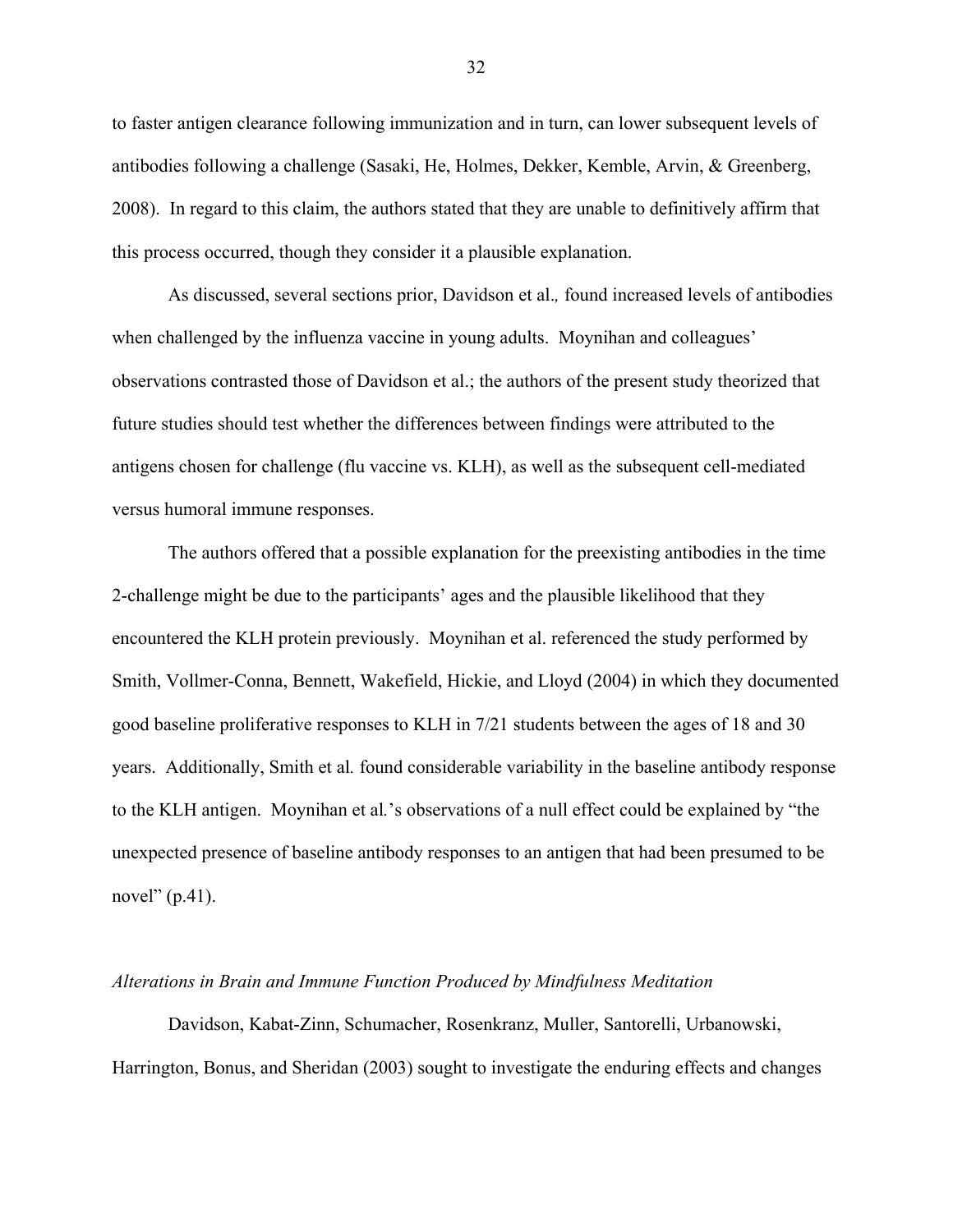to faster antigen clearance following immunization and in turn, can lower subsequent levels of antibodies following a challenge (Sasaki, He, Holmes, Dekker, Kemble, Arvin, & Greenberg, 2008). In regard to this claim, the authors stated that they are unable to definitively affirm that this process occurred, though they consider it a plausible explanation.

As discussed, several sections prior, Davidson et al.*,* found increased levels of antibodies when challenged by the influenza vaccine in young adults. Moynihan and colleagues' observations contrasted those of Davidson et al.; the authors of the present study theorized that future studies should test whether the differences between findings were attributed to the antigens chosen for challenge (flu vaccine vs. KLH), as well as the subsequent cell-mediated versus humoral immune responses.

The authors offered that a possible explanation for the preexisting antibodies in the time 2-challenge might be due to the participants' ages and the plausible likelihood that they encountered the KLH protein previously. Moynihan et al. referenced the study performed by Smith, Vollmer-Conna, Bennett, Wakefield, Hickie, and Lloyd (2004) in which they documented good baseline proliferative responses to KLH in 7/21 students between the ages of 18 and 30 years. Additionally, Smith et al*.* found considerable variability in the baseline antibody response to the KLH antigen. Moynihan et al*.*'s observations of a null effect could be explained by "the unexpected presence of baseline antibody responses to an antigen that had been presumed to be novel" (p.41).

*Alterations in Brain and Immune Function Produced by Mindfulness Meditation*

Davidson, Kabat-Zinn, Schumacher, Rosenkranz, Muller, Santorelli, Urbanowski, Harrington, Bonus, and Sheridan (2003) sought to investigate the enduring effects and changes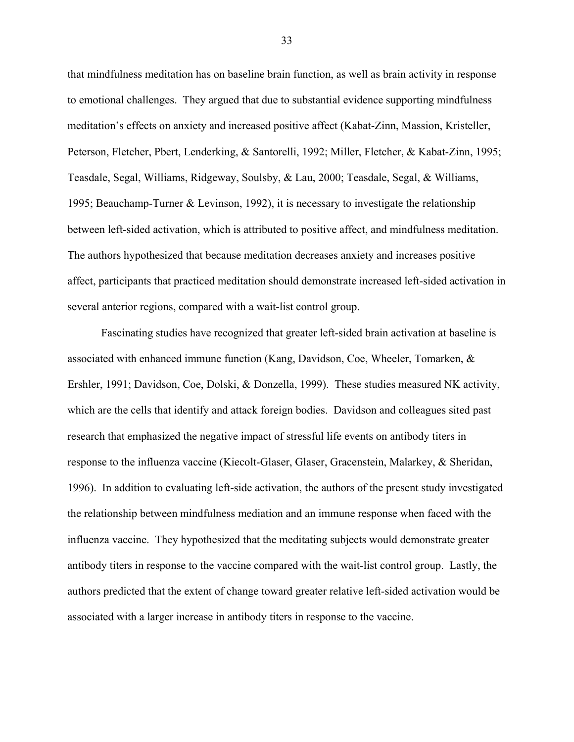that mindfulness meditation has on baseline brain function, as well as brain activity in response to emotional challenges. They argued that due to substantial evidence supporting mindfulness meditation's effects on anxiety and increased positive affect (Kabat-Zinn, Massion, Kristeller, Peterson, Fletcher, Pbert, Lenderking, & Santorelli, 1992; Miller, Fletcher, & Kabat-Zinn, 1995; Teasdale, Segal, Williams, Ridgeway, Soulsby, & Lau, 2000; Teasdale, Segal, & Williams, 1995; Beauchamp-Turner & Levinson, 1992), it is necessary to investigate the relationship between left-sided activation, which is attributed to positive affect, and mindfulness meditation. The authors hypothesized that because meditation decreases anxiety and increases positive affect, participants that practiced meditation should demonstrate increased left-sided activation in several anterior regions, compared with a wait-list control group.

Fascinating studies have recognized that greater left-sided brain activation at baseline is associated with enhanced immune function (Kang, Davidson, Coe, Wheeler, Tomarken, & Ershler, 1991; Davidson, Coe, Dolski, & Donzella, 1999). These studies measured NK activity, which are the cells that identify and attack foreign bodies. Davidson and colleagues sited past research that emphasized the negative impact of stressful life events on antibody titers in response to the influenza vaccine (Kiecolt-Glaser, Glaser, Gracenstein, Malarkey, & Sheridan, 1996). In addition to evaluating left-side activation, the authors of the present study investigated the relationship between mindfulness mediation and an immune response when faced with the influenza vaccine. They hypothesized that the meditating subjects would demonstrate greater antibody titers in response to the vaccine compared with the wait-list control group. Lastly, the authors predicted that the extent of change toward greater relative left-sided activation would be associated with a larger increase in antibody titers in response to the vaccine.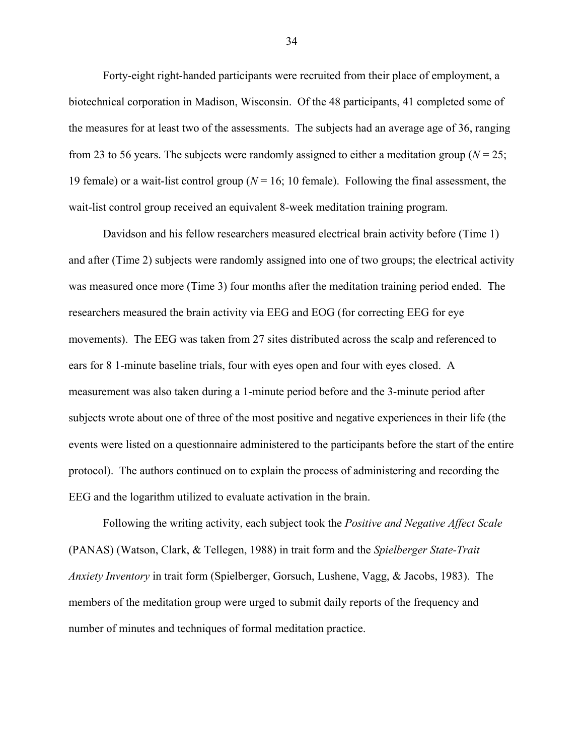Forty-eight right-handed participants were recruited from their place of employment, a biotechnical corporation in Madison, Wisconsin. Of the 48 participants, 41 completed some of the measures for at least two of the assessments. The subjects had an average age of 36, ranging from 23 to 56 years. The subjects were randomly assigned to either a meditation group ($N = 25$; 19 female) or a wait-list control group ($N = 16$; 10 female). Following the final assessment, the wait-list control group received an equivalent 8-week meditation training program.

Davidson and his fellow researchers measured electrical brain activity before (Time 1) and after (Time 2) subjects were randomly assigned into one of two groups; the electrical activity was measured once more (Time 3) four months after the meditation training period ended. The researchers measured the brain activity via EEG and EOG (for correcting EEG for eye movements). The EEG was taken from 27 sites distributed across the scalp and referenced to ears for 8 1-minute baseline trials, four with eyes open and four with eyes closed. A measurement was also taken during a 1-minute period before and the 3-minute period after subjects wrote about one of three of the most positive and negative experiences in their life (the events were listed on a questionnaire administered to the participants before the start of the entire protocol). The authors continued on to explain the process of administering and recording the EEG and the logarithm utilized to evaluate activation in the brain.

Following the writing activity, each subject took the *Positive and Negative Affect Scale* (PANAS) (Watson, Clark, & Tellegen, 1988) in trait form and the *Spielberger State-Trait Anxiety Inventory* in trait form (Spielberger, Gorsuch, Lushene, Vagg, & Jacobs, 1983). The members of the meditation group were urged to submit daily reports of the frequency and number of minutes and techniques of formal meditation practice.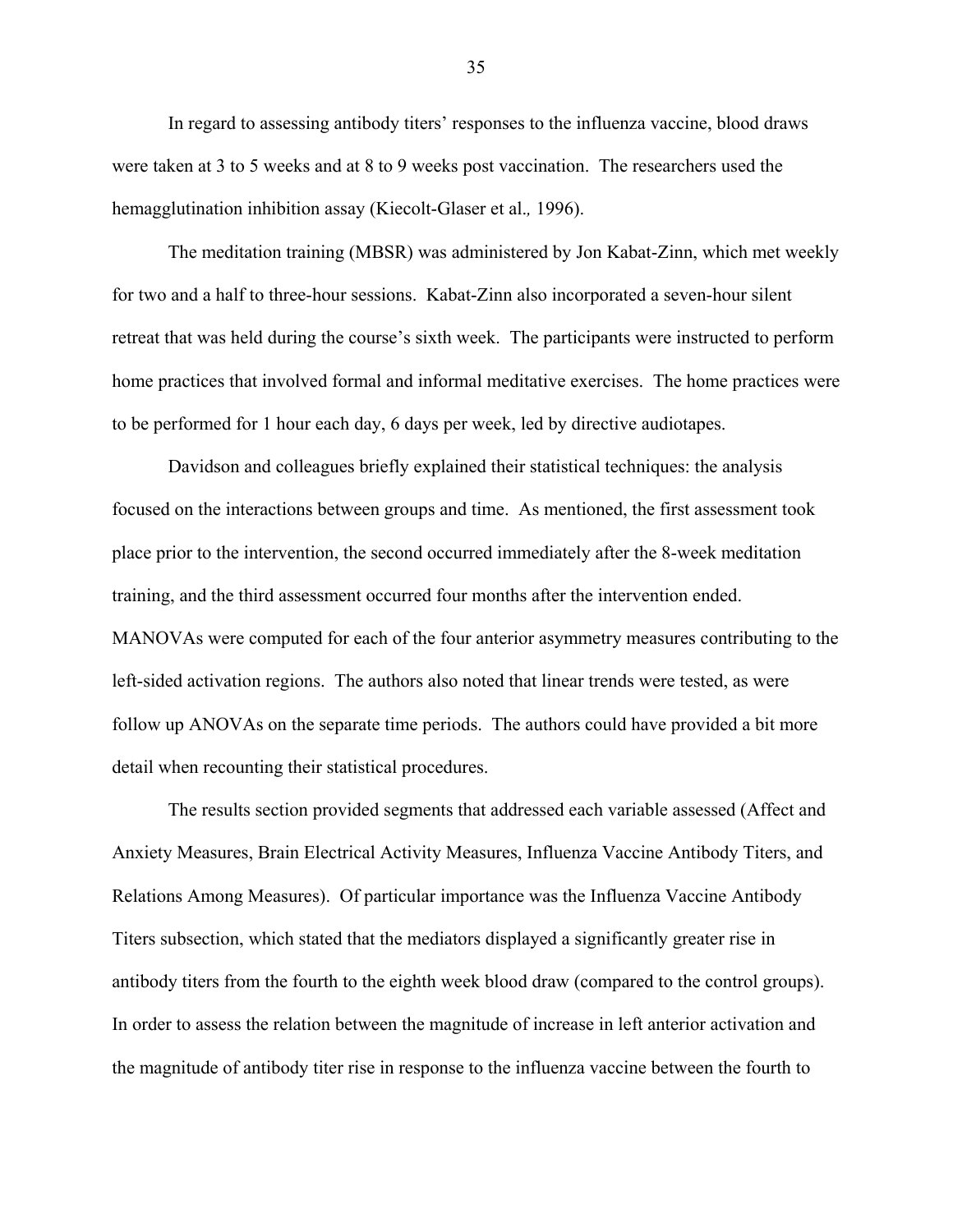In regard to assessing antibody titers' responses to the influenza vaccine, blood draws were taken at 3 to 5 weeks and at 8 to 9 weeks post vaccination. The researchers used the hemagglutination inhibition assay (Kiecolt-Glaser et al.*,* 1996).

The meditation training (MBSR) was administered by Jon Kabat-Zinn, which met weekly for two and a half to three-hour sessions. Kabat-Zinn also incorporated a seven-hour silent retreat that was held during the course's sixth week. The participants were instructed to perform home practices that involved formal and informal meditative exercises. The home practices were to be performed for 1 hour each day, 6 days per week, led by directive audiotapes.

Davidson and colleagues briefly explained their statistical techniques: the analysis focused on the interactions between groups and time. As mentioned, the first assessment took place prior to the intervention, the second occurred immediately after the 8-week meditation training, and the third assessment occurred four months after the intervention ended. MANOVAs were computed for each of the four anterior asymmetry measures contributing to the left-sided activation regions. The authors also noted that linear trends were tested, as were follow up ANOVAs on the separate time periods. The authors could have provided a bit more detail when recounting their statistical procedures.

The results section provided segments that addressed each variable assessed (Affect and Anxiety Measures, Brain Electrical Activity Measures, Influenza Vaccine Antibody Titers, and Relations Among Measures). Of particular importance was the Influenza Vaccine Antibody Titers subsection, which stated that the mediators displayed a significantly greater rise in antibody titers from the fourth to the eighth week blood draw (compared to the control groups). In order to assess the relation between the magnitude of increase in left anterior activation and the magnitude of antibody titer rise in response to the influenza vaccine between the fourth to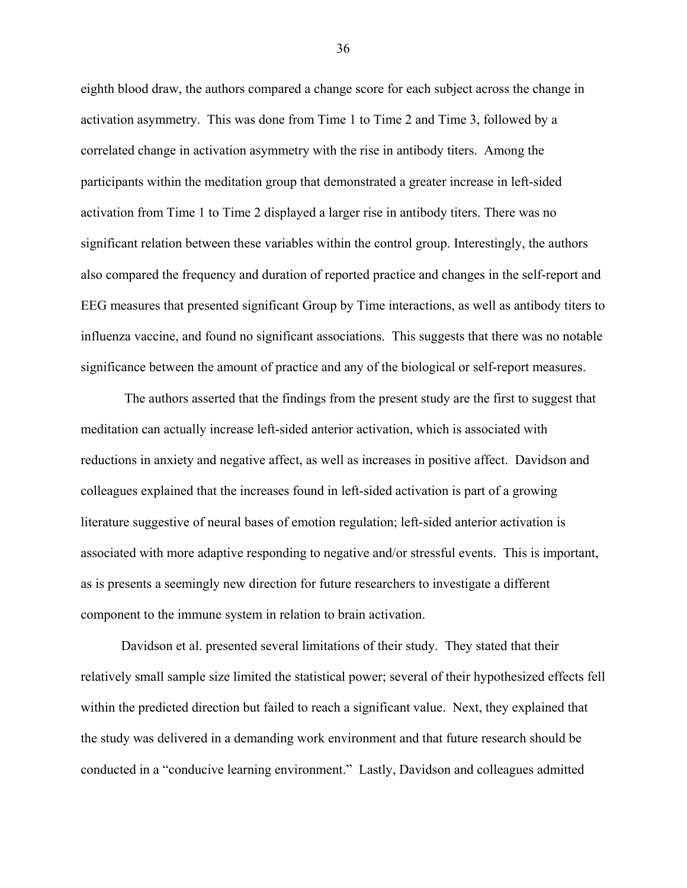eighth blood draw, the authors compared a change score for each subject across the change in activation asymmetry. This was done from Time 1 to Time 2 and Time 3, followed by a correlated change in activation asymmetry with the rise in antibody titers. Among the participants within the meditation group that demonstrated a greater increase in left-sided activation from Time 1 to Time 2 displayed a larger rise in antibody titers. There was no significant relation between these variables within the control group. Interestingly, the authors also compared the frequency and duration of reported practice and changes in the self-report and EEG measures that presented significant Group by Time interactions, as well as antibody titers to influenza vaccine, and found no significant associations. This suggests that there was no notable significance between the amount of practice and any of the biological or self-report measures.

The authors asserted that the findings from the present study are the first to suggest that meditation can actually increase left-sided anterior activation, which is associated with reductions in anxiety and negative affect, as well as increases in positive affect. Davidson and colleagues explained that the increases found in left-sided activation is part of a growing literature suggestive of neural bases of emotion regulation; left-sided anterior activation is associated with more adaptive responding to negative and/or stressful events. This is important, as is presents a seemingly new direction for future researchers to investigate a different component to the immune system in relation to brain activation.

Davidson et al. presented several limitations of their study. They stated that their relatively small sample size limited the statistical power; several of their hypothesized effects fell within the predicted direction but failed to reach a significant value. Next, they explained that the study was delivered in a demanding work environment and that future research should be conducted in a "conducive learning environment." Lastly, Davidson and colleagues admitted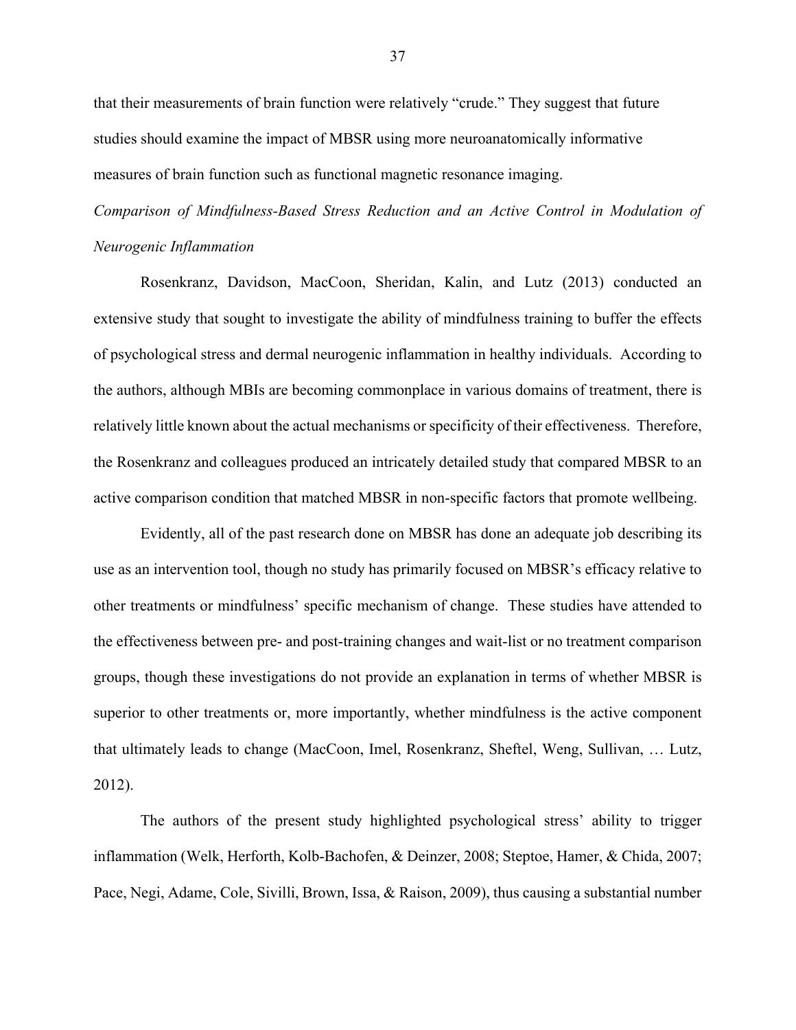that their measurements of brain function were relatively "crude." They suggest that future studies should examine the impact of MBSR using more neuroanatomically informative measures of brain function such as functional magnetic resonance imaging.

*Comparison of Mindfulness-Based Stress Reduction and an Active Control in Modulation of Neurogenic Inflammation*

Rosenkranz, Davidson, MacCoon, Sheridan, Kalin, and Lutz (2013) conducted an extensive study that sought to investigate the ability of mindfulness training to buffer the effects of psychological stress and dermal neurogenic inflammation in healthy individuals. According to the authors, although MBIs are becoming commonplace in various domains of treatment, there is relatively little known about the actual mechanisms or specificity of their effectiveness. Therefore, the Rosenkranz and colleagues produced an intricately detailed study that compared MBSR to an active comparison condition that matched MBSR in non-specific factors that promote wellbeing.

Evidently, all of the past research done on MBSR has done an adequate job describing its use as an intervention tool, though no study has primarily focused on MBSR's efficacy relative to other treatments or mindfulness' specific mechanism of change. These studies have attended to the effectiveness between pre- and post-training changes and wait-list or no treatment comparison groups, though these investigations do not provide an explanation in terms of whether MBSR is superior to other treatments or, more importantly, whether mindfulness is the active component that ultimately leads to change (MacCoon, Imel, Rosenkranz, Sheftel, Weng, Sullivan, … Lutz, 2012).

The authors of the present study highlighted psychological stress' ability to trigger inflammation (Welk, Herforth, Kolb-Bachofen, & Deinzer, 2008; Steptoe, Hamer, & Chida, 2007; Pace, Negi, Adame, Cole, Sivilli, Brown, Issa, & Raison, 2009), thus causing a substantial number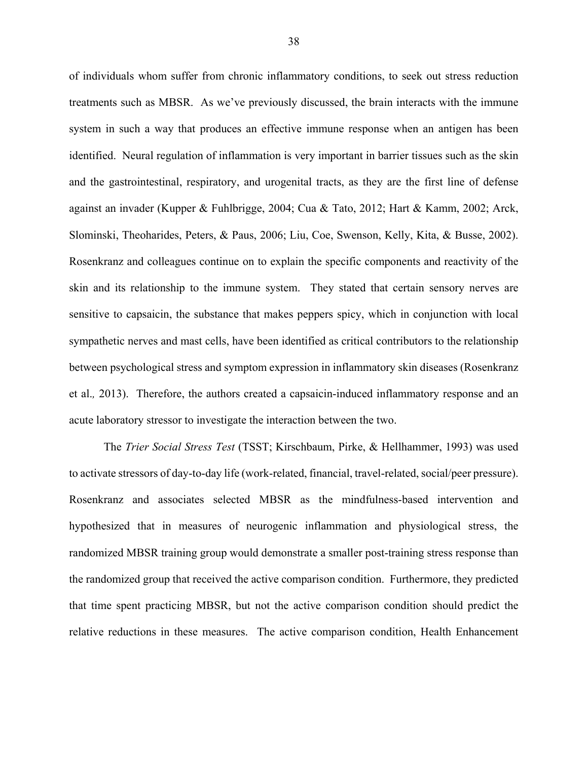of individuals whom suffer from chronic inflammatory conditions, to seek out stress reduction treatments such as MBSR. As we've previously discussed, the brain interacts with the immune system in such a way that produces an effective immune response when an antigen has been identified. Neural regulation of inflammation is very important in barrier tissues such as the skin and the gastrointestinal, respiratory, and urogenital tracts, as they are the first line of defense against an invader (Kupper & Fuhlbrigge, 2004; Cua & Tato, 2012; Hart & Kamm, 2002; Arck, Slominski, Theoharides, Peters, & Paus, 2006; Liu, Coe, Swenson, Kelly, Kita, & Busse, 2002). Rosenkranz and colleagues continue on to explain the specific components and reactivity of the skin and its relationship to the immune system. They stated that certain sensory nerves are sensitive to capsaicin, the substance that makes peppers spicy, which in conjunction with local sympathetic nerves and mast cells, have been identified as critical contributors to the relationship between psychological stress and symptom expression in inflammatory skin diseases (Rosenkranz et al., 2013). Therefore, the authors created a capsaicin-induced inflammatory response and an acute laboratory stressor to investigate the interaction between the two.

The *Trier Social Stress Test* (TSST; Kirschbaum, Pirke, & Hellhammer, 1993) was used to activate stressors of day-to-day life (work-related, financial, travel-related, social/peer pressure). Rosenkranz and associates selected MBSR as the mindfulness-based intervention and hypothesized that in measures of neurogenic inflammation and physiological stress, the randomized MBSR training group would demonstrate a smaller post-training stress response than the randomized group that received the active comparison condition. Furthermore, they predicted that time spent practicing MBSR, but not the active comparison condition should predict the relative reductions in these measures. The active comparison condition, Health Enhancement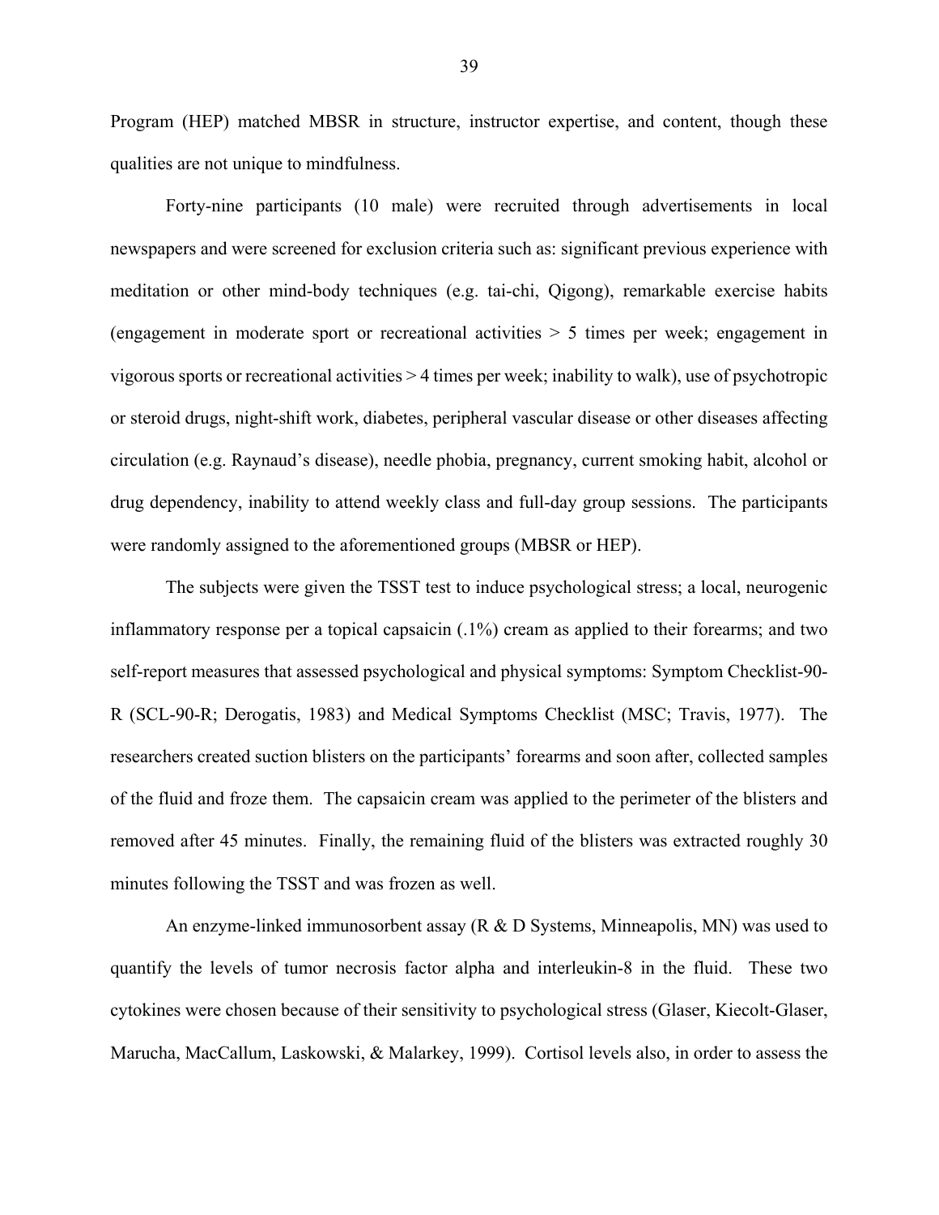Program (HEP) matched MBSR in structure, instructor expertise, and content, though these qualities are not unique to mindfulness.

Forty-nine participants (10 male) were recruited through advertisements in local newspapers and were screened for exclusion criteria such as: significant previous experience with meditation or other mind-body techniques (e.g. tai-chi, Qigong), remarkable exercise habits (engagement in moderate sport or recreational activities > 5 times per week; engagement in vigorous sports or recreational activities > 4 times per week; inability to walk), use of psychotropic or steroid drugs, night-shift work, diabetes, peripheral vascular disease or other diseases affecting circulation (e.g. Raynaud's disease), needle phobia, pregnancy, current smoking habit, alcohol or drug dependency, inability to attend weekly class and full-day group sessions. The participants were randomly assigned to the aforementioned groups (MBSR or HEP).

The subjects were given the TSST test to induce psychological stress; a local, neurogenic inflammatory response per a topical capsaicin (.1%) cream as applied to their forearms; and two self-report measures that assessed psychological and physical symptoms: Symptom Checklist-90-R (SCL-90-R; Derogatis, 1983) and Medical Symptoms Checklist (MSC; Travis, 1977). The researchers created suction blisters on the participants' forearms and soon after, collected samples of the fluid and froze them. The capsaicin cream was applied to the perimeter of the blisters and removed after 45 minutes. Finally, the remaining fluid of the blisters was extracted roughly 30 minutes following the TSST and was frozen as well.

An enzyme-linked immunosorbent assay (R & D Systems, Minneapolis, MN) was used to quantify the levels of tumor necrosis factor alpha and interleukin-8 in the fluid. These two cytokines were chosen because of their sensitivity to psychological stress (Glaser, Kiecolt-Glaser, Marucha, MacCallum, Laskowski, & Malarkey, 1999). Cortisol levels also, in order to assess the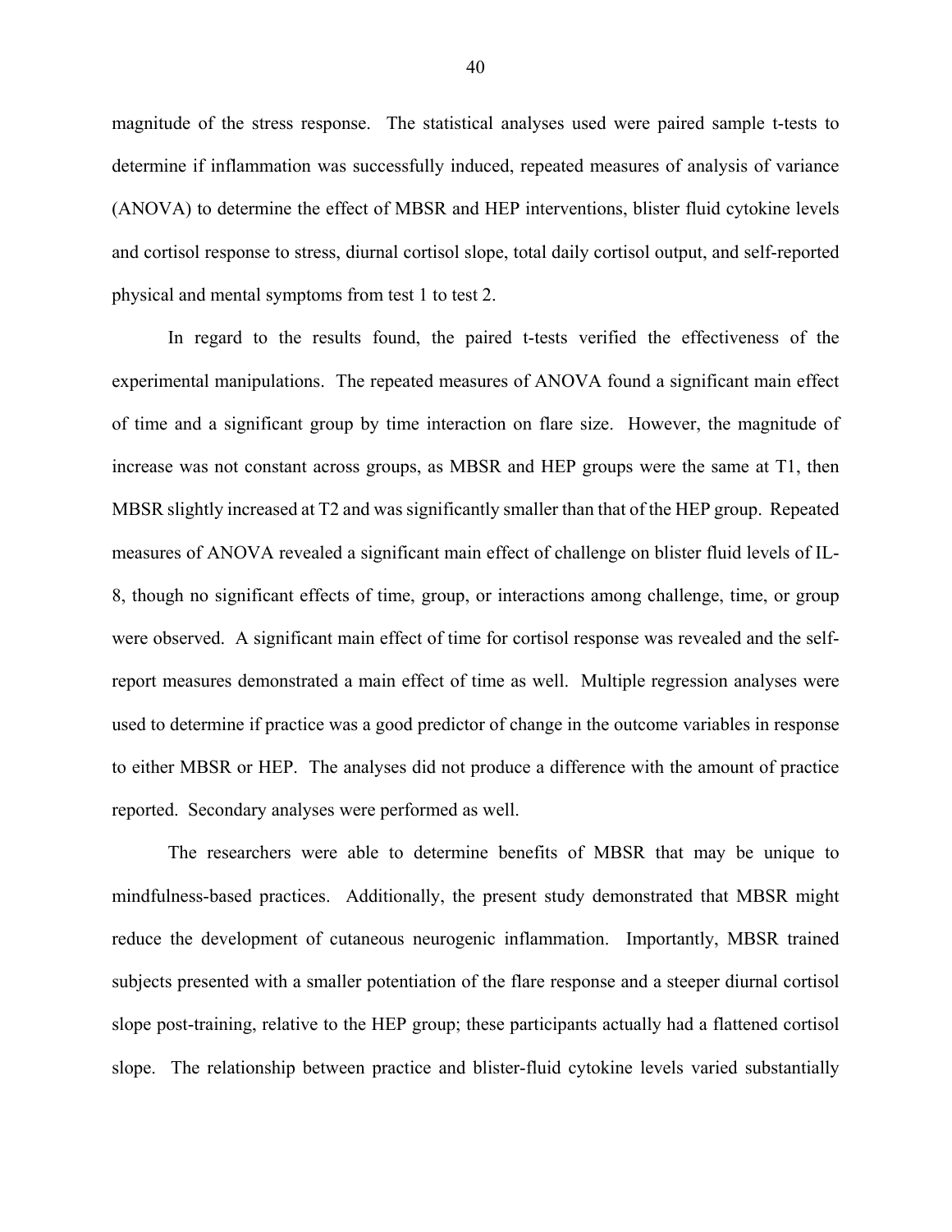magnitude of the stress response. The statistical analyses used were paired sample t-tests to determine if inflammation was successfully induced, repeated measures of analysis of variance (ANOVA) to determine the effect of MBSR and HEP interventions, blister fluid cytokine levels and cortisol response to stress, diurnal cortisol slope, total daily cortisol output, and self-reported physical and mental symptoms from test 1 to test 2.

In regard to the results found, the paired t-tests verified the effectiveness of the experimental manipulations. The repeated measures of ANOVA found a significant main effect of time and a significant group by time interaction on flare size. However, the magnitude of increase was not constant across groups, as MBSR and HEP groups were the same at T1, then MBSR slightly increased at T2 and was significantly smaller than that of the HEP group. Repeated measures of ANOVA revealed a significant main effect of challenge on blister fluid levels of IL-8, though no significant effects of time, group, or interactions among challenge, time, or group were observed. A significant main effect of time for cortisol response was revealed and the self-report measures demonstrated a main effect of time as well. Multiple regression analyses were used to determine if practice was a good predictor of change in the outcome variables in response to either MBSR or HEP. The analyses did not produce a difference with the amount of practice reported. Secondary analyses were performed as well.

The researchers were able to determine benefits of MBSR that may be unique to mindfulness-based practices. Additionally, the present study demonstrated that MBSR might reduce the development of cutaneous neurogenic inflammation. Importantly, MBSR trained subjects presented with a smaller potentiation of the flare response and a steeper diurnal cortisol slope post-training, relative to the HEP group; these participants actually had a flattened cortisol slope. The relationship between practice and blister-fluid cytokine levels varied substantially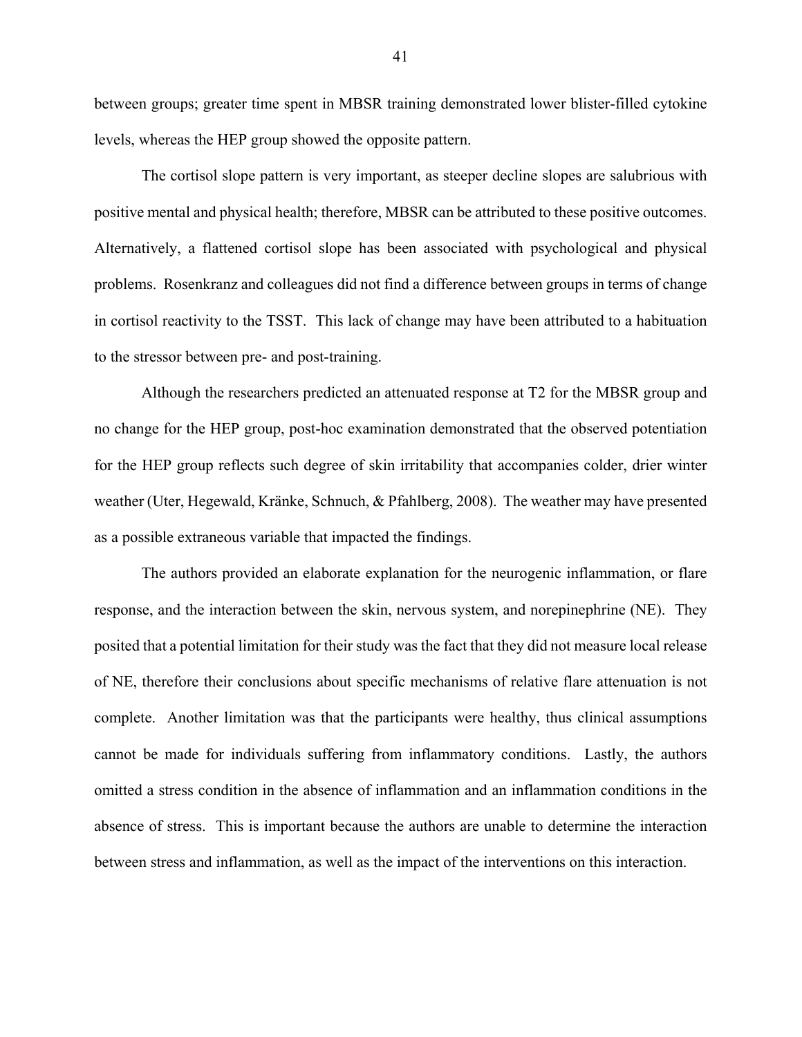between groups; greater time spent in MBSR training demonstrated lower blister-filled cytokine levels, whereas the HEP group showed the opposite pattern.

The cortisol slope pattern is very important, as steeper decline slopes are salubrious with positive mental and physical health; therefore, MBSR can be attributed to these positive outcomes. Alternatively, a flattened cortisol slope has been associated with psychological and physical problems. Rosenkranz and colleagues did not find a difference between groups in terms of change in cortisol reactivity to the TSST. This lack of change may have been attributed to a habituation to the stressor between pre- and post-training.

Although the researchers predicted an attenuated response at T2 for the MBSR group and no change for the HEP group, post-hoc examination demonstrated that the observed potentiation for the HEP group reflects such degree of skin irritability that accompanies colder, drier winter weather (Uter, Hegewald, Kränke, Schnuch, & Pfahlberg, 2008). The weather may have presented as a possible extraneous variable that impacted the findings.

The authors provided an elaborate explanation for the neurogenic inflammation, or flare response, and the interaction between the skin, nervous system, and norepinephrine (NE). They posited that a potential limitation for their study was the fact that they did not measure local release of NE, therefore their conclusions about specific mechanisms of relative flare attenuation is not complete. Another limitation was that the participants were healthy, thus clinical assumptions cannot be made for individuals suffering from inflammatory conditions. Lastly, the authors omitted a stress condition in the absence of inflammation and an inflammation conditions in the absence of stress. This is important because the authors are unable to determine the interaction between stress and inflammation, as well as the impact of the interventions on this interaction.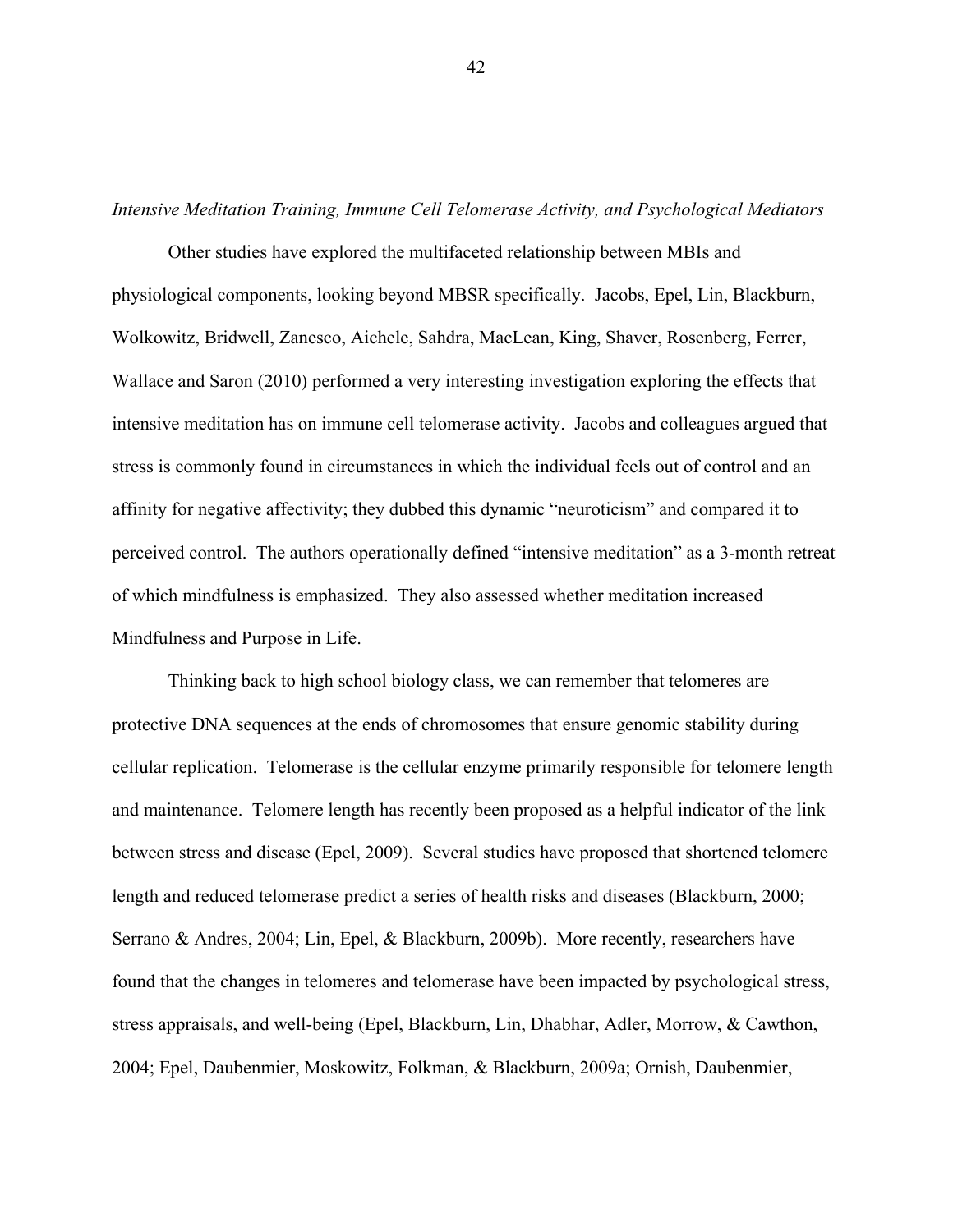*Intensive Meditation Training, Immune Cell Telomerase Activity, and Psychological Mediators*

Other studies have explored the multifaceted relationship between MBIs and physiological components, looking beyond MBSR specifically. Jacobs, Epel, Lin, Blackburn, Wolkowitz, Bridwell, Zanesco, Aichele, Sahdra, MacLean, King, Shaver, Rosenberg, Ferrer, Wallace and Saron (2010) performed a very interesting investigation exploring the effects that intensive meditation has on immune cell telomerase activity. Jacobs and colleagues argued that stress is commonly found in circumstances in which the individual feels out of control and an affinity for negative affectivity; they dubbed this dynamic "neuroticism" and compared it to perceived control. The authors operationally defined "intensive meditation" as a 3-month retreat of which mindfulness is emphasized. They also assessed whether meditation increased Mindfulness and Purpose in Life.

Thinking back to high school biology class, we can remember that telomeres are protective DNA sequences at the ends of chromosomes that ensure genomic stability during cellular replication. Telomerase is the cellular enzyme primarily responsible for telomere length and maintenance. Telomere length has recently been proposed as a helpful indicator of the link between stress and disease (Epel, 2009). Several studies have proposed that shortened telomere length and reduced telomerase predict a series of health risks and diseases (Blackburn, 2000; Serrano & Andres, 2004; Lin, Epel, & Blackburn, 2009b). More recently, researchers have found that the changes in telomeres and telomerase have been impacted by psychological stress, stress appraisals, and well-being (Epel, Blackburn, Lin, Dhabhar, Adler, Morrow, & Cawthon, 2004; Epel, Daubenmier, Moskowitz, Folkman, & Blackburn, 2009a; Ornish, Daubenmier,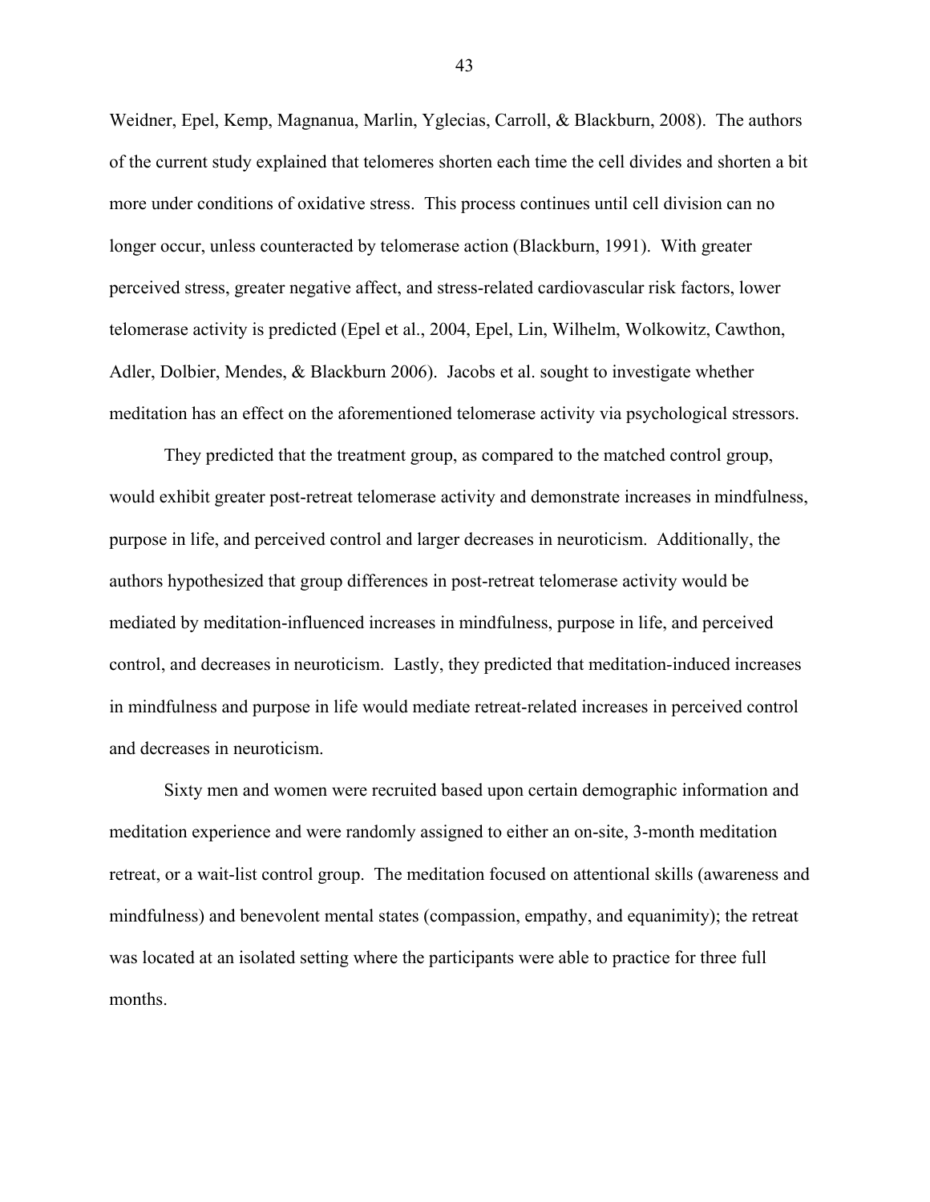Weidner, Epel, Kemp, Magnanua, Marlin, Yglecias, Carroll, & Blackburn, 2008). The authors of the current study explained that telomeres shorten each time the cell divides and shorten a bit more under conditions of oxidative stress. This process continues until cell division can no longer occur, unless counteracted by telomerase action (Blackburn, 1991). With greater perceived stress, greater negative affect, and stress-related cardiovascular risk factors, lower telomerase activity is predicted (Epel et al., 2004, Epel, Lin, Wilhelm, Wolkowitz, Cawthon, Adler, Dolbier, Mendes, & Blackburn 2006). Jacobs et al. sought to investigate whether meditation has an effect on the aforementioned telomerase activity via psychological stressors.

They predicted that the treatment group, as compared to the matched control group, would exhibit greater post-retreat telomerase activity and demonstrate increases in mindfulness, purpose in life, and perceived control and larger decreases in neuroticism. Additionally, the authors hypothesized that group differences in post-retreat telomerase activity would be mediated by meditation-influenced increases in mindfulness, purpose in life, and perceived control, and decreases in neuroticism. Lastly, they predicted that meditation-induced increases in mindfulness and purpose in life would mediate retreat-related increases in perceived control and decreases in neuroticism.

Sixty men and women were recruited based upon certain demographic information and meditation experience and were randomly assigned to either an on-site, 3-month meditation retreat, or a wait-list control group. The meditation focused on attentional skills (awareness and mindfulness) and benevolent mental states (compassion, empathy, and equanimity); the retreat was located at an isolated setting where the participants were able to practice for three full months.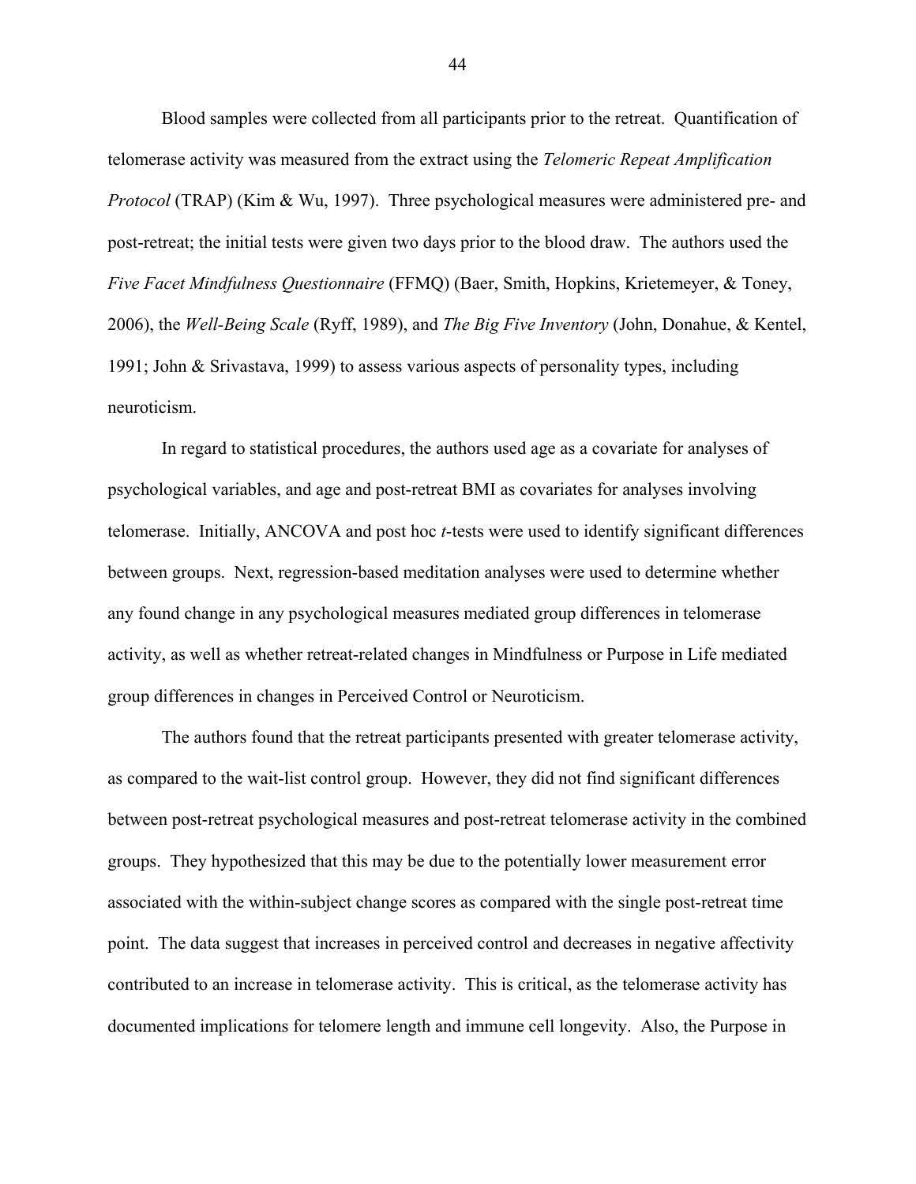Blood samples were collected from all participants prior to the retreat. Quantification of telomerase activity was measured from the extract using the *Telomeric Repeat Amplification Protocol* (TRAP) (Kim & Wu, 1997). Three psychological measures were administered pre- and post-retreat; the initial tests were given two days prior to the blood draw. The authors used the *Five Facet Mindfulness Questionnaire* (FFMQ) (Baer, Smith, Hopkins, Krietemeyer, & Toney, 2006), the *Well-Being Scale* (Ryff, 1989), and *The Big Five Inventory* (John, Donahue, & Kentel, 1991; John & Srivastava, 1999) to assess various aspects of personality types, including neuroticism.

In regard to statistical procedures, the authors used age as a covariate for analyses of psychological variables, and age and post-retreat BMI as covariates for analyses involving telomerase. Initially, ANCOVA and post hoc *t*-tests were used to identify significant differences between groups. Next, regression-based meditation analyses were used to determine whether any found change in any psychological measures mediated group differences in telomerase activity, as well as whether retreat-related changes in Mindfulness or Purpose in Life mediated group differences in changes in Perceived Control or Neuroticism.

The authors found that the retreat participants presented with greater telomerase activity, as compared to the wait-list control group. However, they did not find significant differences between post-retreat psychological measures and post-retreat telomerase activity in the combined groups. They hypothesized that this may be due to the potentially lower measurement error associated with the within-subject change scores as compared with the single post-retreat time point. The data suggest that increases in perceived control and decreases in negative affectivity contributed to an increase in telomerase activity. This is critical, as the telomerase activity has documented implications for telomere length and immune cell longevity. Also, the Purpose in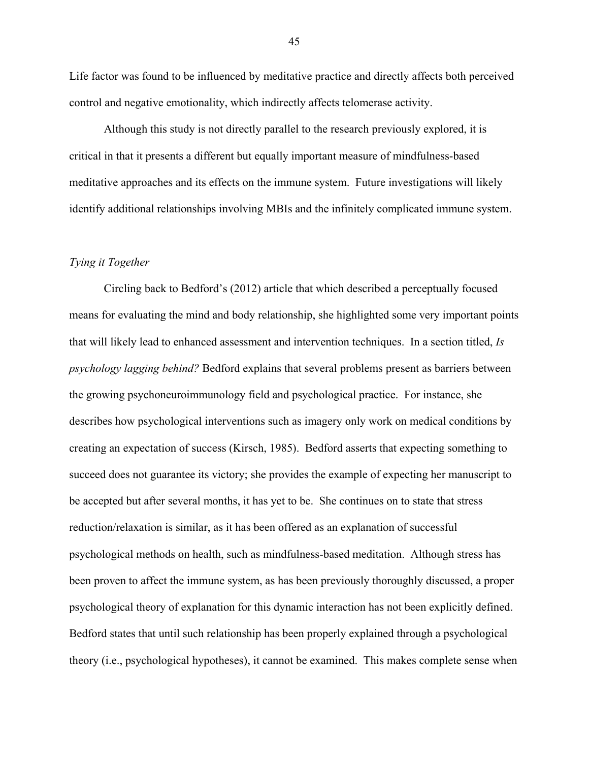Life factor was found to be influenced by meditative practice and directly affects both perceived control and negative emotionality, which indirectly affects telomerase activity.

Although this study is not directly parallel to the research previously explored, it is critical in that it presents a different but equally important measure of mindfulness-based meditative approaches and its effects on the immune system. Future investigations will likely identify additional relationships involving MBIs and the infinitely complicated immune system.

*Tying it Together*

Circling back to Bedford's (2012) article that which described a perceptually focused means for evaluating the mind and body relationship, she highlighted some very important points that will likely lead to enhanced assessment and intervention techniques. In a section titled, *Is psychology lagging behind?* Bedford explains that several problems present as barriers between the growing psychoneuroimmunology field and psychological practice. For instance, she describes how psychological interventions such as imagery only work on medical conditions by creating an expectation of success (Kirsch, 1985). Bedford asserts that expecting something to succeed does not guarantee its victory; she provides the example of expecting her manuscript to be accepted but after several months, it has yet to be. She continues on to state that stress reduction/relaxation is similar, as it has been offered as an explanation of successful psychological methods on health, such as mindfulness-based meditation. Although stress has been proven to affect the immune system, as has been previously thoroughly discussed, a proper psychological theory of explanation for this dynamic interaction has not been explicitly defined. Bedford states that until such relationship has been properly explained through a psychological theory (i.e., psychological hypotheses), it cannot be examined. This makes complete sense when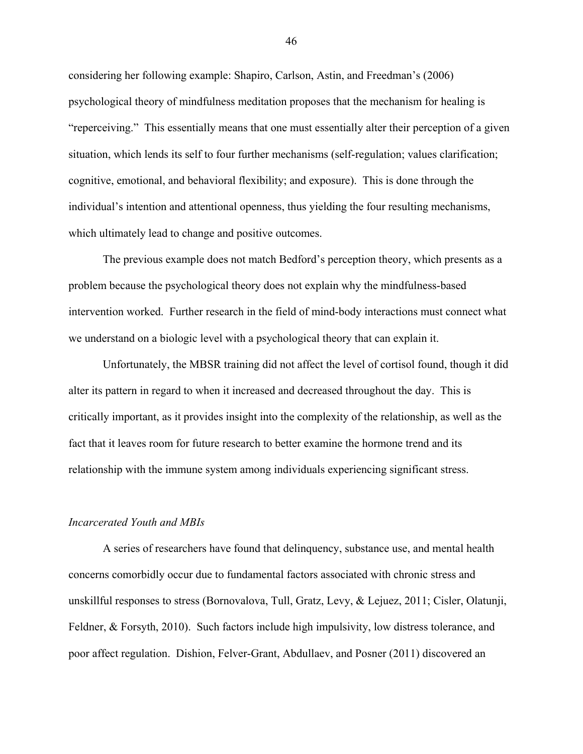considering her following example: Shapiro, Carlson, Astin, and Freedman's (2006) psychological theory of mindfulness meditation proposes that the mechanism for healing is "reperceiving." This essentially means that one must essentially alter their perception of a given situation, which lends its self to four further mechanisms (self-regulation; values clarification; cognitive, emotional, and behavioral flexibility; and exposure). This is done through the individual's intention and attentional openness, thus yielding the four resulting mechanisms, which ultimately lead to change and positive outcomes.

The previous example does not match Bedford's perception theory, which presents as a problem because the psychological theory does not explain why the mindfulness-based intervention worked. Further research in the field of mind-body interactions must connect what we understand on a biologic level with a psychological theory that can explain it.

Unfortunately, the MBSR training did not affect the level of cortisol found, though it did alter its pattern in regard to when it increased and decreased throughout the day. This is critically important, as it provides insight into the complexity of the relationship, as well as the fact that it leaves room for future research to better examine the hormone trend and its relationship with the immune system among individuals experiencing significant stress.

*Incarcerated Youth and MBIs*

A series of researchers have found that delinquency, substance use, and mental health concerns comorbidly occur due to fundamental factors associated with chronic stress and unskillful responses to stress (Bornovalova, Tull, Gratz, Levy, & Lejuez, 2011; Cisler, Olatunji, Feldner, & Forsyth, 2010). Such factors include high impulsivity, low distress tolerance, and poor affect regulation. Dishion, Felver-Grant, Abdullaev, and Posner (2011) discovered an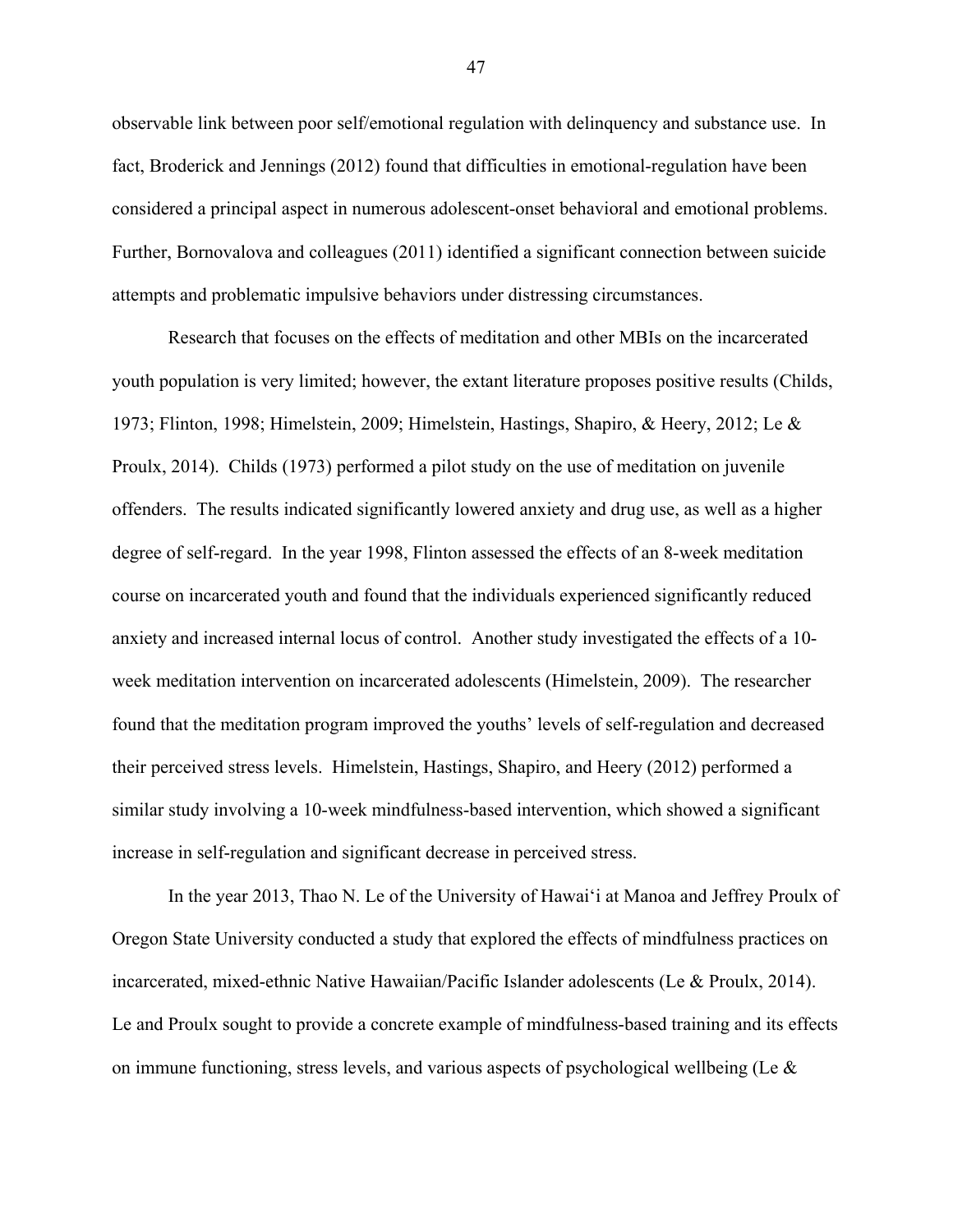observable link between poor self/emotional regulation with delinquency and substance use. In fact, Broderick and Jennings (2012) found that difficulties in emotional-regulation have been considered a principal aspect in numerous adolescent-onset behavioral and emotional problems. Further, Bornovalova and colleagues (2011) identified a significant connection between suicide attempts and problematic impulsive behaviors under distressing circumstances.

Research that focuses on the effects of meditation and other MBIs on the incarcerated youth population is very limited; however, the extant literature proposes positive results (Childs, 1973; Flinton, 1998; Himelstein, 2009; Himelstein, Hastings, Shapiro, & Heery, 2012; Le & Proulx, 2014). Childs (1973) performed a pilot study on the use of meditation on juvenile offenders. The results indicated significantly lowered anxiety and drug use, as well as a higher degree of self-regard. In the year 1998, Flinton assessed the effects of an 8-week meditation course on incarcerated youth and found that the individuals experienced significantly reduced anxiety and increased internal locus of control. Another study investigated the effects of a 10-week meditation intervention on incarcerated adolescents (Himelstein, 2009). The researcher found that the meditation program improved the youths' levels of self-regulation and decreased their perceived stress levels. Himelstein, Hastings, Shapiro, and Heery (2012) performed a similar study involving a 10-week mindfulness-based intervention, which showed a significant increase in self-regulation and significant decrease in perceived stress.

In the year 2013, Thao N. Le of the University of Hawai'i at Manoa and Jeffrey Proulx of Oregon State University conducted a study that explored the effects of mindfulness practices on incarcerated, mixed-ethnic Native Hawaiian/Pacific Islander adolescents (Le & Proulx, 2014). Le and Proulx sought to provide a concrete example of mindfulness-based training and its effects on immune functioning, stress levels, and various aspects of psychological wellbeing (Le &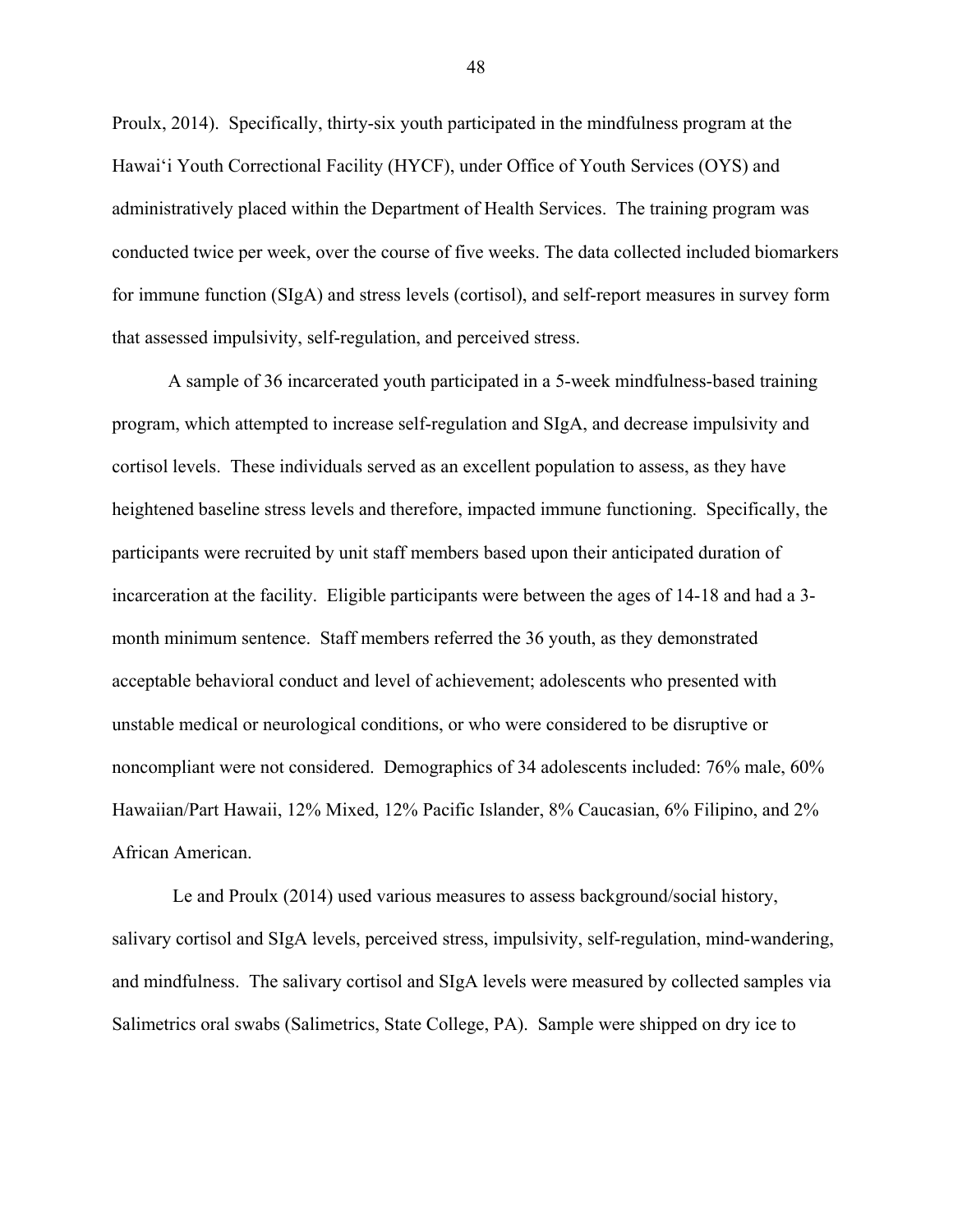Proulx, 2014). Specifically, thirty-six youth participated in the mindfulness program at the Hawai'i Youth Correctional Facility (HYCF), under Office of Youth Services (OYS) and administratively placed within the Department of Health Services. The training program was conducted twice per week, over the course of five weeks. The data collected included biomarkers for immune function (SIgA) and stress levels (cortisol), and self-report measures in survey form that assessed impulsivity, self-regulation, and perceived stress.

A sample of 36 incarcerated youth participated in a 5-week mindfulness-based training program, which attempted to increase self-regulation and SIgA, and decrease impulsivity and cortisol levels. These individuals served as an excellent population to assess, as they have heightened baseline stress levels and therefore, impacted immune functioning. Specifically, the participants were recruited by unit staff members based upon their anticipated duration of incarceration at the facility. Eligible participants were between the ages of 14-18 and had a 3-month minimum sentence. Staff members referred the 36 youth, as they demonstrated acceptable behavioral conduct and level of achievement; adolescents who presented with unstable medical or neurological conditions, or who were considered to be disruptive or noncompliant were not considered. Demographics of 34 adolescents included: 76% male, 60% Hawaiian/Part Hawaii, 12% Mixed, 12% Pacific Islander, 8% Caucasian, 6% Filipino, and 2% African American.

Le and Proulx (2014) used various measures to assess background/social history, salivary cortisol and SIgA levels, perceived stress, impulsivity, self-regulation, mind-wandering, and mindfulness. The salivary cortisol and SIgA levels were measured by collected samples via Salimetrics oral swabs (Salimetrics, State College, PA). Sample were shipped on dry ice to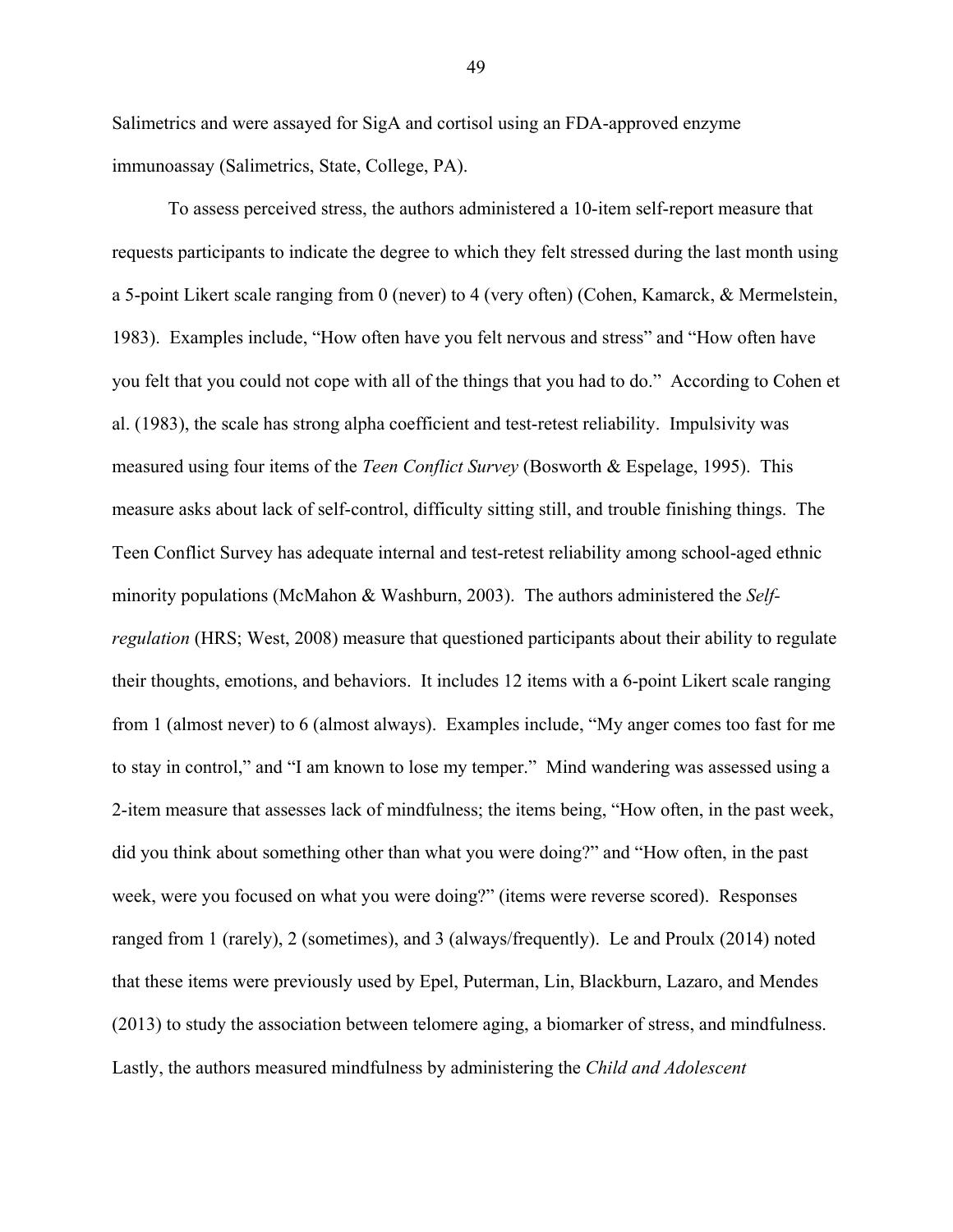Salimetrics and were assayed for SigA and cortisol using an FDA-approved enzyme immunoassay (Salimetrics, State, College, PA).

To assess perceived stress, the authors administered a 10-item self-report measure that requests participants to indicate the degree to which they felt stressed during the last month using a 5-point Likert scale ranging from 0 (never) to 4 (very often) (Cohen, Kamarck, & Mermelstein, 1983). Examples include, "How often have you felt nervous and stress" and "How often have you felt that you could not cope with all of the things that you had to do." According to Cohen et al. (1983), the scale has strong alpha coefficient and test-retest reliability. Impulsivity was measured using four items of the *Teen Conflict Survey* (Bosworth & Espelage, 1995). This measure asks about lack of self-control, difficulty sitting still, and trouble finishing things. The Teen Conflict Survey has adequate internal and test-retest reliability among school-aged ethnic minority populations (McMahon & Washburn, 2003). The authors administered the *Self-regulation* (HRS; West, 2008) measure that questioned participants about their ability to regulate their thoughts, emotions, and behaviors. It includes 12 items with a 6-point Likert scale ranging from 1 (almost never) to 6 (almost always). Examples include, "My anger comes too fast for me to stay in control," and "I am known to lose my temper." Mind wandering was assessed using a 2-item measure that assesses lack of mindfulness; the items being, "How often, in the past week, did you think about something other than what you were doing?" and "How often, in the past week, were you focused on what you were doing?" (items were reverse scored). Responses ranged from 1 (rarely), 2 (sometimes), and 3 (always/frequently). Le and Proulx (2014) noted that these items were previously used by Epel, Puterman, Lin, Blackburn, Lazaro, and Mendes (2013) to study the association between telomere aging, a biomarker of stress, and mindfulness. Lastly, the authors measured mindfulness by administering the *Child and Adolescent*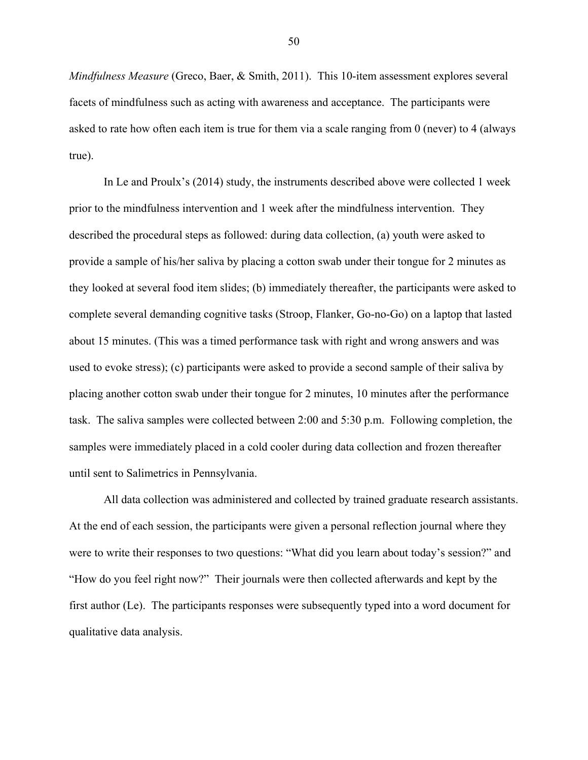*Mindfulness Measure* (Greco, Baer, & Smith, 2011). This 10-item assessment explores several facets of mindfulness such as acting with awareness and acceptance. The participants were asked to rate how often each item is true for them via a scale ranging from 0 (never) to 4 (always true).

In Le and Proulx's (2014) study, the instruments described above were collected 1 week prior to the mindfulness intervention and 1 week after the mindfulness intervention. They described the procedural steps as followed: during data collection, (a) youth were asked to provide a sample of his/her saliva by placing a cotton swab under their tongue for 2 minutes as they looked at several food item slides; (b) immediately thereafter, the participants were asked to complete several demanding cognitive tasks (Stroop, Flanker, Go-no-Go) on a laptop that lasted about 15 minutes. (This was a timed performance task with right and wrong answers and was used to evoke stress); (c) participants were asked to provide a second sample of their saliva by placing another cotton swab under their tongue for 2 minutes, 10 minutes after the performance task. The saliva samples were collected between 2:00 and 5:30 p.m. Following completion, the samples were immediately placed in a cold cooler during data collection and frozen thereafter until sent to Salimetrics in Pennsylvania.

All data collection was administered and collected by trained graduate research assistants. At the end of each session, the participants were given a personal reflection journal where they were to write their responses to two questions: "What did you learn about today's session?" and "How do you feel right now?" Their journals were then collected afterwards and kept by the first author (Le). The participants responses were subsequently typed into a word document for qualitative data analysis.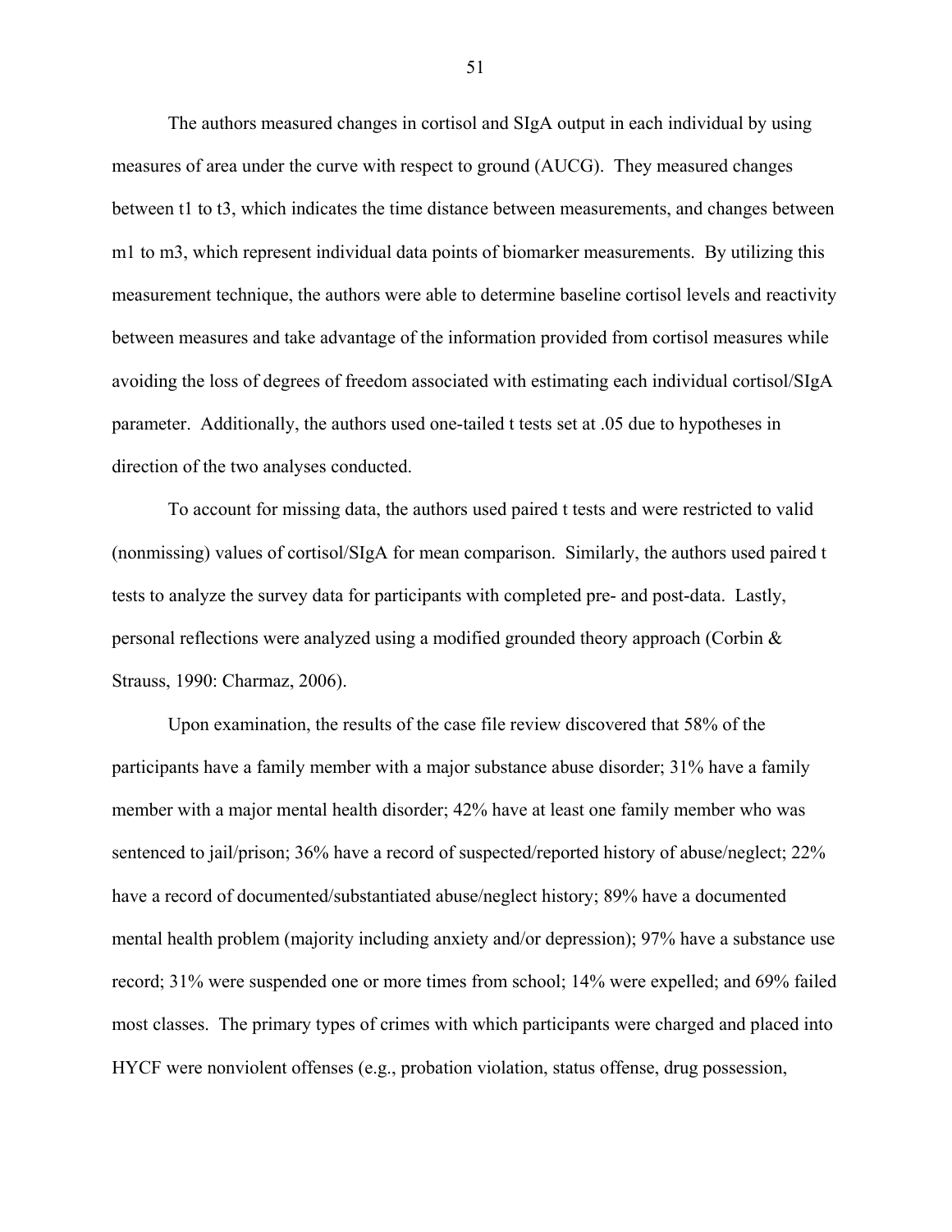The authors measured changes in cortisol and SIgA output in each individual by using measures of area under the curve with respect to ground (AUCG). They measured changes between t1 to t3, which indicates the time distance between measurements, and changes between m1 to m3, which represent individual data points of biomarker measurements. By utilizing this measurement technique, the authors were able to determine baseline cortisol levels and reactivity between measures and take advantage of the information provided from cortisol measures while avoiding the loss of degrees of freedom associated with estimating each individual cortisol/SIgA parameter. Additionally, the authors used one-tailed t tests set at .05 due to hypotheses in direction of the two analyses conducted.

To account for missing data, the authors used paired t tests and were restricted to valid (nonmissing) values of cortisol/SIgA for mean comparison. Similarly, the authors used paired t tests to analyze the survey data for participants with completed pre- and post-data. Lastly, personal reflections were analyzed using a modified grounded theory approach (Corbin & Strauss, 1990: Charmaz, 2006).

Upon examination, the results of the case file review discovered that 58% of the participants have a family member with a major substance abuse disorder; 31% have a family member with a major mental health disorder; 42% have at least one family member who was sentenced to jail/prison; 36% have a record of suspected/reported history of abuse/neglect; 22% have a record of documented/substantiated abuse/neglect history; 89% have a documented mental health problem (majority including anxiety and/or depression); 97% have a substance use record; 31% were suspended one or more times from school; 14% were expelled; and 69% failed most classes. The primary types of crimes with which participants were charged and placed into HYCF were nonviolent offenses (e.g., probation violation, status offense, drug possession,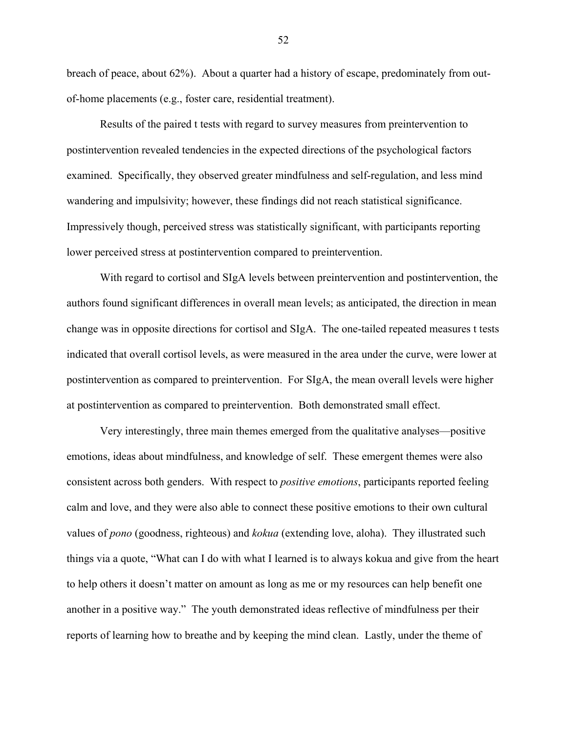breach of peace, about 62%). About a quarter had a history of escape, predominately from out-of-home placements (e.g., foster care, residential treatment).

Results of the paired t tests with regard to survey measures from preintervention to postintervention revealed tendencies in the expected directions of the psychological factors examined. Specifically, they observed greater mindfulness and self-regulation, and less mind wandering and impulsivity; however, these findings did not reach statistical significance. Impressively though, perceived stress was statistically significant, with participants reporting lower perceived stress at postintervention compared to preintervention.

With regard to cortisol and SIgA levels between preintervention and postintervention, the authors found significant differences in overall mean levels; as anticipated, the direction in mean change was in opposite directions for cortisol and SIgA. The one-tailed repeated measures t tests indicated that overall cortisol levels, as were measured in the area under the curve, were lower at postintervention as compared to preintervention. For SIgA, the mean overall levels were higher at postintervention as compared to preintervention. Both demonstrated small effect.

Very interestingly, three main themes emerged from the qualitative analyses—positive emotions, ideas about mindfulness, and knowledge of self. These emergent themes were also consistent across both genders. With respect to *positive emotions*, participants reported feeling calm and love, and they were also able to connect these positive emotions to their own cultural values of *pono* (goodness, righteous) and *kokua* (extending love, aloha). They illustrated such things via a quote, "What can I do with what I learned is to always kokua and give from the heart to help others it doesn't matter on amount as long as me or my resources can help benefit one another in a positive way." The youth demonstrated ideas reflective of mindfulness per their reports of learning how to breathe and by keeping the mind clean. Lastly, under the theme of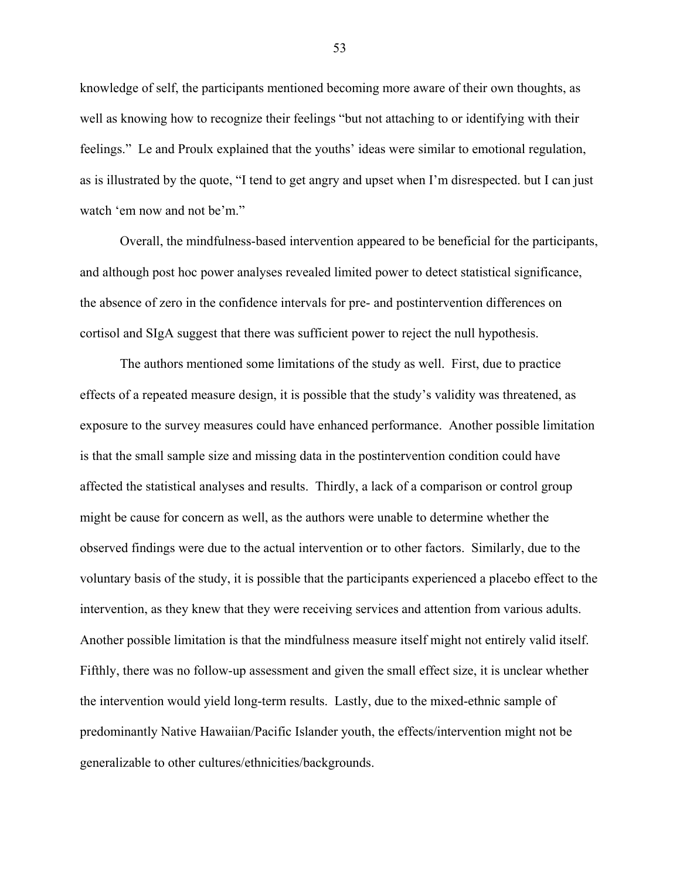knowledge of self, the participants mentioned becoming more aware of their own thoughts, as well as knowing how to recognize their feelings "but not attaching to or identifying with their feelings." Le and Proulx explained that the youths' ideas were similar to emotional regulation, as is illustrated by the quote, "I tend to get angry and upset when I'm disrespected. but I can just watch 'em now and not be'm."

Overall, the mindfulness-based intervention appeared to be beneficial for the participants, and although post hoc power analyses revealed limited power to detect statistical significance, the absence of zero in the confidence intervals for pre- and postintervention differences on cortisol and SIgA suggest that there was sufficient power to reject the null hypothesis.

The authors mentioned some limitations of the study as well. First, due to practice effects of a repeated measure design, it is possible that the study's validity was threatened, as exposure to the survey measures could have enhanced performance. Another possible limitation is that the small sample size and missing data in the postintervention condition could have affected the statistical analyses and results. Thirdly, a lack of a comparison or control group might be cause for concern as well, as the authors were unable to determine whether the observed findings were due to the actual intervention or to other factors. Similarly, due to the voluntary basis of the study, it is possible that the participants experienced a placebo effect to the intervention, as they knew that they were receiving services and attention from various adults. Another possible limitation is that the mindfulness measure itself might not entirely valid itself. Fifthly, there was no follow-up assessment and given the small effect size, it is unclear whether the intervention would yield long-term results. Lastly, due to the mixed-ethnic sample of predominantly Native Hawaiian/Pacific Islander youth, the effects/intervention might not be generalizable to other cultures/ethnicities/backgrounds.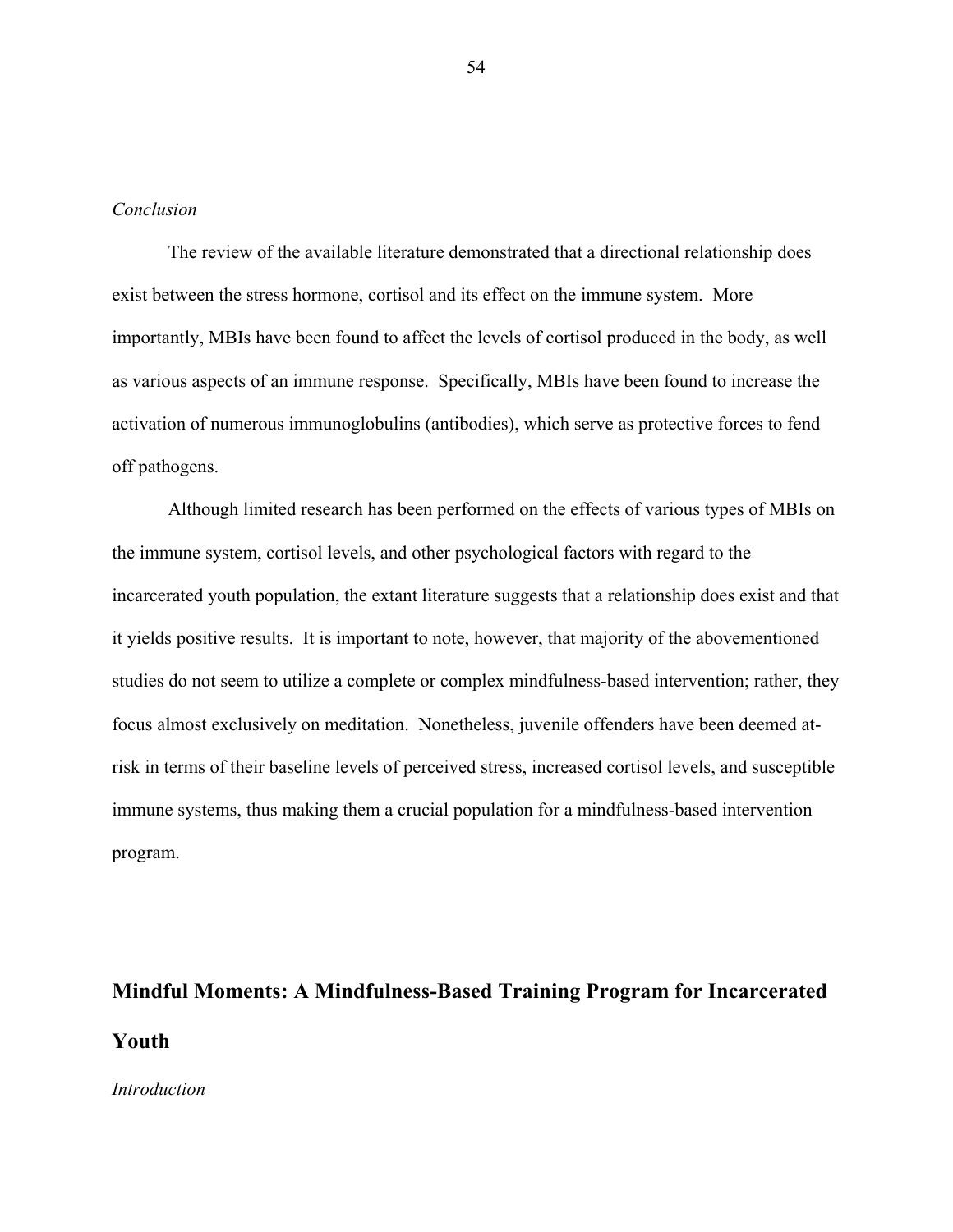*Conclusion*

The review of the available literature demonstrated that a directional relationship does exist between the stress hormone, cortisol and its effect on the immune system. More importantly, MBIs have been found to affect the levels of cortisol produced in the body, as well as various aspects of an immune response. Specifically, MBIs have been found to increase the activation of numerous immunoglobulins (antibodies), which serve as protective forces to fend off pathogens.

Although limited research has been performed on the effects of various types of MBIs on the immune system, cortisol levels, and other psychological factors with regard to the incarcerated youth population, the extant literature suggests that a relationship does exist and that it yields positive results. It is important to note, however, that majority of the abovementioned studies do not seem to utilize a complete or complex mindfulness-based intervention; rather, they focus almost exclusively on meditation. Nonetheless, juvenile offenders have been deemed at-risk in terms of their baseline levels of perceived stress, increased cortisol levels, and susceptible immune systems, thus making them a crucial population for a mindfulness-based intervention program.

## Mindful Moments: A Mindfulness-Based Training Program for Incarcerated Youth

*Introduction*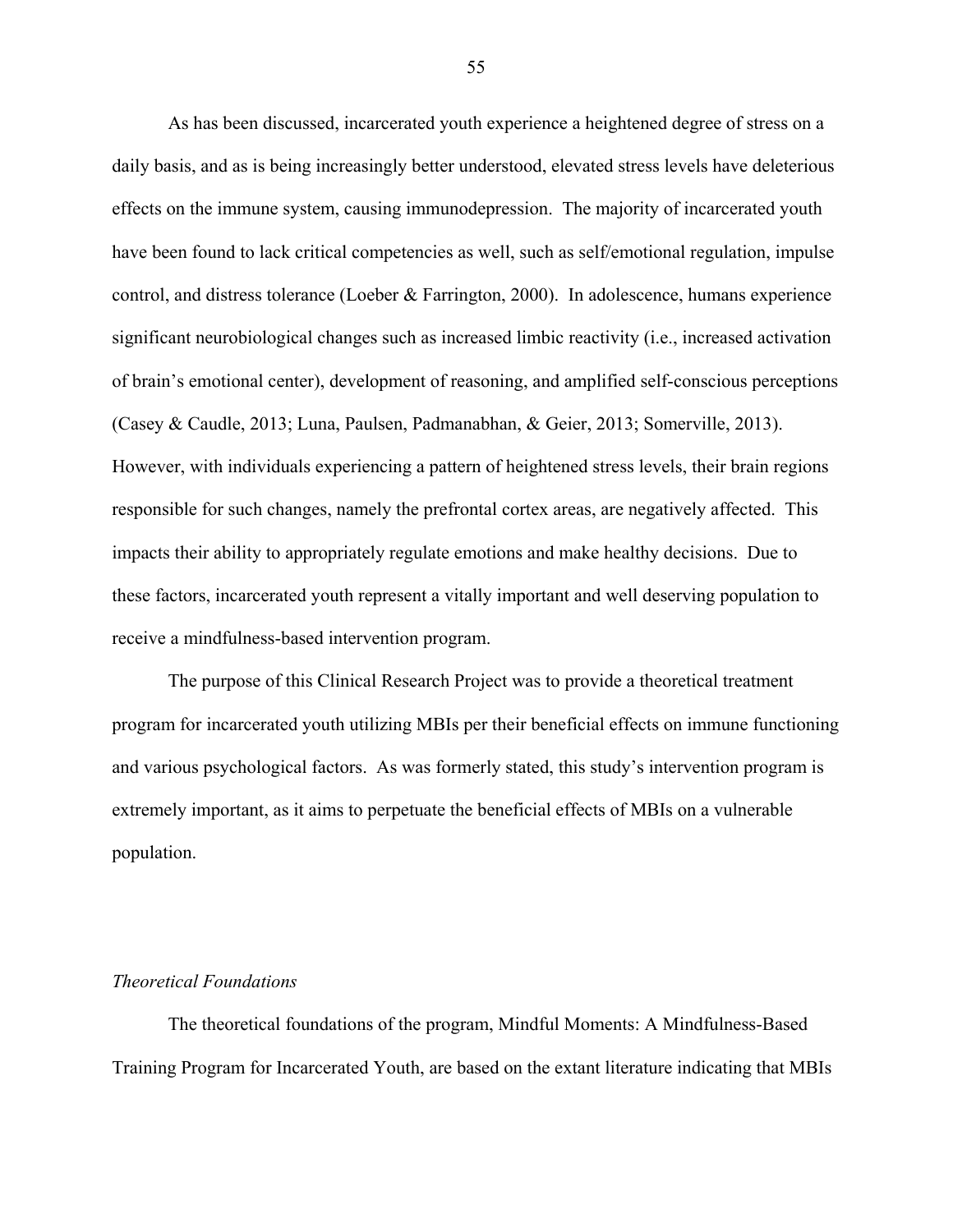As has been discussed, incarcerated youth experience a heightened degree of stress on a daily basis, and as is being increasingly better understood, elevated stress levels have deleterious effects on the immune system, causing immunodepression. The majority of incarcerated youth have been found to lack critical competencies as well, such as self/emotional regulation, impulse control, and distress tolerance (Loeber & Farrington, 2000). In adolescence, humans experience significant neurobiological changes such as increased limbic reactivity (i.e., increased activation of brain's emotional center), development of reasoning, and amplified self-conscious perceptions (Casey & Caudle, 2013; Luna, Paulsen, Padmanabhan, & Geier, 2013; Somerville, 2013). However, with individuals experiencing a pattern of heightened stress levels, their brain regions responsible for such changes, namely the prefrontal cortex areas, are negatively affected. This impacts their ability to appropriately regulate emotions and make healthy decisions. Due to these factors, incarcerated youth represent a vitally important and well deserving population to receive a mindfulness-based intervention program.

The purpose of this Clinical Research Project was to provide a theoretical treatment program for incarcerated youth utilizing MBIs per their beneficial effects on immune functioning and various psychological factors. As was formerly stated, this study's intervention program is extremely important, as it aims to perpetuate the beneficial effects of MBIs on a vulnerable population.

*Theoretical Foundations*

The theoretical foundations of the program, Mindful Moments: A Mindfulness-Based Training Program for Incarcerated Youth, are based on the extant literature indicating that MBIs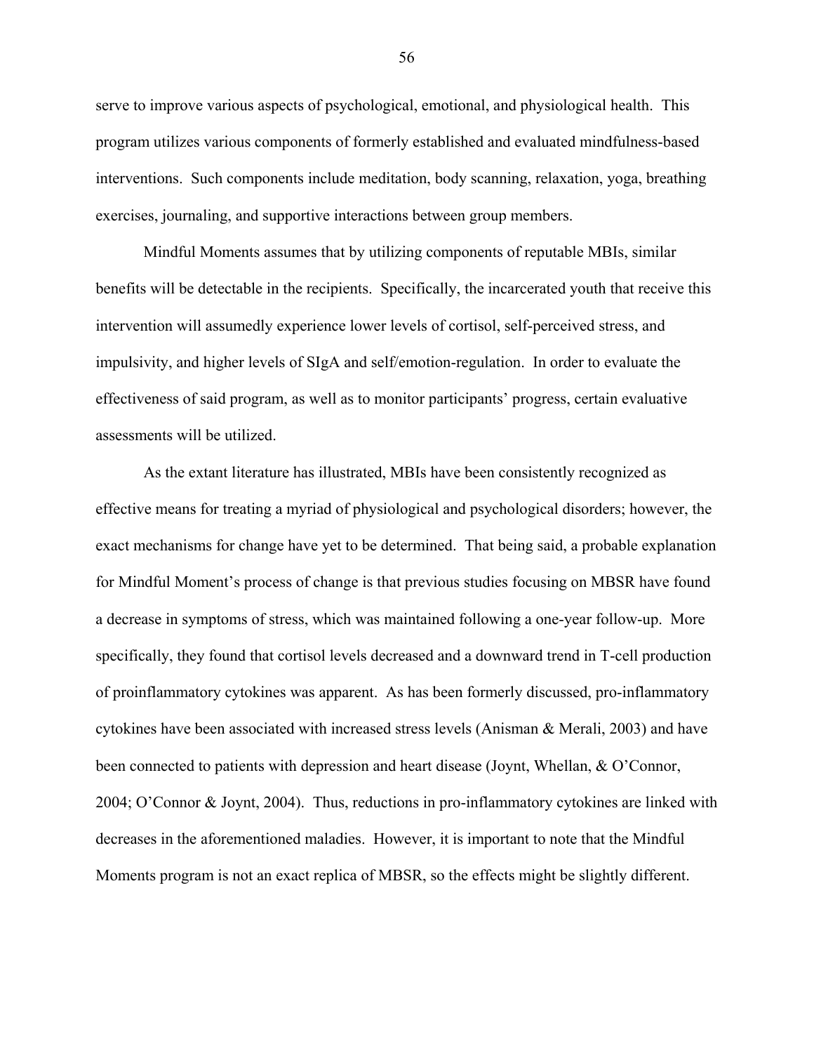serve to improve various aspects of psychological, emotional, and physiological health. This program utilizes various components of formerly established and evaluated mindfulness-based interventions. Such components include meditation, body scanning, relaxation, yoga, breathing exercises, journaling, and supportive interactions between group members.

Mindful Moments assumes that by utilizing components of reputable MBIs, similar benefits will be detectable in the recipients. Specifically, the incarcerated youth that receive this intervention will assumedly experience lower levels of cortisol, self-perceived stress, and impulsivity, and higher levels of SIgA and self/emotion-regulation. In order to evaluate the effectiveness of said program, as well as to monitor participants' progress, certain evaluative assessments will be utilized.

As the extant literature has illustrated, MBIs have been consistently recognized as effective means for treating a myriad of physiological and psychological disorders; however, the exact mechanisms for change have yet to be determined. That being said, a probable explanation for Mindful Moment's process of change is that previous studies focusing on MBSR have found a decrease in symptoms of stress, which was maintained following a one-year follow-up. More specifically, they found that cortisol levels decreased and a downward trend in T-cell production of proinflammatory cytokines was apparent. As has been formerly discussed, pro-inflammatory cytokines have been associated with increased stress levels (Anisman & Merali, 2003) and have been connected to patients with depression and heart disease (Joynt, Whellan, & O'Connor, 2004; O'Connor & Joynt, 2004). Thus, reductions in pro-inflammatory cytokines are linked with decreases in the aforementioned maladies. However, it is important to note that the Mindful Moments program is not an exact replica of MBSR, so the effects might be slightly different.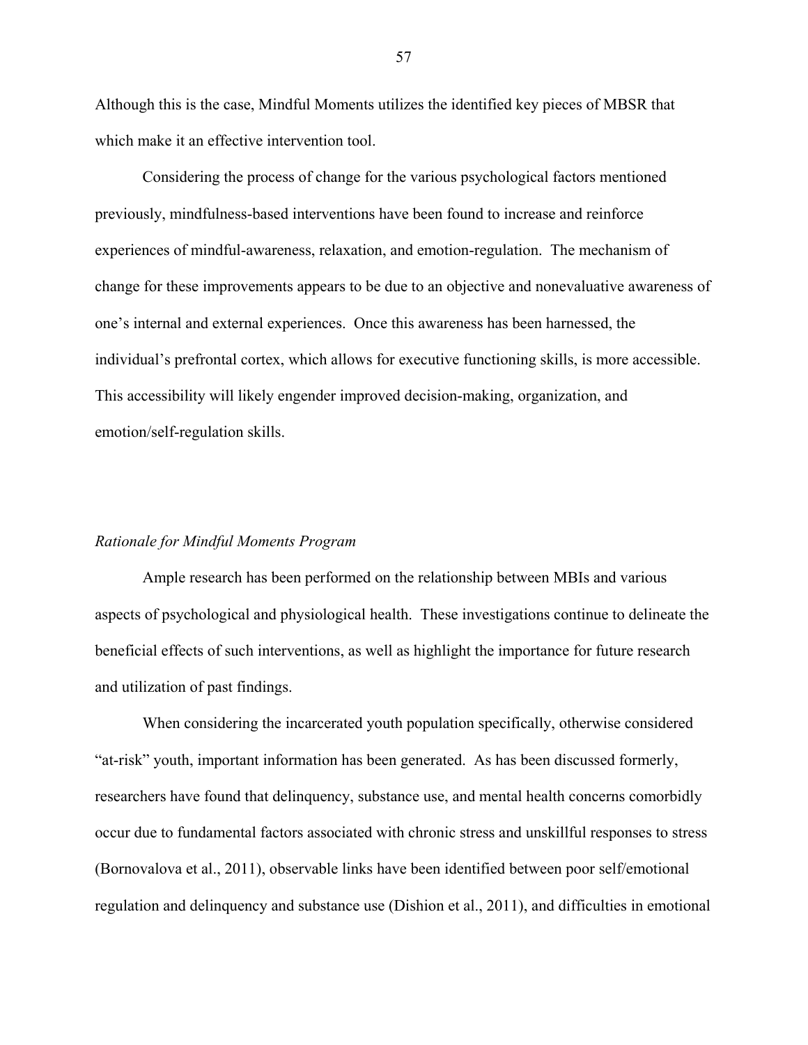Although this is the case, Mindful Moments utilizes the identified key pieces of MBSR that which make it an effective intervention tool.

Considering the process of change for the various psychological factors mentioned previously, mindfulness-based interventions have been found to increase and reinforce experiences of mindful-awareness, relaxation, and emotion-regulation. The mechanism of change for these improvements appears to be due to an objective and nonevaluative awareness of one's internal and external experiences. Once this awareness has been harnessed, the individual's prefrontal cortex, which allows for executive functioning skills, is more accessible. This accessibility will likely engender improved decision-making, organization, and emotion/self-regulation skills.

*Rationale for Mindful Moments Program*

Ample research has been performed on the relationship between MBIs and various aspects of psychological and physiological health. These investigations continue to delineate the beneficial effects of such interventions, as well as highlight the importance for future research and utilization of past findings.

When considering the incarcerated youth population specifically, otherwise considered "at-risk" youth, important information has been generated. As has been discussed formerly, researchers have found that delinquency, substance use, and mental health concerns comorbidly occur due to fundamental factors associated with chronic stress and unskillful responses to stress (Bornovalova et al., 2011), observable links have been identified between poor self/emotional regulation and delinquency and substance use (Dishion et al., 2011), and difficulties in emotional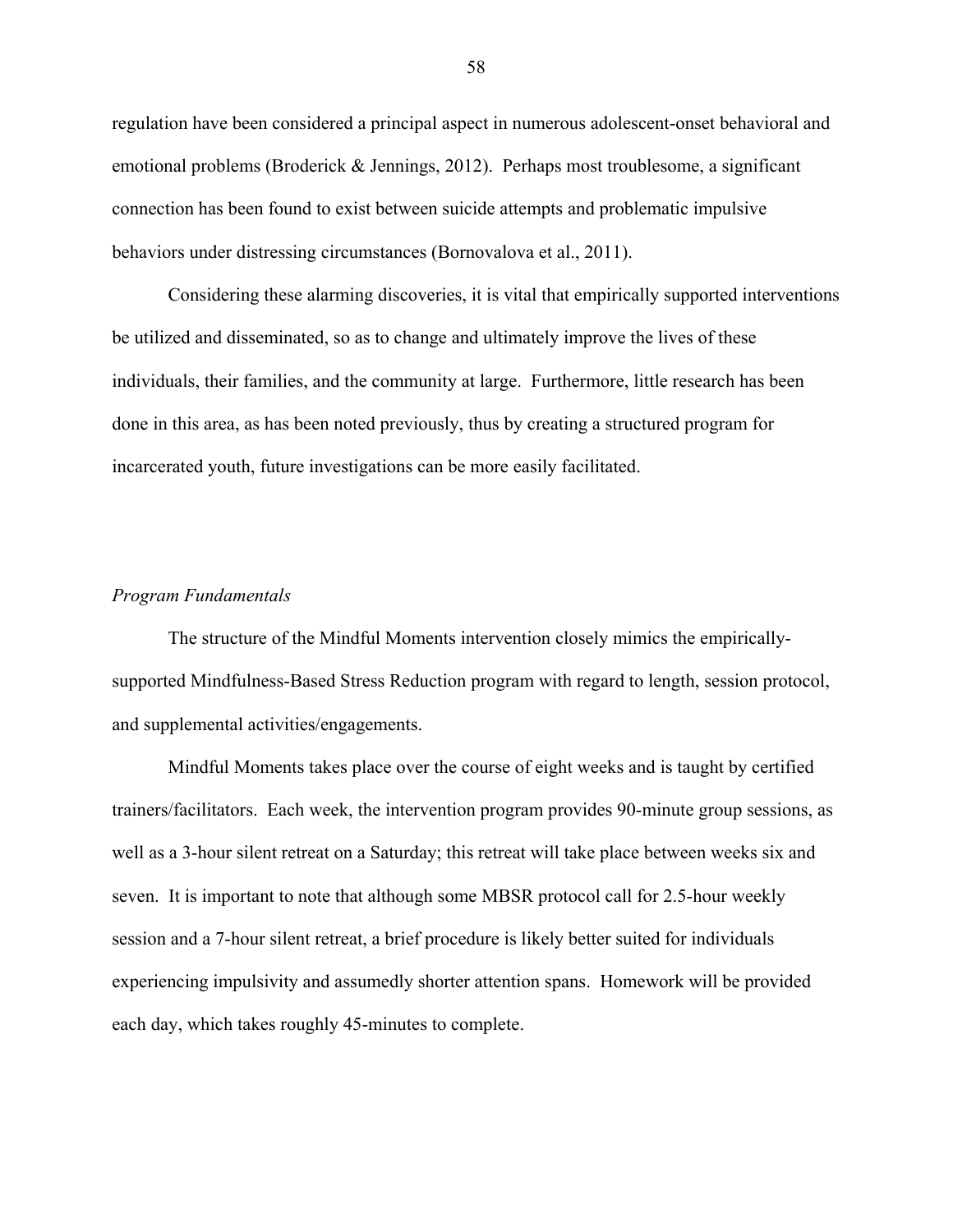regulation have been considered a principal aspect in numerous adolescent-onset behavioral and emotional problems (Broderick & Jennings, 2012). Perhaps most troublesome, a significant connection has been found to exist between suicide attempts and problematic impulsive behaviors under distressing circumstances (Bornovalova et al., 2011).

Considering these alarming discoveries, it is vital that empirically supported interventions be utilized and disseminated, so as to change and ultimately improve the lives of these individuals, their families, and the community at large. Furthermore, little research has been done in this area, as has been noted previously, thus by creating a structured program for incarcerated youth, future investigations can be more easily facilitated.

*Program Fundamentals*

The structure of the Mindful Moments intervention closely mimics the empirically-supported Mindfulness-Based Stress Reduction program with regard to length, session protocol, and supplemental activities/engagements.

Mindful Moments takes place over the course of eight weeks and is taught by certified trainers/facilitators. Each week, the intervention program provides 90-minute group sessions, as well as a 3-hour silent retreat on a Saturday; this retreat will take place between weeks six and seven. It is important to note that although some MBSR protocol call for 2.5-hour weekly session and a 7-hour silent retreat, a brief procedure is likely better suited for individuals experiencing impulsivity and assumedly shorter attention spans. Homework will be provided each day, which takes roughly 45-minutes to complete.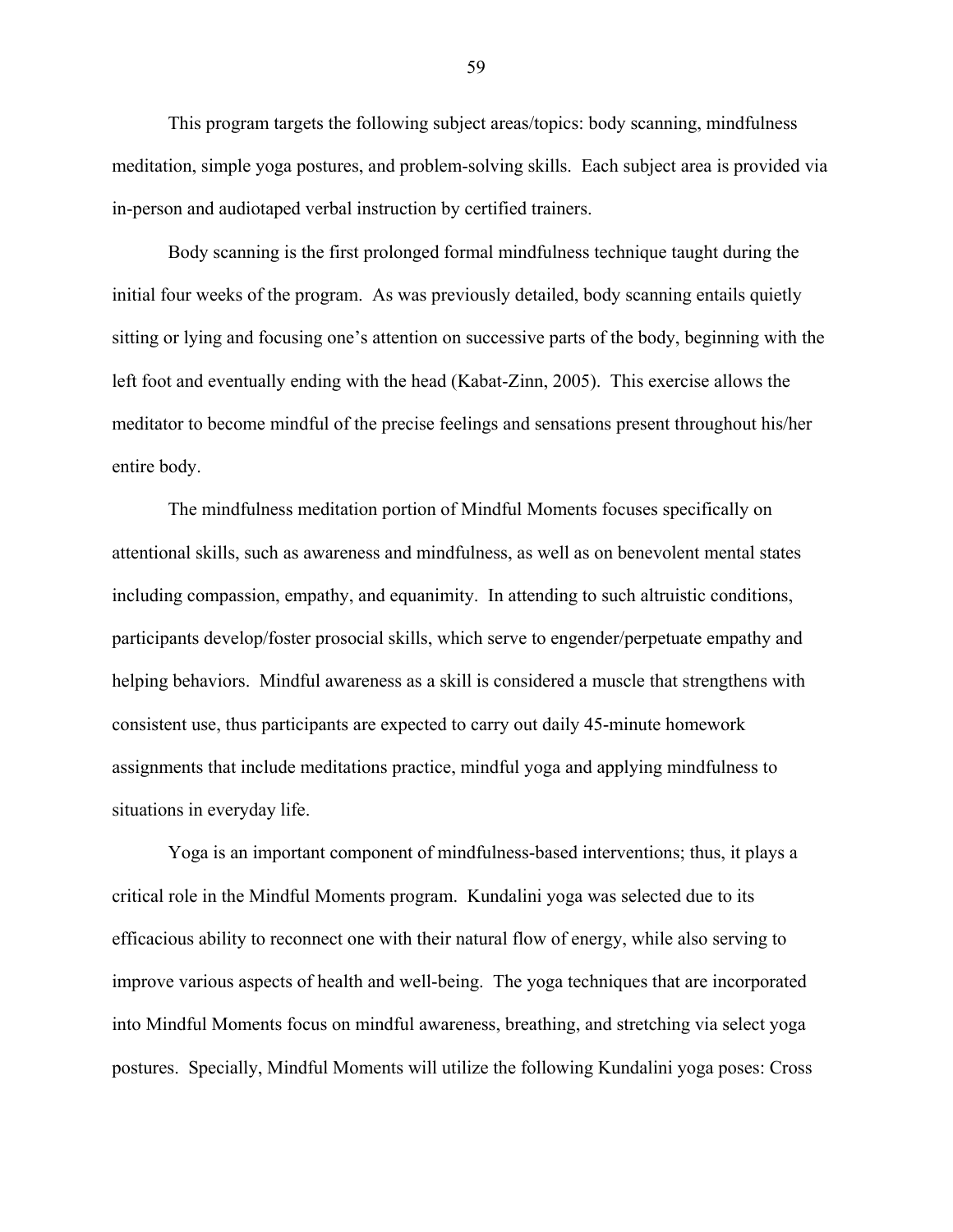This program targets the following subject areas/topics: body scanning, mindfulness meditation, simple yoga postures, and problem-solving skills. Each subject area is provided via in-person and audiotaped verbal instruction by certified trainers.

Body scanning is the first prolonged formal mindfulness technique taught during the initial four weeks of the program. As was previously detailed, body scanning entails quietly sitting or lying and focusing one's attention on successive parts of the body, beginning with the left foot and eventually ending with the head (Kabat-Zinn, 2005). This exercise allows the meditator to become mindful of the precise feelings and sensations present throughout his/her entire body.

The mindfulness meditation portion of Mindful Moments focuses specifically on attentional skills, such as awareness and mindfulness, as well as on benevolent mental states including compassion, empathy, and equanimity. In attending to such altruistic conditions, participants develop/foster prosocial skills, which serve to engender/perpetuate empathy and helping behaviors. Mindful awareness as a skill is considered a muscle that strengthens with consistent use, thus participants are expected to carry out daily 45-minute homework assignments that include meditations practice, mindful yoga and applying mindfulness to situations in everyday life.

Yoga is an important component of mindfulness-based interventions; thus, it plays a critical role in the Mindful Moments program. Kundalini yoga was selected due to its efficacious ability to reconnect one with their natural flow of energy, while also serving to improve various aspects of health and well-being. The yoga techniques that are incorporated into Mindful Moments focus on mindful awareness, breathing, and stretching via select yoga postures. Specially, Mindful Moments will utilize the following Kundalini yoga poses: Cross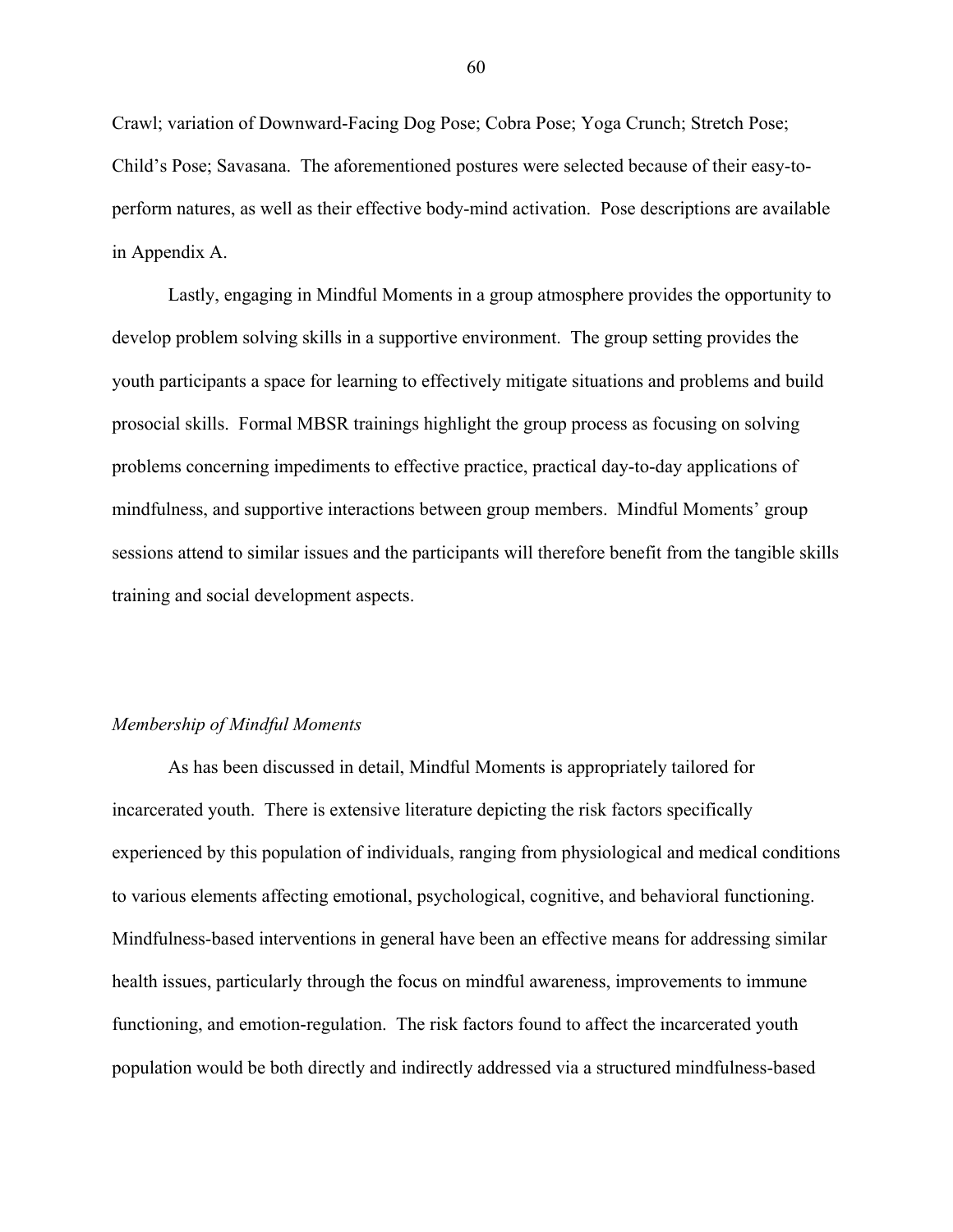Crawl; variation of Downward-Facing Dog Pose; Cobra Pose; Yoga Crunch; Stretch Pose; Child's Pose; Savasana. The aforementioned postures were selected because of their easy-to-perform natures, as well as their effective body-mind activation. Pose descriptions are available in Appendix A.

Lastly, engaging in Mindful Moments in a group atmosphere provides the opportunity to develop problem solving skills in a supportive environment. The group setting provides the youth participants a space for learning to effectively mitigate situations and problems and build prosocial skills. Formal MBSR trainings highlight the group process as focusing on solving problems concerning impediments to effective practice, practical day-to-day applications of mindfulness, and supportive interactions between group members. Mindful Moments' group sessions attend to similar issues and the participants will therefore benefit from the tangible skills training and social development aspects.

*Membership of Mindful Moments*

As has been discussed in detail, Mindful Moments is appropriately tailored for incarcerated youth. There is extensive literature depicting the risk factors specifically experienced by this population of individuals, ranging from physiological and medical conditions to various elements affecting emotional, psychological, cognitive, and behavioral functioning. Mindfulness-based interventions in general have been an effective means for addressing similar health issues, particularly through the focus on mindful awareness, improvements to immune functioning, and emotion-regulation. The risk factors found to affect the incarcerated youth population would be both directly and indirectly addressed via a structured mindfulness-based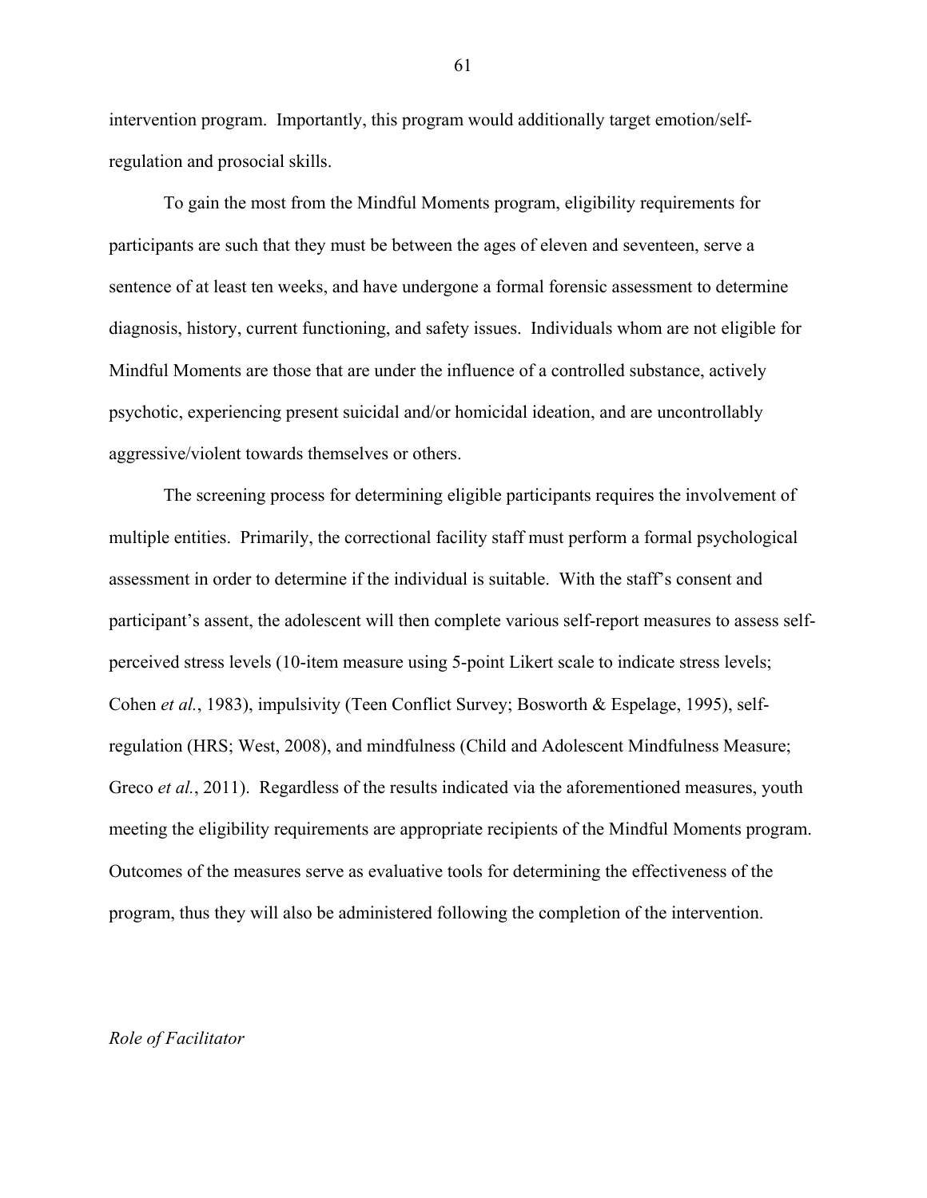intervention program. Importantly, this program would additionally target emotion/self-regulation and prosocial skills.

To gain the most from the Mindful Moments program, eligibility requirements for participants are such that they must be between the ages of eleven and seventeen, serve a sentence of at least ten weeks, and have undergone a formal forensic assessment to determine diagnosis, history, current functioning, and safety issues. Individuals whom are not eligible for Mindful Moments are those that are under the influence of a controlled substance, actively psychotic, experiencing present suicidal and/or homicidal ideation, and are uncontrollably aggressive/violent towards themselves or others.

The screening process for determining eligible participants requires the involvement of multiple entities. Primarily, the correctional facility staff must perform a formal psychological assessment in order to determine if the individual is suitable. With the staff's consent and participant's assent, the adolescent will then complete various self-report measures to assess self-perceived stress levels (10-item measure using 5-point Likert scale to indicate stress levels; Cohen *et al.*, 1983), impulsivity (Teen Conflict Survey; Bosworth & Espelage, 1995), self-regulation (HRS; West, 2008), and mindfulness (Child and Adolescent Mindfulness Measure; Greco *et al.*, 2011). Regardless of the results indicated via the aforementioned measures, youth meeting the eligibility requirements are appropriate recipients of the Mindful Moments program. Outcomes of the measures serve as evaluative tools for determining the effectiveness of the program, thus they will also be administered following the completion of the intervention.

*Role of Facilitator*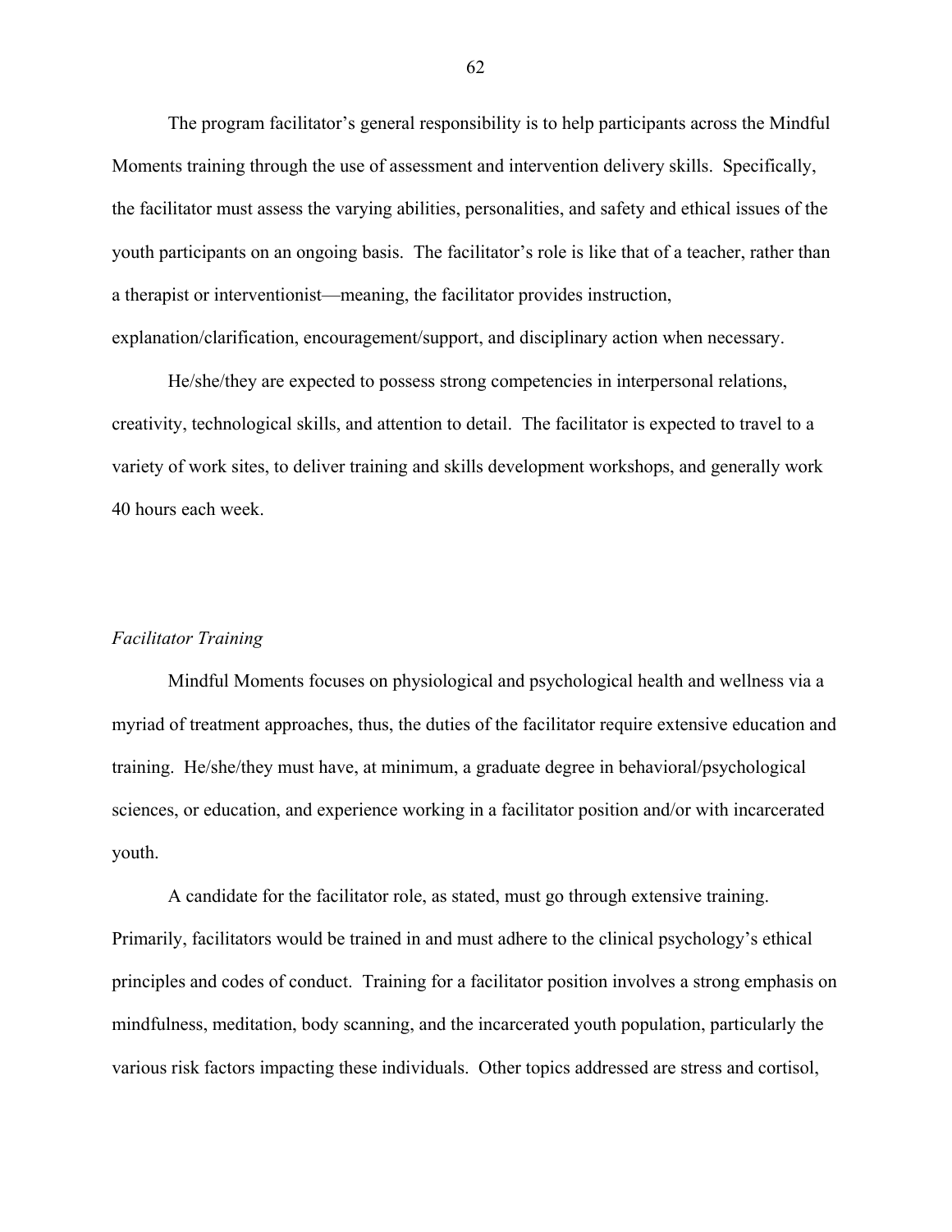The program facilitator's general responsibility is to help participants across the Mindful Moments training through the use of assessment and intervention delivery skills. Specifically, the facilitator must assess the varying abilities, personalities, and safety and ethical issues of the youth participants on an ongoing basis. The facilitator's role is like that of a teacher, rather than a therapist or interventionist—meaning, the facilitator provides instruction, explanation/clarification, encouragement/support, and disciplinary action when necessary.

He/she/they are expected to possess strong competencies in interpersonal relations, creativity, technological skills, and attention to detail. The facilitator is expected to travel to a variety of work sites, to deliver training and skills development workshops, and generally work 40 hours each week.

*Facilitator Training*

Mindful Moments focuses on physiological and psychological health and wellness via a myriad of treatment approaches, thus, the duties of the facilitator require extensive education and training. He/she/they must have, at minimum, a graduate degree in behavioral/psychological sciences, or education, and experience working in a facilitator position and/or with incarcerated youth.

A candidate for the facilitator role, as stated, must go through extensive training. Primarily, facilitators would be trained in and must adhere to the clinical psychology's ethical principles and codes of conduct. Training for a facilitator position involves a strong emphasis on mindfulness, meditation, body scanning, and the incarcerated youth population, particularly the various risk factors impacting these individuals. Other topics addressed are stress and cortisol,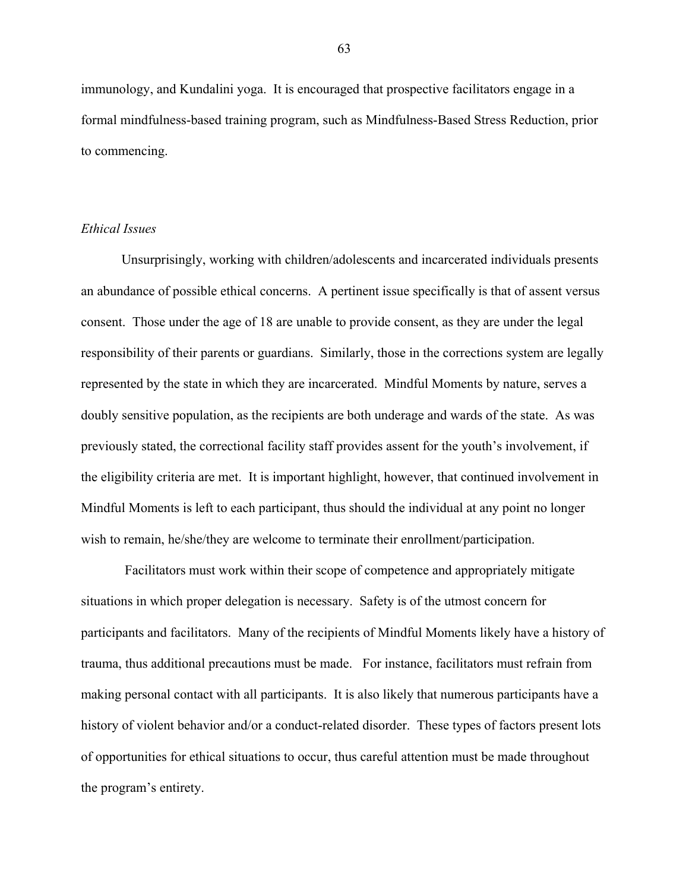immunology, and Kundalini yoga. It is encouraged that prospective facilitators engage in a formal mindfulness-based training program, such as Mindfulness-Based Stress Reduction, prior to commencing.

*Ethical Issues*

Unsurprisingly, working with children/adolescents and incarcerated individuals presents an abundance of possible ethical concerns. A pertinent issue specifically is that of assent versus consent. Those under the age of 18 are unable to provide consent, as they are under the legal responsibility of their parents or guardians. Similarly, those in the corrections system are legally represented by the state in which they are incarcerated. Mindful Moments by nature, serves a doubly sensitive population, as the recipients are both underage and wards of the state. As was previously stated, the correctional facility staff provides assent for the youth's involvement, if the eligibility criteria are met. It is important highlight, however, that continued involvement in Mindful Moments is left to each participant, thus should the individual at any point no longer wish to remain, he/she/they are welcome to terminate their enrollment/participation.

Facilitators must work within their scope of competence and appropriately mitigate situations in which proper delegation is necessary. Safety is of the utmost concern for participants and facilitators. Many of the recipients of Mindful Moments likely have a history of trauma, thus additional precautions must be made. For instance, facilitators must refrain from making personal contact with all participants. It is also likely that numerous participants have a history of violent behavior and/or a conduct-related disorder. These types of factors present lots of opportunities for ethical situations to occur, thus careful attention must be made throughout the program's entirety.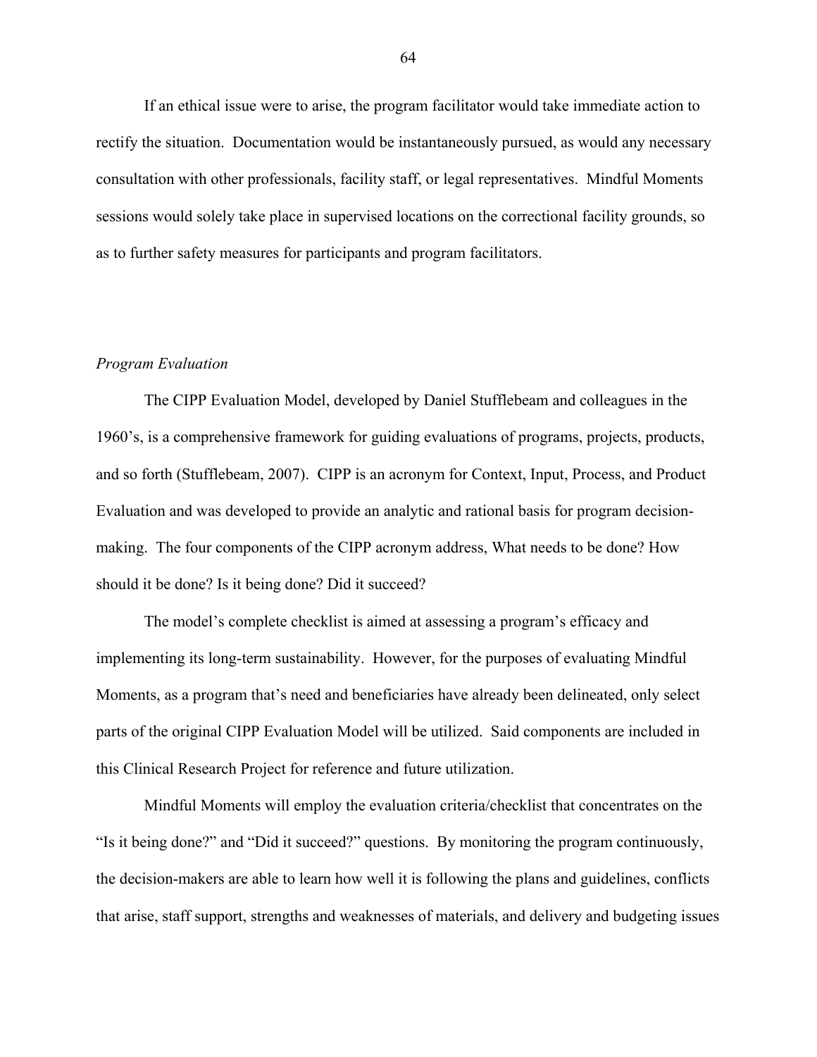If an ethical issue were to arise, the program facilitator would take immediate action to rectify the situation. Documentation would be instantaneously pursued, as would any necessary consultation with other professionals, facility staff, or legal representatives. Mindful Moments sessions would solely take place in supervised locations on the correctional facility grounds, so as to further safety measures for participants and program facilitators.

*Program Evaluation*

The CIPP Evaluation Model, developed by Daniel Stufflebeam and colleagues in the 1960's, is a comprehensive framework for guiding evaluations of programs, projects, products, and so forth (Stufflebeam, 2007). CIPP is an acronym for Context, Input, Process, and Product Evaluation and was developed to provide an analytic and rational basis for program decision-making. The four components of the CIPP acronym address, What needs to be done? How should it be done? Is it being done? Did it succeed?

The model's complete checklist is aimed at assessing a program's efficacy and implementing its long-term sustainability. However, for the purposes of evaluating Mindful Moments, as a program that's need and beneficiaries have already been delineated, only select parts of the original CIPP Evaluation Model will be utilized. Said components are included in this Clinical Research Project for reference and future utilization.

Mindful Moments will employ the evaluation criteria/checklist that concentrates on the "Is it being done?" and "Did it succeed?" questions. By monitoring the program continuously, the decision-makers are able to learn how well it is following the plans and guidelines, conflicts that arise, staff support, strengths and weaknesses of materials, and delivery and budgeting issues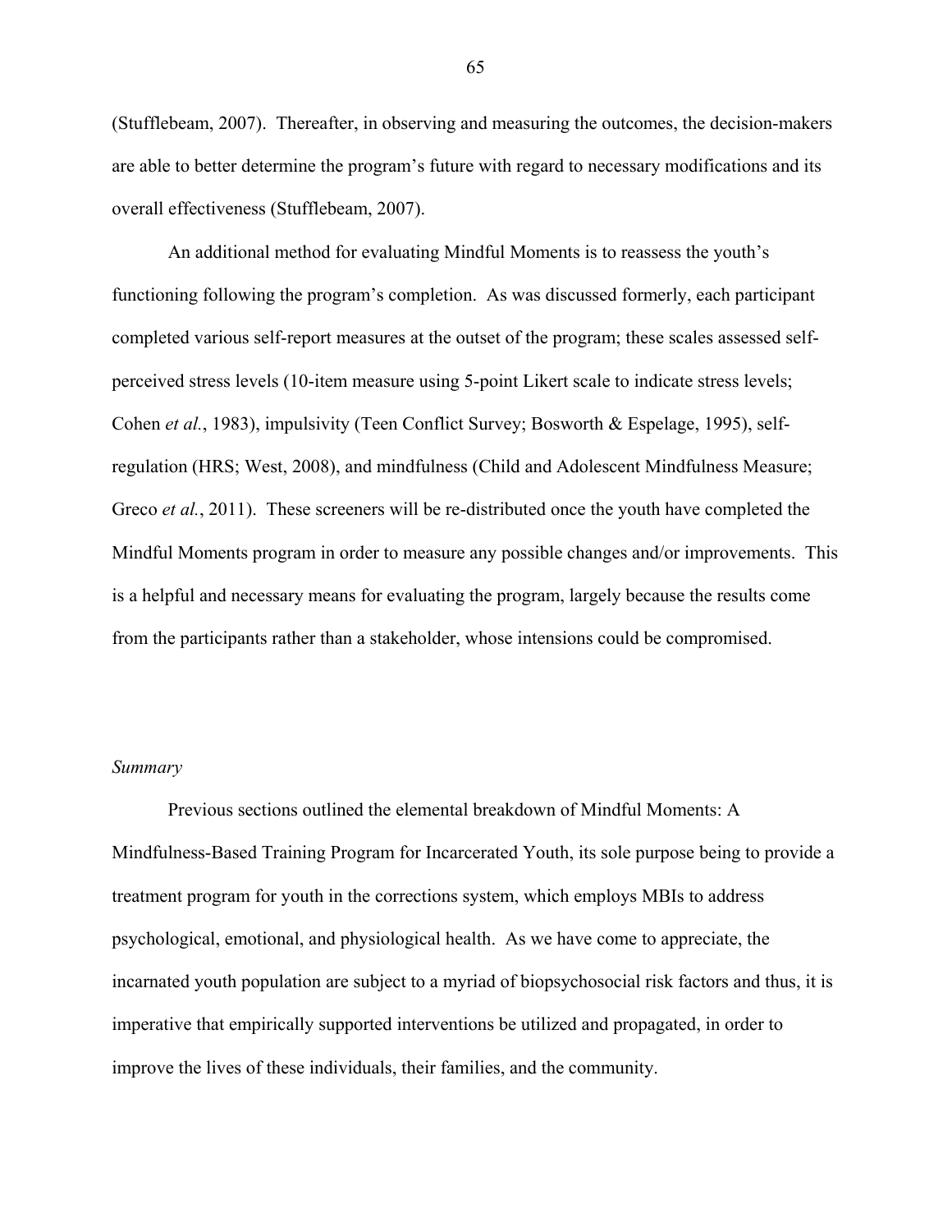(Stufflebeam, 2007). Thereafter, in observing and measuring the outcomes, the decision-makers are able to better determine the program's future with regard to necessary modifications and its overall effectiveness (Stufflebeam, 2007).

An additional method for evaluating Mindful Moments is to reassess the youth's functioning following the program's completion. As was discussed formerly, each participant completed various self-report measures at the outset of the program; these scales assessed self-perceived stress levels (10-item measure using 5-point Likert scale to indicate stress levels; Cohen *et al.*, 1983), impulsivity (Teen Conflict Survey; Bosworth & Espelage, 1995), self-regulation (HRS; West, 2008), and mindfulness (Child and Adolescent Mindfulness Measure; Greco *et al.*, 2011). These screeners will be re-distributed once the youth have completed the Mindful Moments program in order to measure any possible changes and/or improvements. This is a helpful and necessary means for evaluating the program, largely because the results come from the participants rather than a stakeholder, whose intensions could be compromised.

*Summary*

Previous sections outlined the elemental breakdown of Mindful Moments: A Mindfulness-Based Training Program for Incarcerated Youth, its sole purpose being to provide a treatment program for youth in the corrections system, which employs MBIs to address psychological, emotional, and physiological health. As we have come to appreciate, the incarnated youth population are subject to a myriad of biopsychosocial risk factors and thus, it is imperative that empirically supported interventions be utilized and propagated, in order to improve the lives of these individuals, their families, and the community.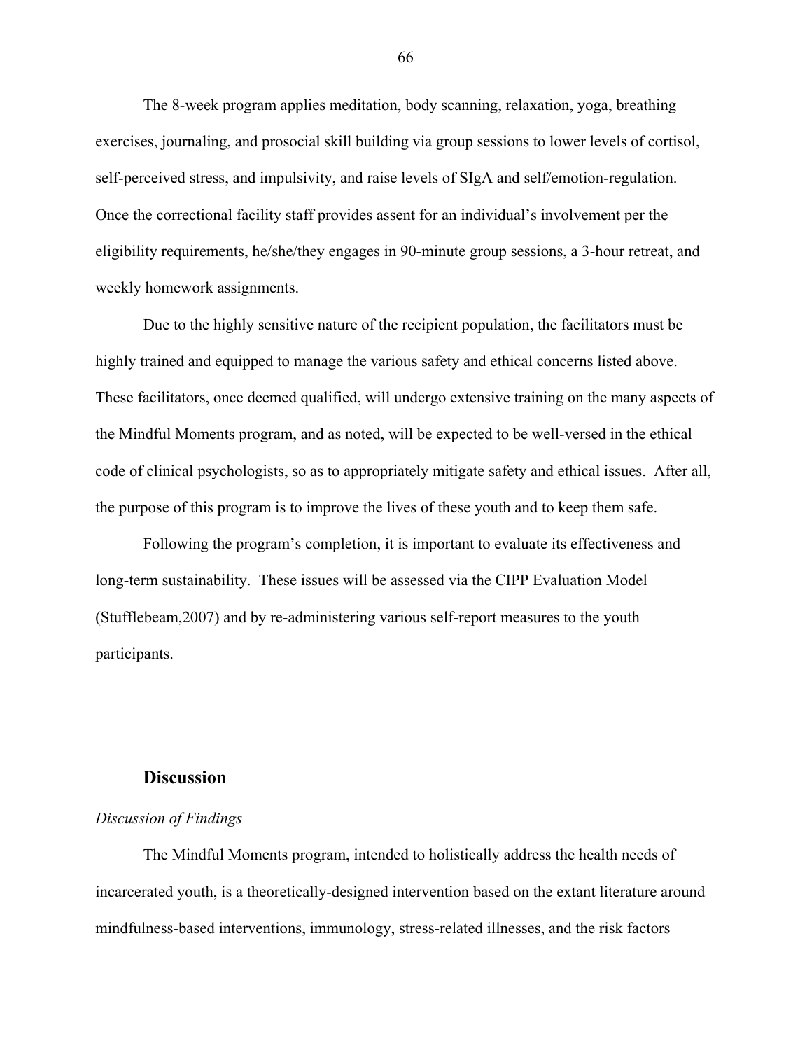The 8-week program applies meditation, body scanning, relaxation, yoga, breathing exercises, journaling, and prosocial skill building via group sessions to lower levels of cortisol, self-perceived stress, and impulsivity, and raise levels of SIgA and self/emotion-regulation. Once the correctional facility staff provides assent for an individual's involvement per the eligibility requirements, he/she/they engages in 90-minute group sessions, a 3-hour retreat, and weekly homework assignments.

Due to the highly sensitive nature of the recipient population, the facilitators must be highly trained and equipped to manage the various safety and ethical concerns listed above. These facilitators, once deemed qualified, will undergo extensive training on the many aspects of the Mindful Moments program, and as noted, will be expected to be well-versed in the ethical code of clinical psychologists, so as to appropriately mitigate safety and ethical issues. After all, the purpose of this program is to improve the lives of these youth and to keep them safe.

Following the program's completion, it is important to evaluate its effectiveness and long-term sustainability. These issues will be assessed via the CIPP Evaluation Model (Stufflebeam,2007) and by re-administering various self-report measures to the youth participants.

## Discussion

*Discussion of Findings*

The Mindful Moments program, intended to holistically address the health needs of incarcerated youth, is a theoretically-designed intervention based on the extant literature around mindfulness-based interventions, immunology, stress-related illnesses, and the risk factors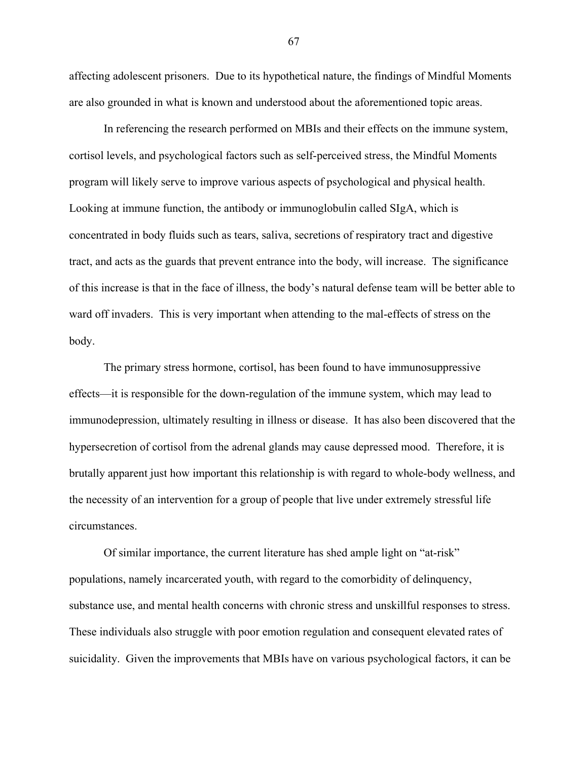affecting adolescent prisoners. Due to its hypothetical nature, the findings of Mindful Moments are also grounded in what is known and understood about the aforementioned topic areas.

In referencing the research performed on MBIs and their effects on the immune system, cortisol levels, and psychological factors such as self-perceived stress, the Mindful Moments program will likely serve to improve various aspects of psychological and physical health. Looking at immune function, the antibody or immunoglobulin called SIgA, which is concentrated in body fluids such as tears, saliva, secretions of respiratory tract and digestive tract, and acts as the guards that prevent entrance into the body, will increase. The significance of this increase is that in the face of illness, the body's natural defense team will be better able to ward off invaders. This is very important when attending to the mal-effects of stress on the body.

The primary stress hormone, cortisol, has been found to have immunosuppressive effects—it is responsible for the down-regulation of the immune system, which may lead to immunodepression, ultimately resulting in illness or disease. It has also been discovered that the hypersecretion of cortisol from the adrenal glands may cause depressed mood. Therefore, it is brutally apparent just how important this relationship is with regard to whole-body wellness, and the necessity of an intervention for a group of people that live under extremely stressful life circumstances.

Of similar importance, the current literature has shed ample light on "at-risk" populations, namely incarcerated youth, with regard to the comorbidity of delinquency, substance use, and mental health concerns with chronic stress and unskillful responses to stress. These individuals also struggle with poor emotion regulation and consequent elevated rates of suicidality. Given the improvements that MBIs have on various psychological factors, it can be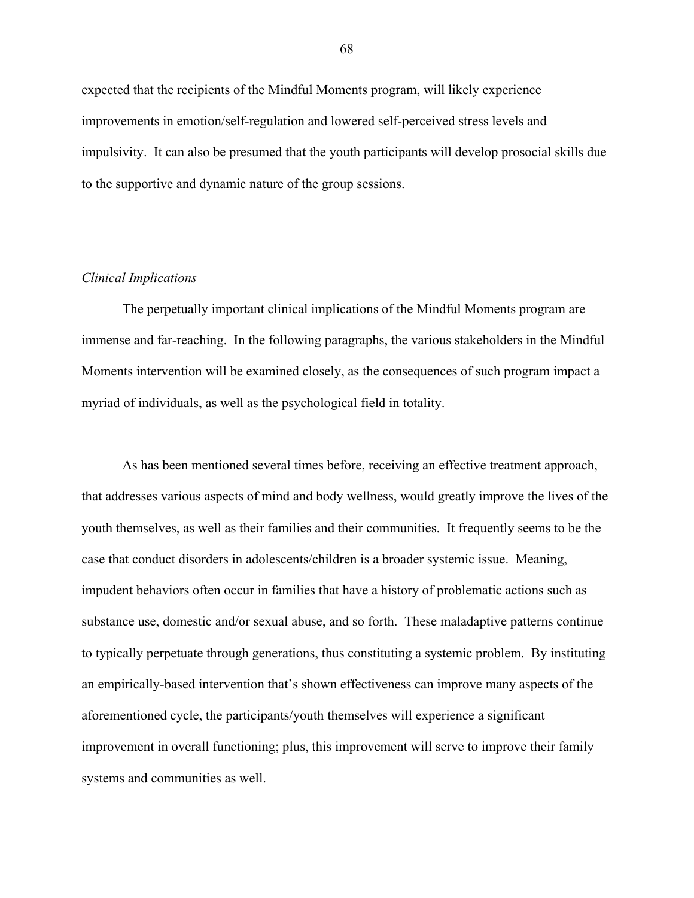expected that the recipients of the Mindful Moments program, will likely experience improvements in emotion/self-regulation and lowered self-perceived stress levels and impulsivity. It can also be presumed that the youth participants will develop prosocial skills due to the supportive and dynamic nature of the group sessions.

*Clinical Implications*

The perpetually important clinical implications of the Mindful Moments program are immense and far-reaching. In the following paragraphs, the various stakeholders in the Mindful Moments intervention will be examined closely, as the consequences of such program impact a myriad of individuals, as well as the psychological field in totality.

As has been mentioned several times before, receiving an effective treatment approach, that addresses various aspects of mind and body wellness, would greatly improve the lives of the youth themselves, as well as their families and their communities. It frequently seems to be the case that conduct disorders in adolescents/children is a broader systemic issue. Meaning, impudent behaviors often occur in families that have a history of problematic actions such as substance use, domestic and/or sexual abuse, and so forth. These maladaptive patterns continue to typically perpetuate through generations, thus constituting a systemic problem. By instituting an empirically-based intervention that's shown effectiveness can improve many aspects of the aforementioned cycle, the participants/youth themselves will experience a significant improvement in overall functioning; plus, this improvement will serve to improve their family systems and communities as well.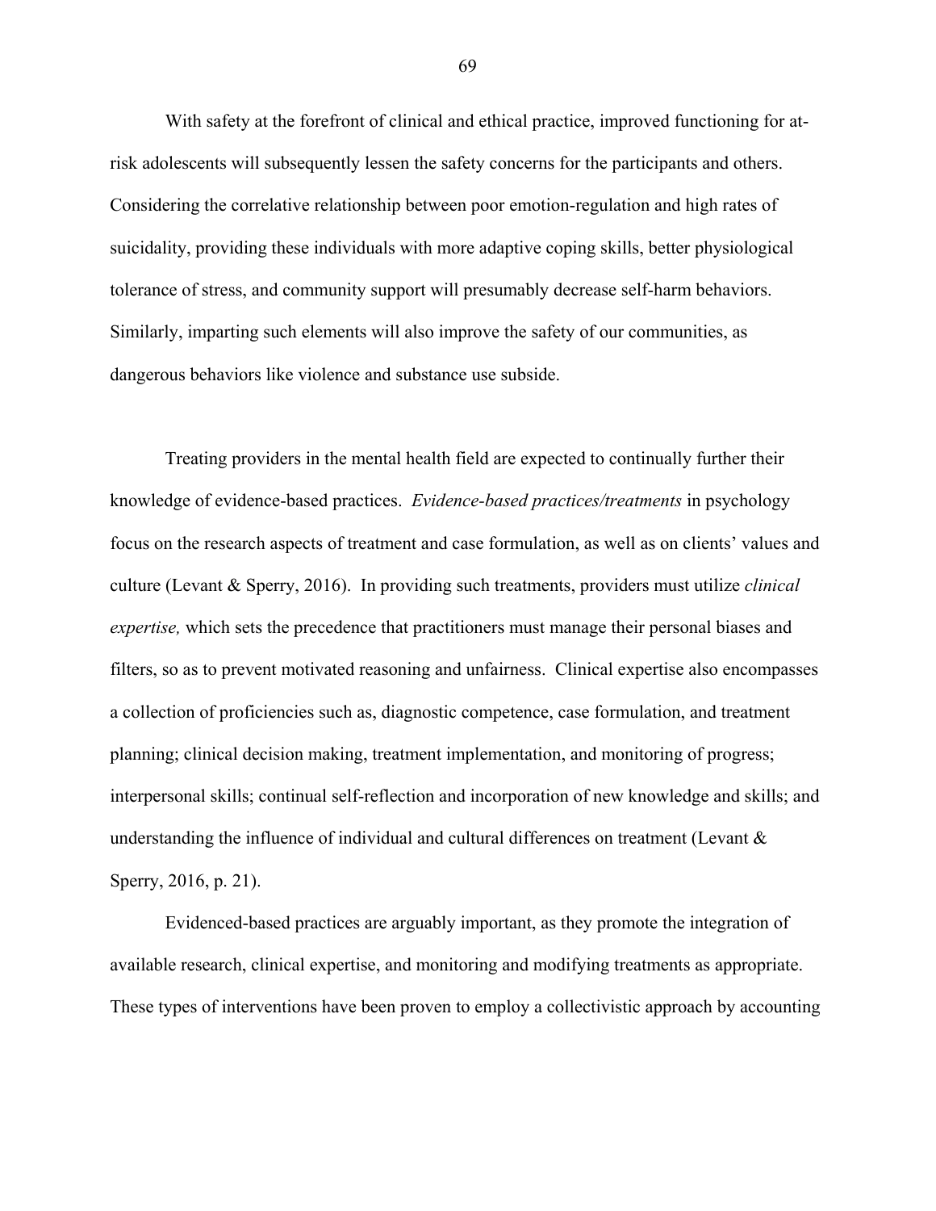With safety at the forefront of clinical and ethical practice, improved functioning for at-risk adolescents will subsequently lessen the safety concerns for the participants and others. Considering the correlative relationship between poor emotion-regulation and high rates of suicidality, providing these individuals with more adaptive coping skills, better physiological tolerance of stress, and community support will presumably decrease self-harm behaviors. Similarly, imparting such elements will also improve the safety of our communities, as dangerous behaviors like violence and substance use subside.

Treating providers in the mental health field are expected to continually further their knowledge of evidence-based practices. *Evidence-based practices/treatments* in psychology focus on the research aspects of treatment and case formulation, as well as on clients' values and culture (Levant & Sperry, 2016). In providing such treatments, providers must utilize *clinical expertise,* which sets the precedence that practitioners must manage their personal biases and filters, so as to prevent motivated reasoning and unfairness. Clinical expertise also encompasses a collection of proficiencies such as, diagnostic competence, case formulation, and treatment planning; clinical decision making, treatment implementation, and monitoring of progress; interpersonal skills; continual self-reflection and incorporation of new knowledge and skills; and understanding the influence of individual and cultural differences on treatment (Levant & Sperry, 2016, p. 21).

Evidenced-based practices are arguably important, as they promote the integration of available research, clinical expertise, and monitoring and modifying treatments as appropriate. These types of interventions have been proven to employ a collectivistic approach by accounting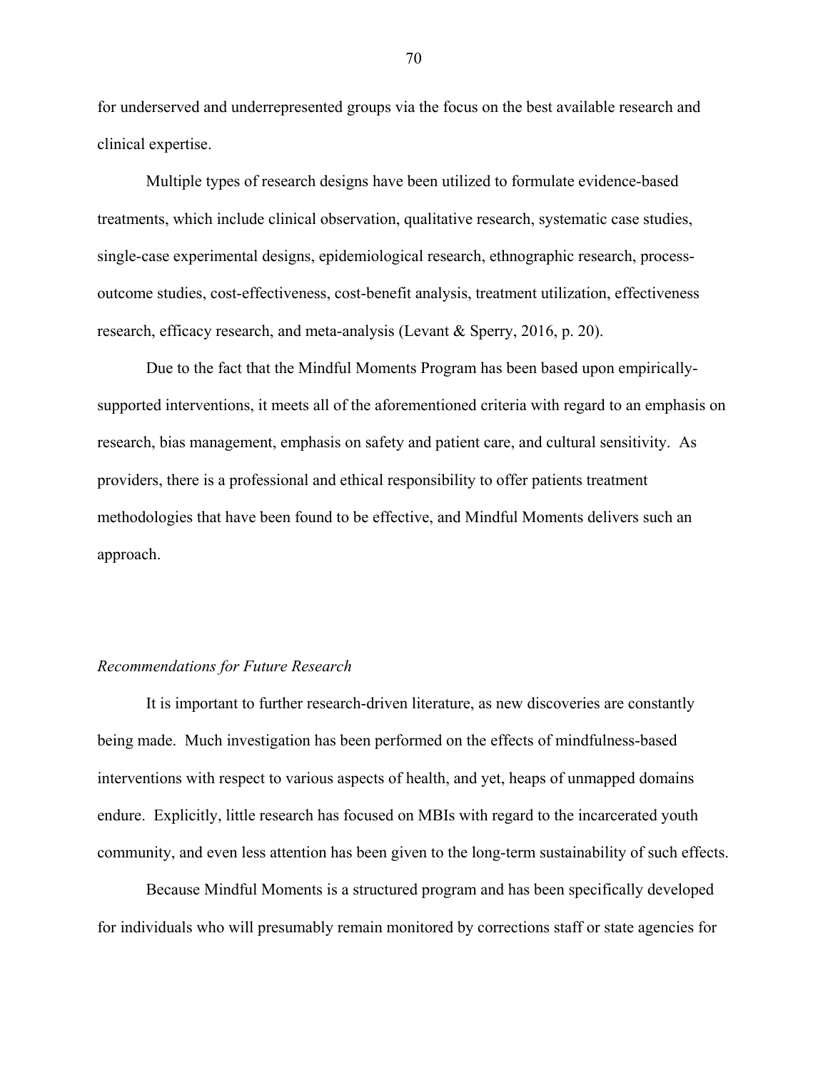for underserved and underrepresented groups via the focus on the best available research and clinical expertise.

Multiple types of research designs have been utilized to formulate evidence-based treatments, which include clinical observation, qualitative research, systematic case studies, single-case experimental designs, epidemiological research, ethnographic research, process-outcome studies, cost-effectiveness, cost-benefit analysis, treatment utilization, effectiveness research, efficacy research, and meta-analysis (Levant & Sperry, 2016, p. 20).

Due to the fact that the Mindful Moments Program has been based upon empirically-supported interventions, it meets all of the aforementioned criteria with regard to an emphasis on research, bias management, emphasis on safety and patient care, and cultural sensitivity. As providers, there is a professional and ethical responsibility to offer patients treatment methodologies that have been found to be effective, and Mindful Moments delivers such an approach.

*Recommendations for Future Research*

It is important to further research-driven literature, as new discoveries are constantly being made. Much investigation has been performed on the effects of mindfulness-based interventions with respect to various aspects of health, and yet, heaps of unmapped domains endure. Explicitly, little research has focused on MBIs with regard to the incarcerated youth community, and even less attention has been given to the long-term sustainability of such effects.

Because Mindful Moments is a structured program and has been specifically developed for individuals who will presumably remain monitored by corrections staff or state agencies for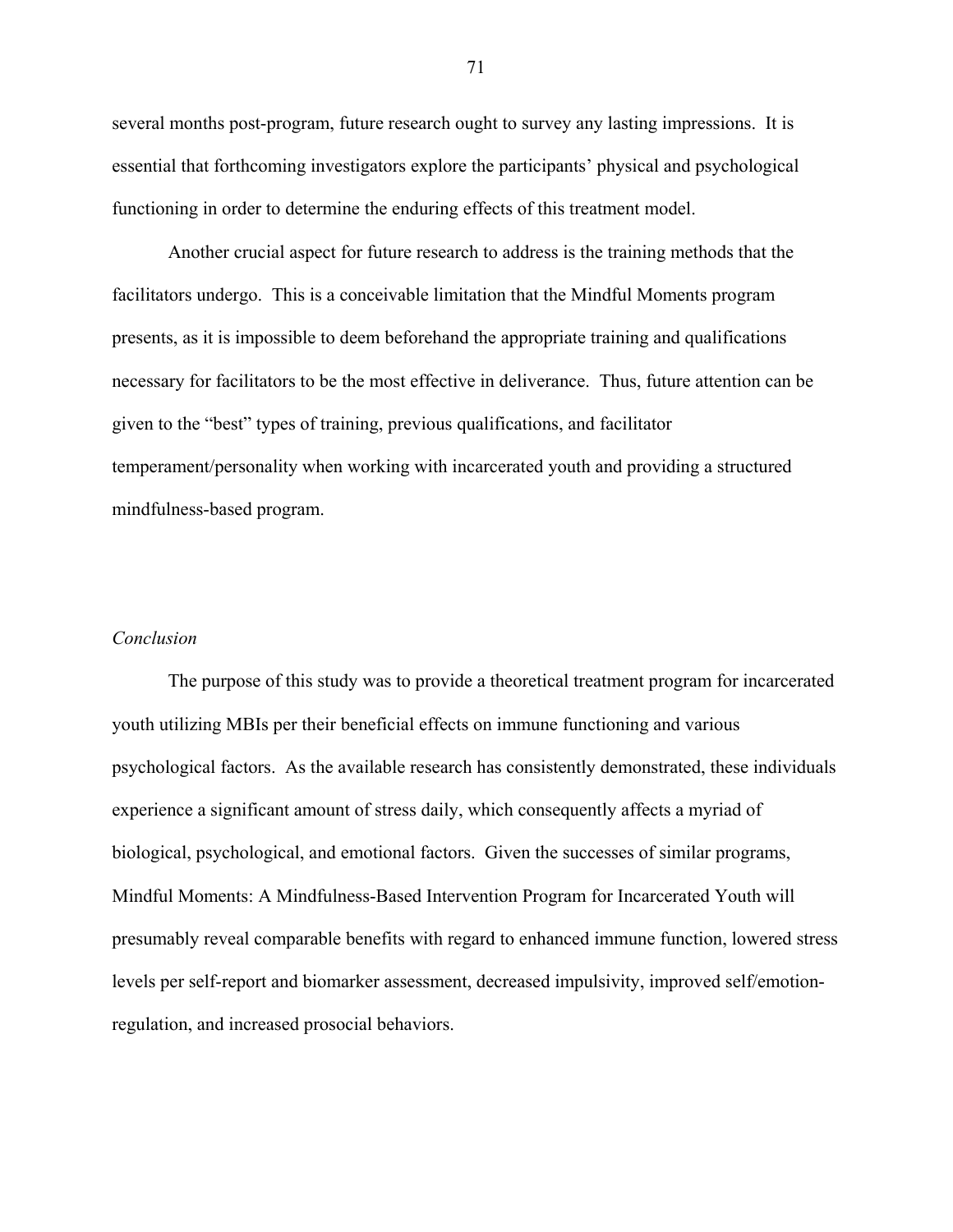several months post-program, future research ought to survey any lasting impressions. It is essential that forthcoming investigators explore the participants' physical and psychological functioning in order to determine the enduring effects of this treatment model.

Another crucial aspect for future research to address is the training methods that the facilitators undergo. This is a conceivable limitation that the Mindful Moments program presents, as it is impossible to deem beforehand the appropriate training and qualifications necessary for facilitators to be the most effective in deliverance. Thus, future attention can be given to the "best" types of training, previous qualifications, and facilitator temperament/personality when working with incarcerated youth and providing a structured mindfulness-based program.

*Conclusion*

The purpose of this study was to provide a theoretical treatment program for incarcerated youth utilizing MBIs per their beneficial effects on immune functioning and various psychological factors. As the available research has consistently demonstrated, these individuals experience a significant amount of stress daily, which consequently affects a myriad of biological, psychological, and emotional factors. Given the successes of similar programs, Mindful Moments: A Mindfulness-Based Intervention Program for Incarcerated Youth will presumably reveal comparable benefits with regard to enhanced immune function, lowered stress levels per self-report and biomarker assessment, decreased impulsivity, improved self/emotion-regulation, and increased prosocial behaviors.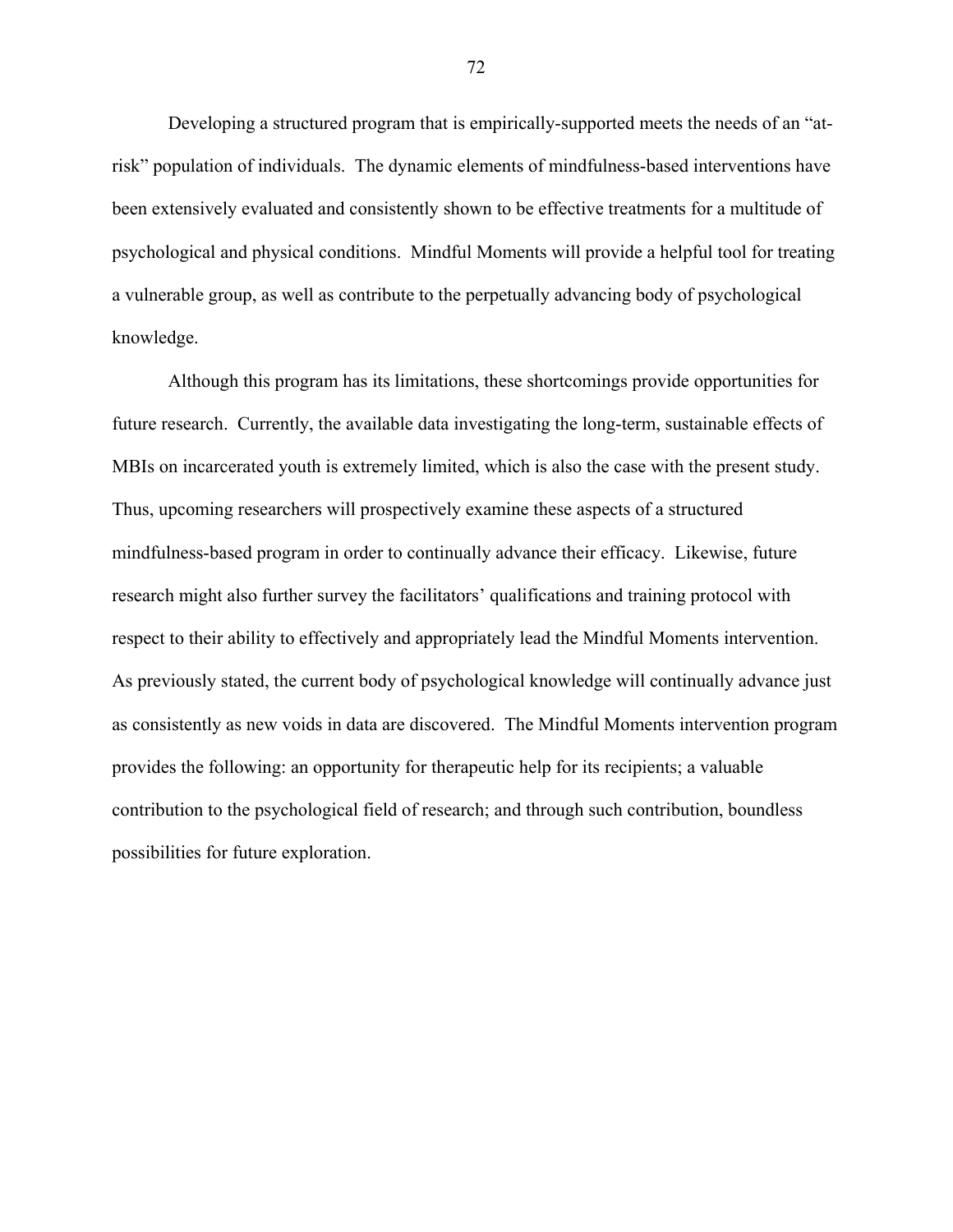Developing a structured program that is empirically-supported meets the needs of an "at-risk" population of individuals. The dynamic elements of mindfulness-based interventions have been extensively evaluated and consistently shown to be effective treatments for a multitude of psychological and physical conditions. Mindful Moments will provide a helpful tool for treating a vulnerable group, as well as contribute to the perpetually advancing body of psychological knowledge.

Although this program has its limitations, these shortcomings provide opportunities for future research. Currently, the available data investigating the long-term, sustainable effects of MBIs on incarcerated youth is extremely limited, which is also the case with the present study. Thus, upcoming researchers will prospectively examine these aspects of a structured mindfulness-based program in order to continually advance their efficacy. Likewise, future research might also further survey the facilitators' qualifications and training protocol with respect to their ability to effectively and appropriately lead the Mindful Moments intervention. As previously stated, the current body of psychological knowledge will continually advance just as consistently as new voids in data are discovered. The Mindful Moments intervention program provides the following: an opportunity for therapeutic help for its recipients; a valuable contribution to the psychological field of research; and through such contribution, boundless possibilities for future exploration.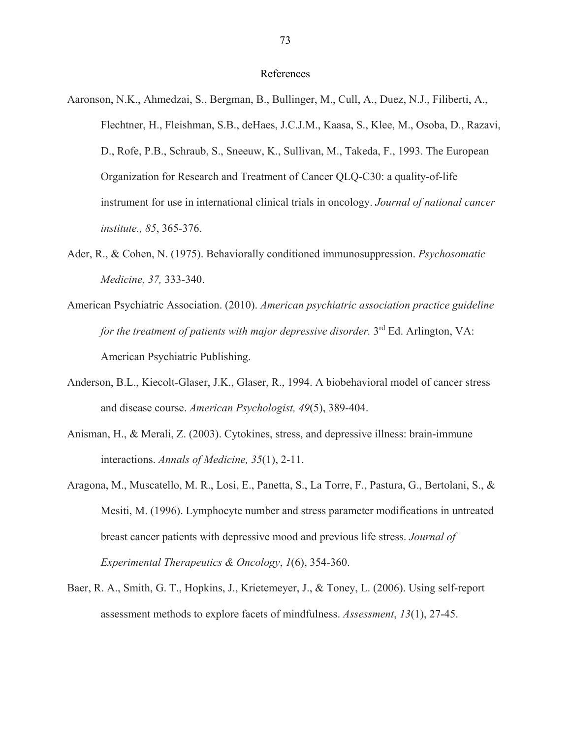# References

Aaronson, N.K., Ahmedzai, S., Bergman, B., Bullinger, M., Cull, A., Duez, N.J., Filiberti, A., Flechtner, H., Fleishman, S.B., deHaes, J.C.J.M., Kaasa, S., Klee, M., Osoba, D., Razavi, D., Rofe, P.B., Schraub, S., Sneeuw, K., Sullivan, M., Takeda, F., 1993. The European Organization for Research and Treatment of Cancer QLQ-C30: a quality-of-life instrument for use in international clinical trials in oncology. *Journal of national cancer institute., 85*, 365-376.

Ader, R., & Cohen, N. (1975). Behaviorally conditioned immunosuppression. *Psychosomatic Medicine, 37,* 333-340.

American Psychiatric Association. (2010). *American psychiatric association practice guideline for the treatment of patients with major depressive disorder.* 3rd Ed. Arlington, VA: American Psychiatric Publishing.

Anderson, B.L., Kiecolt-Glaser, J.K., Glaser, R., 1994. A biobehavioral model of cancer stress and disease course. *American Psychologist, 49*(5), 389-404.

Anisman, H., & Merali, Z. (2003). Cytokines, stress, and depressive illness: brain-immune interactions. *Annals of Medicine, 35*(1), 2-11.

Aragona, M., Muscatello, M. R., Losi, E., Panetta, S., La Torre, F., Pastura, G., Bertolani, S., & Mesiti, M. (1996). Lymphocyte number and stress parameter modifications in untreated breast cancer patients with depressive mood and previous life stress. *Journal of Experimental Therapeutics & Oncology*, *1*(6), 354-360.

Baer, R. A., Smith, G. T., Hopkins, J., Krietemeyer, J., & Toney, L. (2006). Using self-report assessment methods to explore facets of mindfulness. *Assessment*, *13*(1), 27-45.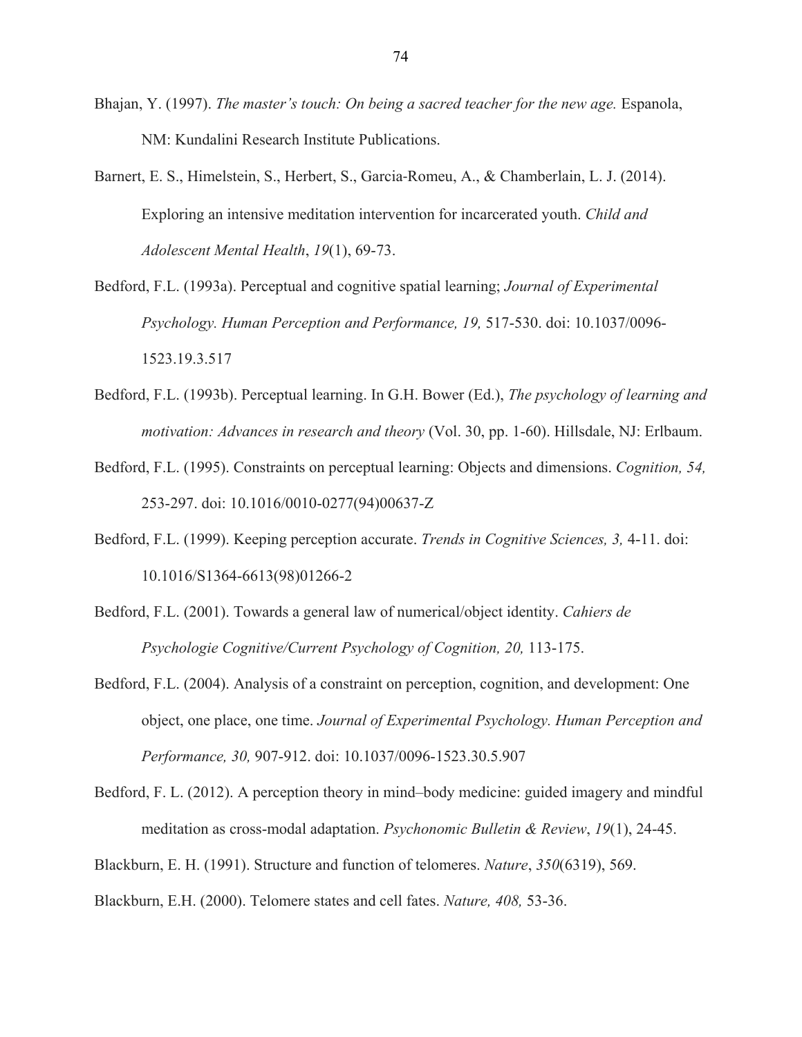Bhajan, Y. (1997). *The master's touch: On being a sacred teacher for the new age.* Espanola, NM: Kundalini Research Institute Publications.

Barnert, E. S., Himelstein, S., Herbert, S., Garcia-Romeu, A., & Chamberlain, L. J. (2014). Exploring an intensive meditation intervention for incarcerated youth. *Child and Adolescent Mental Health*, *19*(1), 69-73.

Bedford, F.L. (1993a). Perceptual and cognitive spatial learning; *Journal of Experimental Psychology. Human Perception and Performance, 19,* 517-530. doi: 10.1037/0096-1523.19.3.517

Bedford, F.L. (1993b). Perceptual learning. In G.H. Bower (Ed.), *The psychology of learning and motivation: Advances in research and theory* (Vol. 30, pp. 1-60). Hillsdale, NJ: Erlbaum.

Bedford, F.L. (1995). Constraints on perceptual learning: Objects and dimensions. *Cognition, 54,* 253-297. doi: 10.1016/0010-0277(94)00637-Z

Bedford, F.L. (1999). Keeping perception accurate. *Trends in Cognitive Sciences, 3,* 4-11. doi: 10.1016/S1364-6613(98)01266-2

Bedford, F.L. (2001). Towards a general law of numerical/object identity. *Cahiers de Psychologie Cognitive/Current Psychology of Cognition, 20,* 113-175.

Bedford, F.L. (2004). Analysis of a constraint on perception, cognition, and development: One object, one place, one time. *Journal of Experimental Psychology. Human Perception and Performance, 30,* 907-912. doi: 10.1037/0096-1523.30.5.907

Bedford, F. L. (2012). A perception theory in mind–body medicine: guided imagery and mindful meditation as cross-modal adaptation. *Psychonomic Bulletin & Review*, *19*(1), 24-45.

Blackburn, E. H. (1991). Structure and function of telomeres. *Nature*, *350*(6319), 569.

Blackburn, E.H. (2000). Telomere states and cell fates. *Nature, 408,* 53-36.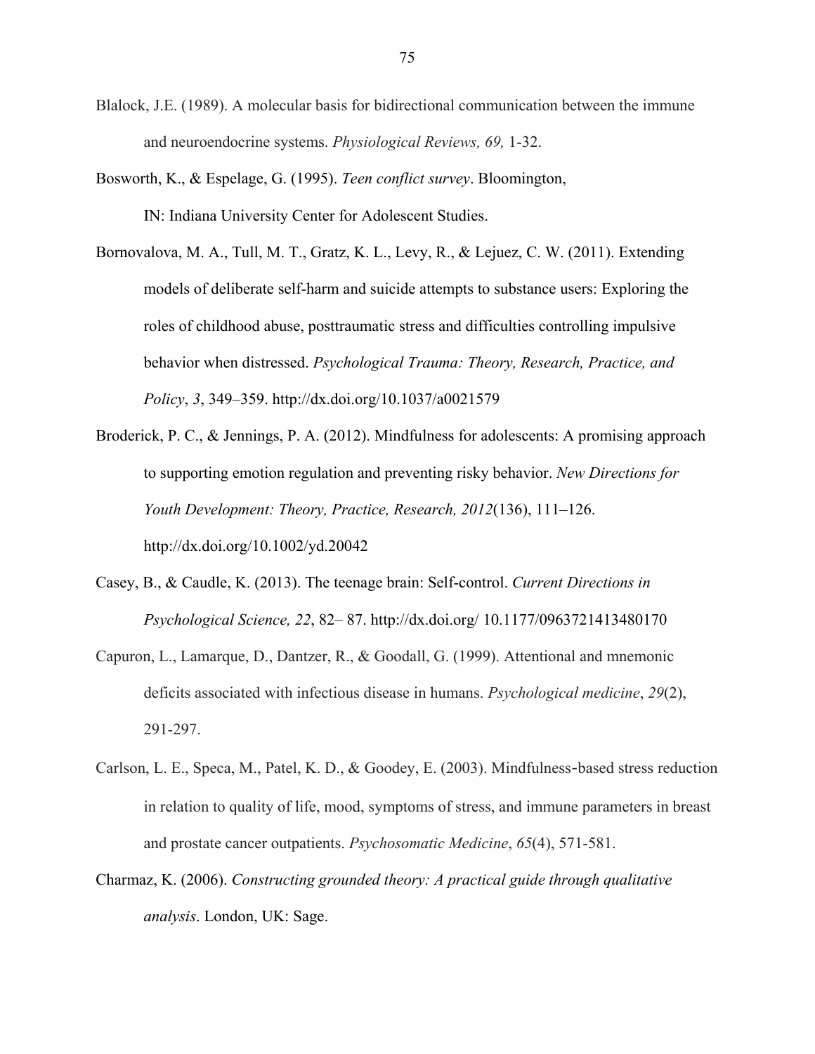Blalock, J.E. (1989). A molecular basis for bidirectional communication between the immune and neuroendocrine systems. *Physiological Reviews, 69,* 1-32.

Bosworth, K., & Espelage, G. (1995). *Teen conflict survey*. Bloomington, IN: Indiana University Center for Adolescent Studies.

Bornovalova, M. A., Tull, M. T., Gratz, K. L., Levy, R., & Lejuez, C. W. (2011). Extending models of deliberate self-harm and suicide attempts to substance users: Exploring the roles of childhood abuse, posttraumatic stress and difficulties controlling impulsive behavior when distressed. *Psychological Trauma: Theory, Research, Practice, and Policy*, *3*, 349–359. http://dx.doi.org/10.1037/a0021579

Broderick, P. C., & Jennings, P. A. (2012). Mindfulness for adolescents: A promising approach to supporting emotion regulation and preventing risky behavior. *New Directions for Youth Development: Theory, Practice, Research, 2012*(136), 111–126. http://dx.doi.org/10.1002/yd.20042

Casey, B., & Caudle, K. (2013). The teenage brain: Self-control. *Current Directions in Psychological Science, 22*, 82– 87. http://dx.doi.org/ 10.1177/0963721413480170

Capuron, L., Lamarque, D., Dantzer, R., & Goodall, G. (1999). Attentional and mnemonic deficits associated with infectious disease in humans. *Psychological medicine*, *29*(2), 291-297.

Carlson, L. E., Speca, M., Patel, K. D., & Goodey, E. (2003). Mindfulness-based stress reduction in relation to quality of life, mood, symptoms of stress, and immune parameters in breast and prostate cancer outpatients. *Psychosomatic Medicine*, *65*(4), 571-581.

Charmaz, K. (2006). *Constructing grounded theory: A practical guide through qualitative analysis*. London, UK: Sage.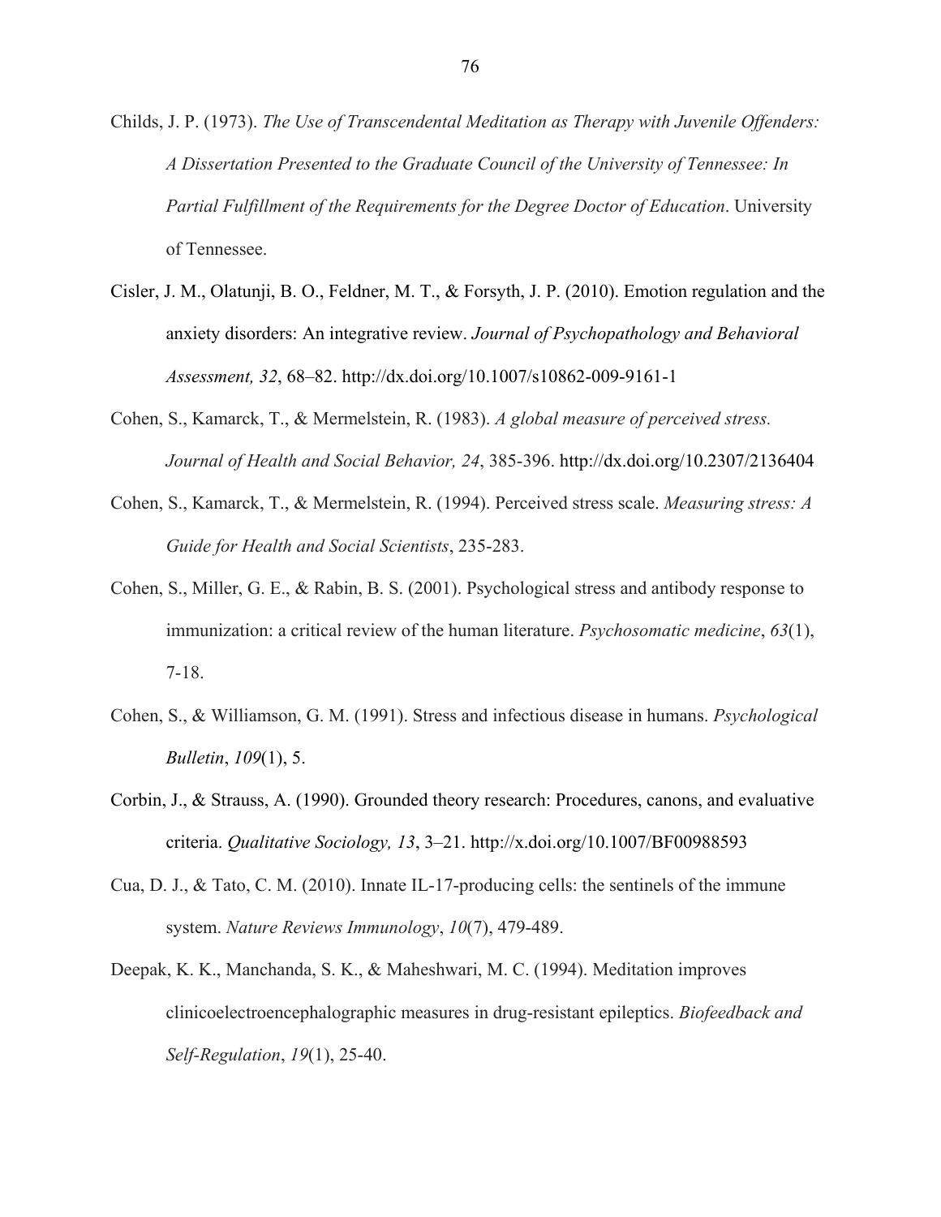Childs, J. P. (1973). *The Use of Transcendental Meditation as Therapy with Juvenile Offenders: A Dissertation Presented to the Graduate Council of the University of Tennessee: In Partial Fulfillment of the Requirements for the Degree Doctor of Education*. University of Tennessee.

Cisler, J. M., Olatunji, B. O., Feldner, M. T., & Forsyth, J. P. (2010). Emotion regulation and the anxiety disorders: An integrative review. *Journal of Psychopathology and Behavioral Assessment, 32*, 68–82. http://dx.doi.org/10.1007/s10862-009-9161-1

Cohen, S., Kamarck, T., & Mermelstein, R. (1983). *A global measure of perceived stress. Journal of Health and Social Behavior, 24*, 385-396. http://dx.doi.org/10.2307/2136404

Cohen, S., Kamarck, T., & Mermelstein, R. (1994). Perceived stress scale. *Measuring stress: A Guide for Health and Social Scientists*, 235-283.

Cohen, S., Miller, G. E., & Rabin, B. S. (2001). Psychological stress and antibody response to immunization: a critical review of the human literature. *Psychosomatic medicine*, *63*(1), 7-18.

Cohen, S., & Williamson, G. M. (1991). Stress and infectious disease in humans. *Psychological Bulletin*, *109*(1), 5.

Corbin, J., & Strauss, A. (1990). Grounded theory research: Procedures, canons, and evaluative criteria. *Qualitative Sociology, 13*, 3–21. http://x.doi.org/10.1007/BF00988593

Cua, D. J., & Tato, C. M. (2010). Innate IL-17-producing cells: the sentinels of the immune system. *Nature Reviews Immunology*, *10*(7), 479-489.

Deepak, K. K., Manchanda, S. K., & Maheshwari, M. C. (1994). Meditation improves clinicoelectroencephalographic measures in drug-resistant epileptics. *Biofeedback and Self-Regulation*, *19*(1), 25-40.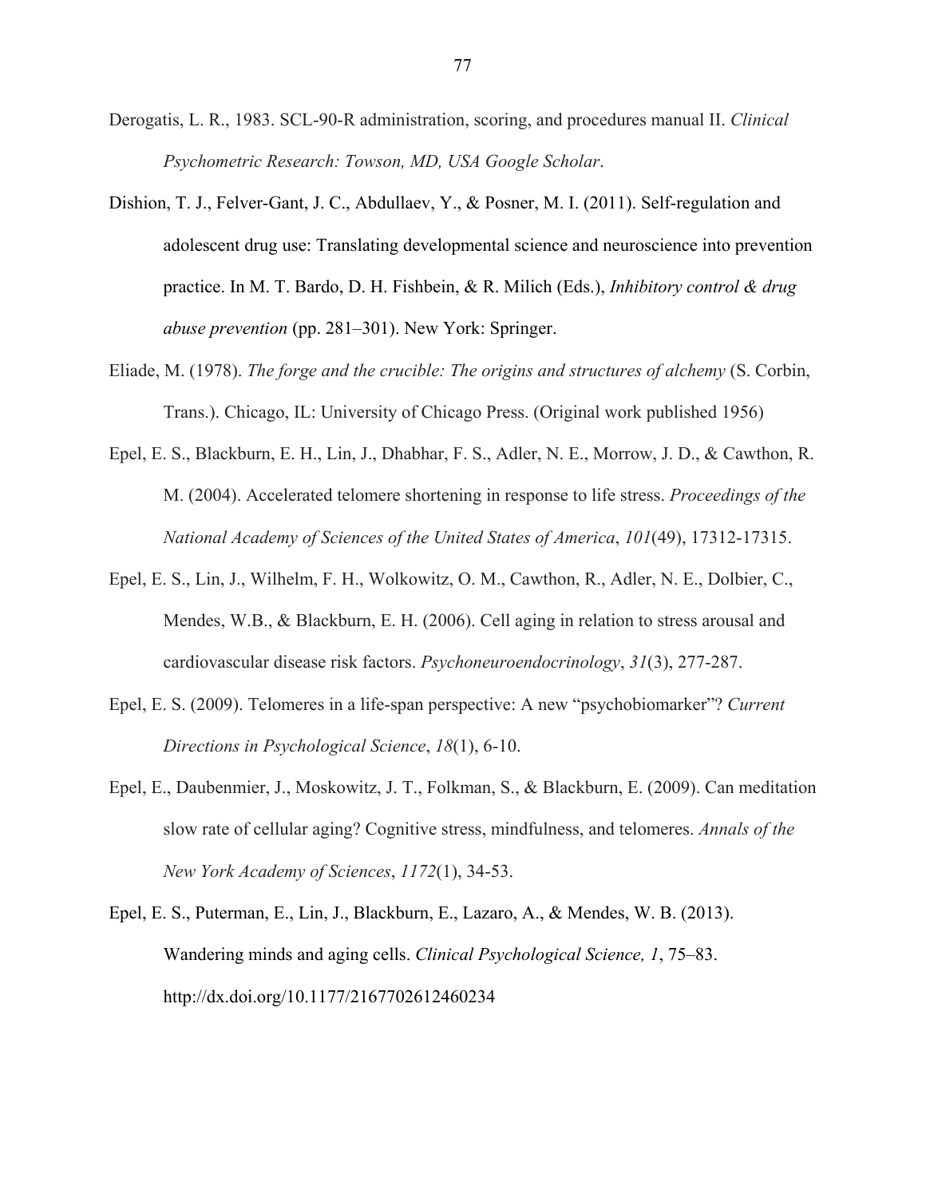Derogatis, L. R., 1983. SCL-90-R administration, scoring, and procedures manual II. *Clinical Psychometric Research: Towson, MD, USA Google Scholar*.

Dishion, T. J., Felver-Gant, J. C., Abdullaev, Y., & Posner, M. I. (2011). Self-regulation and adolescent drug use: Translating developmental science and neuroscience into prevention practice. In M. T. Bardo, D. H. Fishbein, & R. Milich (Eds.), *Inhibitory control & drug abuse prevention* (pp. 281–301). New York: Springer.

Eliade, M. (1978). *The forge and the crucible: The origins and structures of alchemy* (S. Corbin, Trans.). Chicago, IL: University of Chicago Press. (Original work published 1956)

Epel, E. S., Blackburn, E. H., Lin, J., Dhabhar, F. S., Adler, N. E., Morrow, J. D., & Cawthon, R. M. (2004). Accelerated telomere shortening in response to life stress. *Proceedings of the National Academy of Sciences of the United States of America*, *101*(49), 17312-17315.

Epel, E. S., Lin, J., Wilhelm, F. H., Wolkowitz, O. M., Cawthon, R., Adler, N. E., Dolbier, C., Mendes, W.B., & Blackburn, E. H. (2006). Cell aging in relation to stress arousal and cardiovascular disease risk factors. *Psychoneuroendocrinology*, *31*(3), 277-287.

Epel, E. S. (2009). Telomeres in a life-span perspective: A new "psychobiomarker"? *Current Directions in Psychological Science*, *18*(1), 6-10.

Epel, E., Daubenmier, J., Moskowitz, J. T., Folkman, S., & Blackburn, E. (2009). Can meditation slow rate of cellular aging? Cognitive stress, mindfulness, and telomeres. *Annals of the New York Academy of Sciences*, *1172*(1), 34-53.

Epel, E. S., Puterman, E., Lin, J., Blackburn, E., Lazaro, A., & Mendes, W. B. (2013). Wandering minds and aging cells. *Clinical Psychological Science, 1*, 75–83. http://dx.doi.org/10.1177/2167702612460234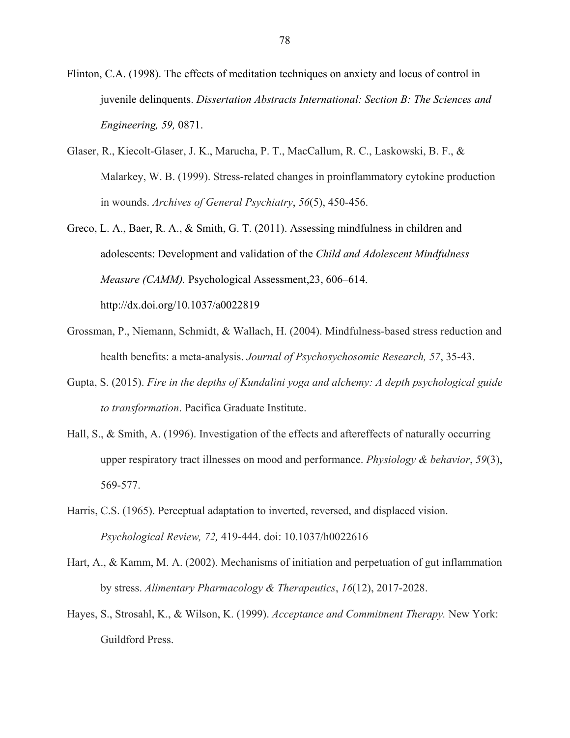Flinton, C.A. (1998). The effects of meditation techniques on anxiety and locus of control in juvenile delinquents. *Dissertation Abstracts International: Section B: The Sciences and Engineering, 59,* 0871.

Glaser, R., Kiecolt-Glaser, J. K., Marucha, P. T., MacCallum, R. C., Laskowski, B. F., & Malarkey, W. B. (1999). Stress-related changes in proinflammatory cytokine production in wounds. *Archives of General Psychiatry*, *56*(5), 450-456.

Greco, L. A., Baer, R. A., & Smith, G. T. (2011). Assessing mindfulness in children and adolescents: Development and validation of the *Child and Adolescent Mindfulness Measure (CAMM).* Psychological Assessment,23, 606–614. http://dx.doi.org/10.1037/a0022819

Grossman, P., Niemann, Schmidt, & Wallach, H. (2004). Mindfulness-based stress reduction and health benefits: a meta-analysis. *Journal of Psychosychosomic Research, 57*, 35-43.

Gupta, S. (2015). *Fire in the depths of Kundalini yoga and alchemy: A depth psychological guide to transformation*. Pacifica Graduate Institute.

Hall, S., & Smith, A. (1996). Investigation of the effects and aftereffects of naturally occurring upper respiratory tract illnesses on mood and performance. *Physiology & behavior*, *59*(3), 569-577.

Harris, C.S. (1965). Perceptual adaptation to inverted, reversed, and displaced vision. *Psychological Review, 72,* 419-444. doi: 10.1037/h0022616

Hart, A., & Kamm, M. A. (2002). Mechanisms of initiation and perpetuation of gut inflammation by stress. *Alimentary Pharmacology & Therapeutics*, *16*(12), 2017-2028.

Hayes, S., Strosahl, K., & Wilson, K. (1999). *Acceptance and Commitment Therapy.* New York: Guildford Press.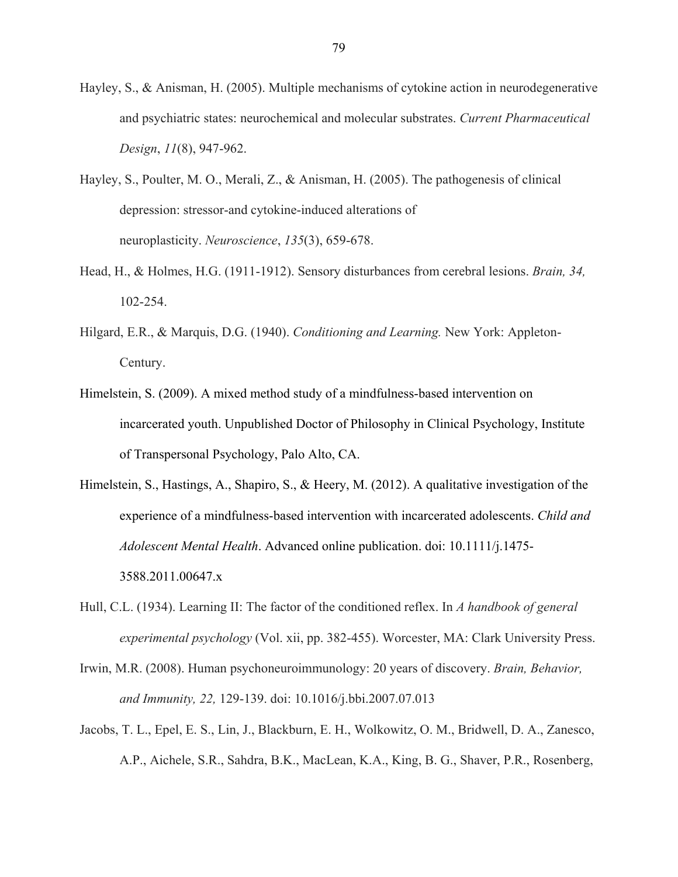Hayley, S., & Anisman, H. (2005). Multiple mechanisms of cytokine action in neurodegenerative and psychiatric states: neurochemical and molecular substrates. *Current Pharmaceutical Design*, *11*(8), 947-962.

Hayley, S., Poulter, M. O., Merali, Z., & Anisman, H. (2005). The pathogenesis of clinical depression: stressor-and cytokine-induced alterations of neuroplasticity. *Neuroscience*, *135*(3), 659-678.

Head, H., & Holmes, H.G. (1911-1912). Sensory disturbances from cerebral lesions. *Brain, 34,* 102-254.

Hilgard, E.R., & Marquis, D.G. (1940). *Conditioning and Learning.* New York: Appleton-Century.

Himelstein, S. (2009). A mixed method study of a mindfulness-based intervention on incarcerated youth. Unpublished Doctor of Philosophy in Clinical Psychology, Institute of Transpersonal Psychology, Palo Alto, CA.

Himelstein, S., Hastings, A., Shapiro, S., & Heery, M. (2012). A qualitative investigation of the experience of a mindfulness-based intervention with incarcerated adolescents. *Child and Adolescent Mental Health*. Advanced online publication. doi: 10.1111/j.1475-3588.2011.00647.x

Hull, C.L. (1934). Learning II: The factor of the conditioned reflex. In *A handbook of general experimental psychology* (Vol. xii, pp. 382-455). Worcester, MA: Clark University Press.

Irwin, M.R. (2008). Human psychoneuroimmunology: 20 years of discovery. *Brain, Behavior, and Immunity, 22,* 129-139. doi: 10.1016/j.bbi.2007.07.013

Jacobs, T. L., Epel, E. S., Lin, J., Blackburn, E. H., Wolkowitz, O. M., Bridwell, D. A., Zanesco, A.P., Aichele, S.R., Sahdra, B.K., MacLean, K.A., King, B. G., Shaver, P.R., Rosenberg,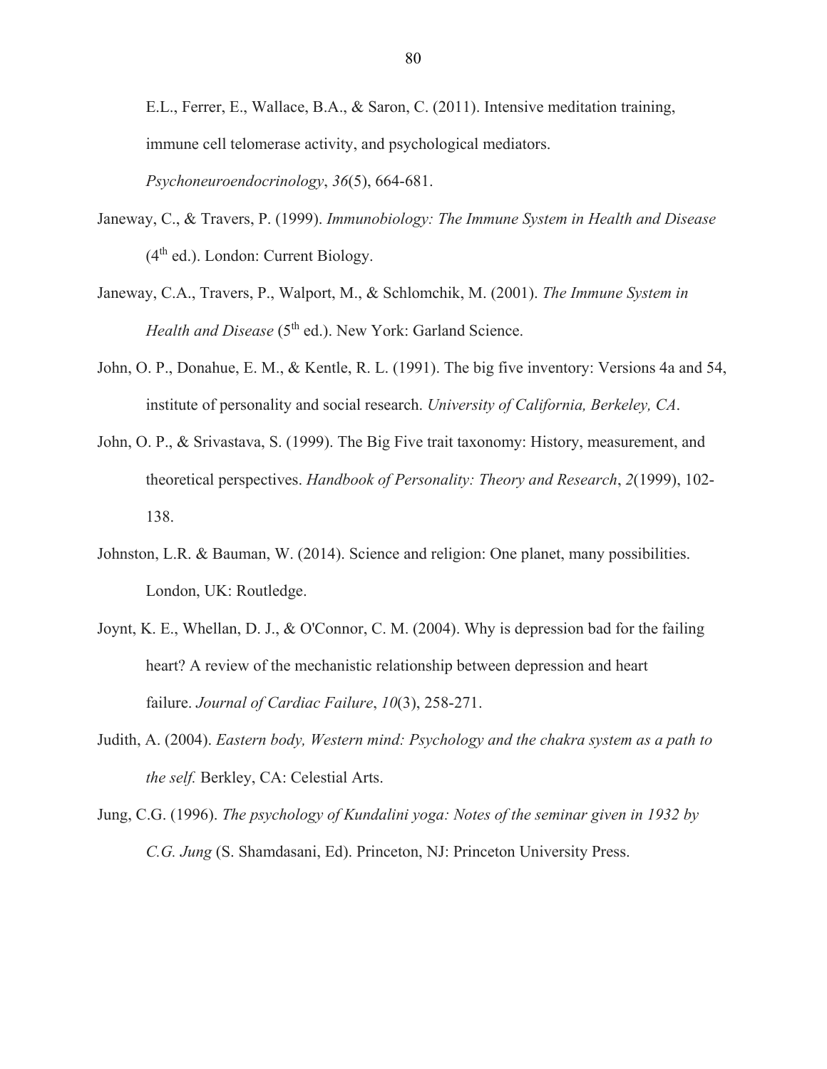E.L., Ferrer, E., Wallace, B.A., & Saron, C. (2011). Intensive meditation training, immune cell telomerase activity, and psychological mediators. *Psychoneuroendocrinology*, *36*(5), 664-681.

Janeway, C., & Travers, P. (1999). *Immunobiology: The Immune System in Health and Disease* (4th ed.). London: Current Biology.

Janeway, C.A., Travers, P., Walport, M., & Schlomchik, M. (2001). *The Immune System in Health and Disease* (5th ed.). New York: Garland Science.

John, O. P., Donahue, E. M., & Kentle, R. L. (1991). The big five inventory: Versions 4a and 54, institute of personality and social research. *University of California, Berkeley, CA*.

John, O. P., & Srivastava, S. (1999). The Big Five trait taxonomy: History, measurement, and theoretical perspectives. *Handbook of Personality: Theory and Research*, *2*(1999), 102-138.

Johnston, L.R. & Bauman, W. (2014). Science and religion: One planet, many possibilities. London, UK: Routledge.

Joynt, K. E., Whellan, D. J., & O'Connor, C. M. (2004). Why is depression bad for the failing heart? A review of the mechanistic relationship between depression and heart failure. *Journal of Cardiac Failure*, *10*(3), 258-271.

Judith, A. (2004). *Eastern body, Western mind: Psychology and the chakra system as a path to the self.* Berkley, CA: Celestial Arts.

Jung, C.G. (1996). *The psychology of Kundalini yoga: Notes of the seminar given in 1932 by C.G. Jung* (S. Shamdasani, Ed). Princeton, NJ: Princeton University Press.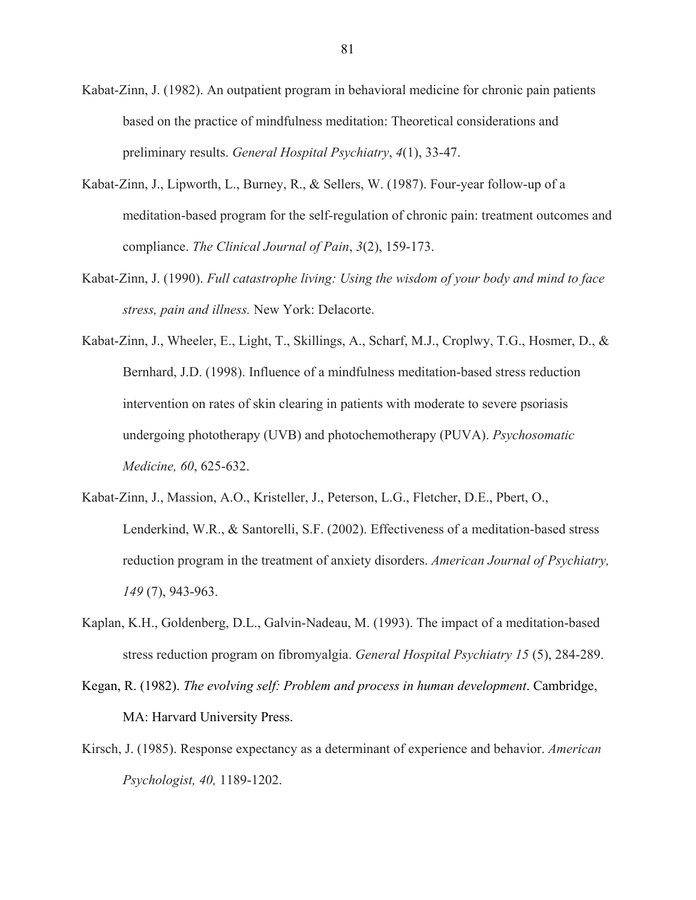Kabat-Zinn, J. (1982). An outpatient program in behavioral medicine for chronic pain patients based on the practice of mindfulness meditation: Theoretical considerations and preliminary results. *General Hospital Psychiatry*, *4*(1), 33-47.

Kabat-Zinn, J., Lipworth, L., Burney, R., & Sellers, W. (1987). Four-year follow-up of a meditation-based program for the self-regulation of chronic pain: treatment outcomes and compliance. *The Clinical Journal of Pain*, *3*(2), 159-173.

Kabat-Zinn, J. (1990). *Full catastrophe living: Using the wisdom of your body and mind to face stress, pain and illness.* New York: Delacorte.

Kabat-Zinn, J., Wheeler, E., Light, T., Skillings, A., Scharf, M.J., Croplwy, T.G., Hosmer, D., & Bernhard, J.D. (1998). Influence of a mindfulness meditation-based stress reduction intervention on rates of skin clearing in patients with moderate to severe psoriasis undergoing phototherapy (UVB) and photochemotherapy (PUVA). *Psychosomatic Medicine, 60*, 625-632.

Kabat-Zinn, J., Massion, A.O., Kristeller, J., Peterson, L.G., Fletcher, D.E., Pbert, O., Lenderkind, W.R., & Santorelli, S.F. (2002). Effectiveness of a meditation-based stress reduction program in the treatment of anxiety disorders. *American Journal of Psychiatry, 149* (7), 943-963.

Kaplan, K.H., Goldenberg, D.L., Galvin-Nadeau, M. (1993). The impact of a meditation-based stress reduction program on fibromyalgia. *General Hospital Psychiatry 15* (5), 284-289.

Kegan, R. (1982). *The evolving self: Problem and process in human development*. Cambridge, MA: Harvard University Press.

Kirsch, J. (1985). Response expectancy as a determinant of experience and behavior. *American Psychologist, 40,* 1189-1202.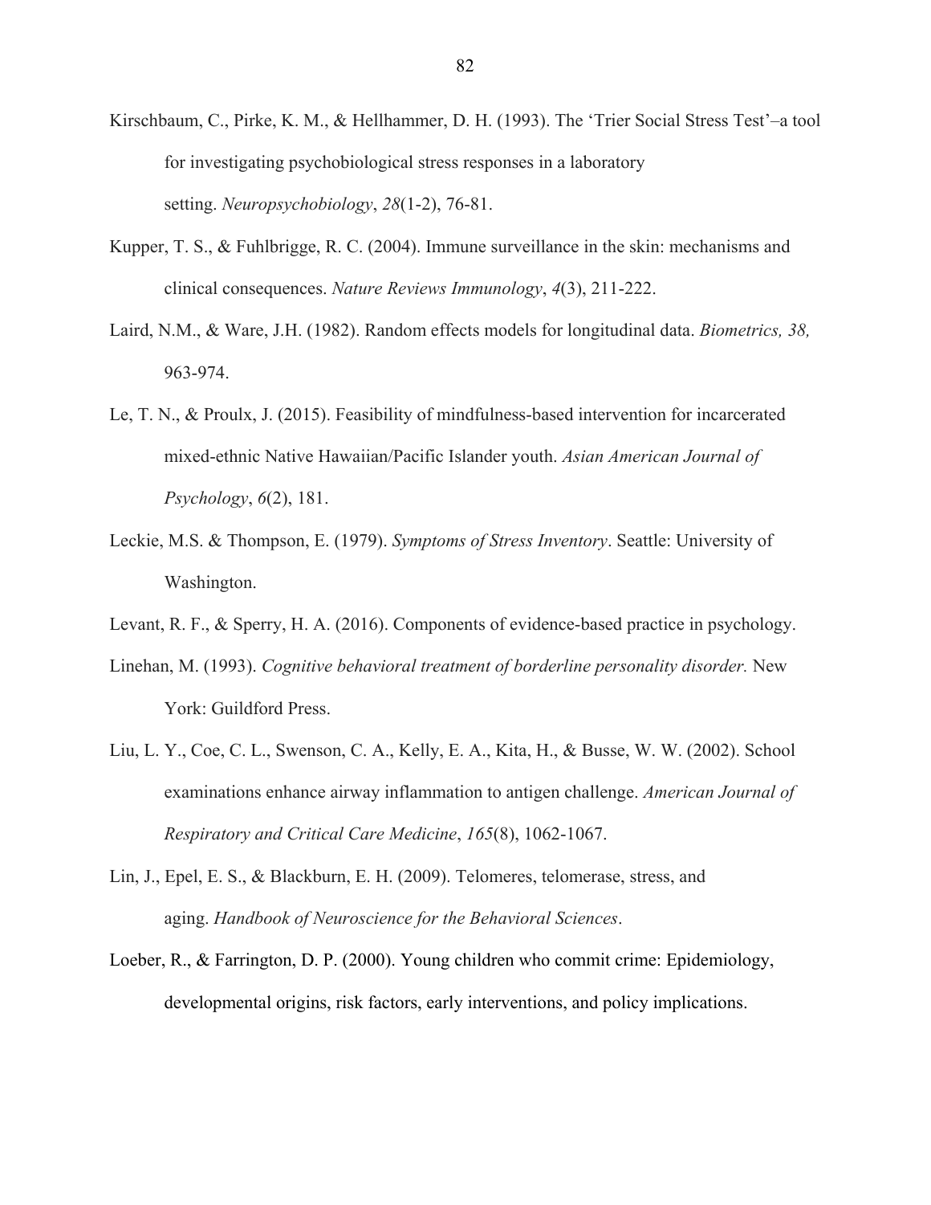Kirschbaum, C., Pirke, K. M., & Hellhammer, D. H. (1993). The 'Trier Social Stress Test'–a tool for investigating psychobiological stress responses in a laboratory setting. *Neuropsychobiology*, *28*(1-2), 76-81.

Kupper, T. S., & Fuhlbrigge, R. C. (2004). Immune surveillance in the skin: mechanisms and clinical consequences. *Nature Reviews Immunology*, *4*(3), 211-222.

Laird, N.M., & Ware, J.H. (1982). Random effects models for longitudinal data. *Biometrics, 38,* 963-974.

Le, T. N., & Proulx, J. (2015). Feasibility of mindfulness-based intervention for incarcerated mixed-ethnic Native Hawaiian/Pacific Islander youth. *Asian American Journal of Psychology*, *6*(2), 181.

Leckie, M.S. & Thompson, E. (1979). *Symptoms of Stress Inventory*. Seattle: University of Washington.

Levant, R. F., & Sperry, H. A. (2016). Components of evidence-based practice in psychology.

Linehan, M. (1993). *Cognitive behavioral treatment of borderline personality disorder.* New York: Guildford Press.

Liu, L. Y., Coe, C. L., Swenson, C. A., Kelly, E. A., Kita, H., & Busse, W. W. (2002). School examinations enhance airway inflammation to antigen challenge. *American Journal of Respiratory and Critical Care Medicine*, *165*(8), 1062-1067.

Lin, J., Epel, E. S., & Blackburn, E. H. (2009). Telomeres, telomerase, stress, and aging. *Handbook of Neuroscience for the Behavioral Sciences*.

Loeber, R., & Farrington, D. P. (2000). Young children who commit crime: Epidemiology, developmental origins, risk factors, early interventions, and policy implications.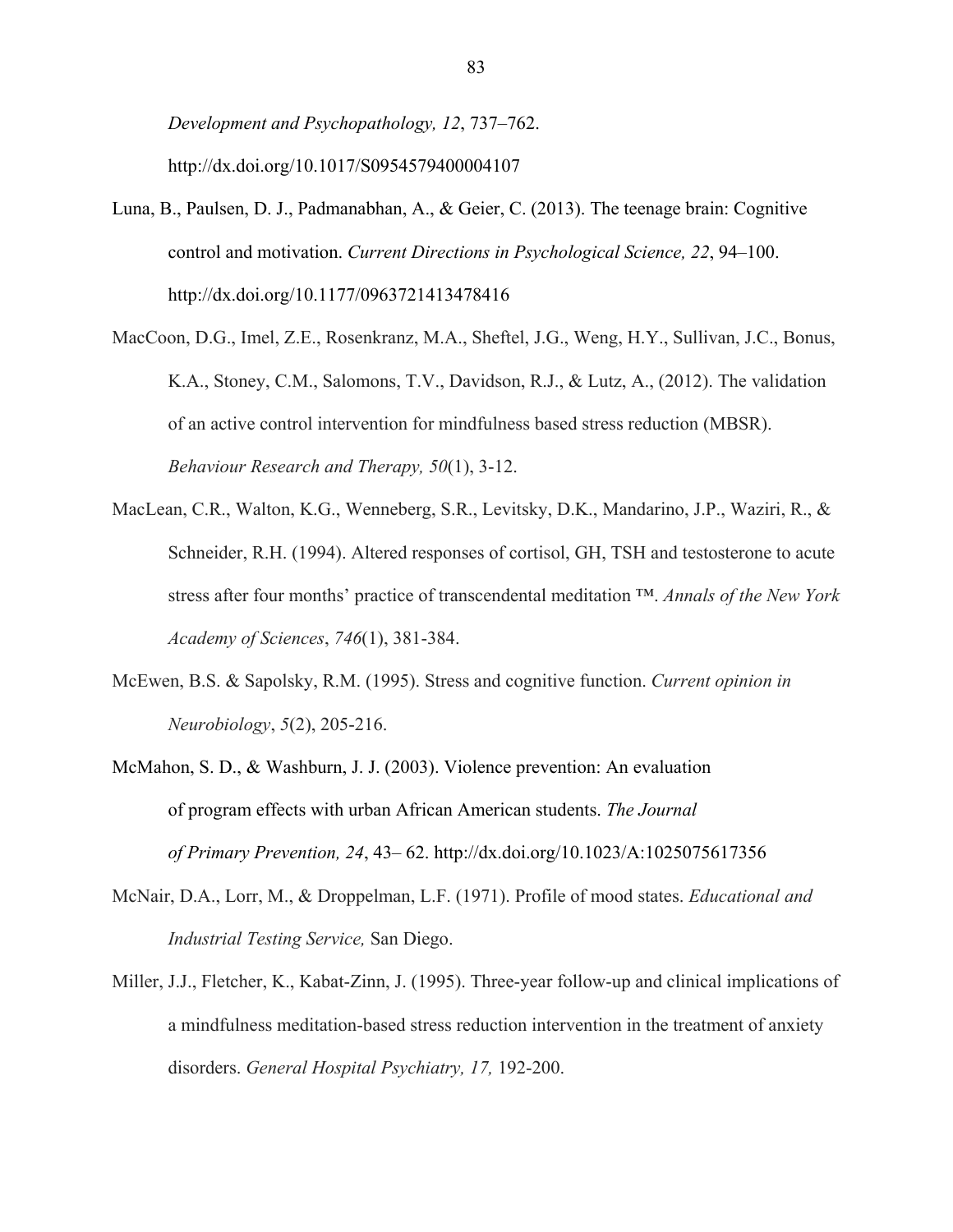*Development and Psychopathology, 12*, 737–762. http://dx.doi.org/10.1017/S0954579400004107

Luna, B., Paulsen, D. J., Padmanabhan, A., & Geier, C. (2013). The teenage brain: Cognitive control and motivation. *Current Directions in Psychological Science, 22*, 94–100. http://dx.doi.org/10.1177/0963721413478416

MacCoon, D.G., Imel, Z.E., Rosenkranz, M.A., Sheftel, J.G., Weng, H.Y., Sullivan, J.C., Bonus, K.A., Stoney, C.M., Salomons, T.V., Davidson, R.J., & Lutz, A., (2012). The validation of an active control intervention for mindfulness based stress reduction (MBSR). *Behaviour Research and Therapy, 50*(1), 3-12.

MacLean, C.R., Walton, K.G., Wenneberg, S.R., Levitsky, D.K., Mandarino, J.P., Waziri, R., & Schneider, R.H. (1994). Altered responses of cortisol, GH, TSH and testosterone to acute stress after four months' practice of transcendental meditation ™. *Annals of the New York Academy of Sciences*, *746*(1), 381-384.

McEwen, B.S. & Sapolsky, R.M. (1995). Stress and cognitive function. *Current opinion in Neurobiology*, *5*(2), 205-216.

McMahon, S. D., & Washburn, J. J. (2003). Violence prevention: An evaluation of program effects with urban African American students. *The Journal of Primary Prevention, 24*, 43– 62. http://dx.doi.org/10.1023/A:1025075617356

McNair, D.A., Lorr, M., & Droppelman, L.F. (1971). Profile of mood states. *Educational and Industrial Testing Service,* San Diego.

Miller, J.J., Fletcher, K., Kabat-Zinn, J. (1995). Three-year follow-up and clinical implications of a mindfulness meditation-based stress reduction intervention in the treatment of anxiety disorders. *General Hospital Psychiatry, 17,* 192-200.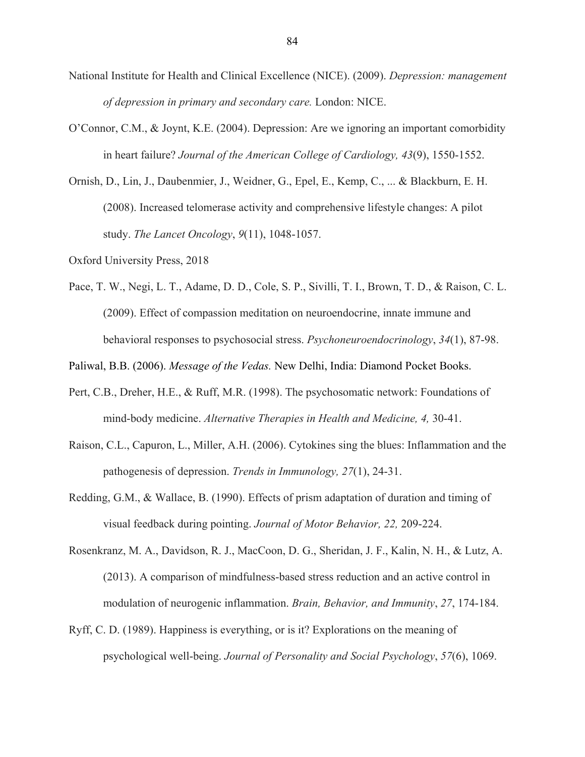National Institute for Health and Clinical Excellence (NICE). (2009). *Depression: management of depression in primary and secondary care.* London: NICE.

O'Connor, C.M., & Joynt, K.E. (2004). Depression: Are we ignoring an important comorbidity in heart failure? *Journal of the American College of Cardiology, 43*(9), 1550-1552.

Ornish, D., Lin, J., Daubenmier, J., Weidner, G., Epel, E., Kemp, C., ... & Blackburn, E. H. (2008). Increased telomerase activity and comprehensive lifestyle changes: A pilot study. *The Lancet Oncology*, *9*(11), 1048-1057.

Oxford University Press, 2018

Pace, T. W., Negi, L. T., Adame, D. D., Cole, S. P., Sivilli, T. I., Brown, T. D., & Raison, C. L. (2009). Effect of compassion meditation on neuroendocrine, innate immune and behavioral responses to psychosocial stress. *Psychoneuroendocrinology*, *34*(1), 87-98.

Paliwal, B.B. (2006). *Message of the Vedas.* New Delhi, India: Diamond Pocket Books.

Pert, C.B., Dreher, H.E., & Ruff, M.R. (1998). The psychosomatic network: Foundations of mind-body medicine. *Alternative Therapies in Health and Medicine, 4,* 30-41.

Raison, C.L., Capuron, L., Miller, A.H. (2006). Cytokines sing the blues: Inflammation and the pathogenesis of depression. *Trends in Immunology, 27*(1), 24-31.

Redding, G.M., & Wallace, B. (1990). Effects of prism adaptation of duration and timing of visual feedback during pointing. *Journal of Motor Behavior, 22,* 209-224.

Rosenkranz, M. A., Davidson, R. J., MacCoon, D. G., Sheridan, J. F., Kalin, N. H., & Lutz, A. (2013). A comparison of mindfulness-based stress reduction and an active control in modulation of neurogenic inflammation. *Brain, Behavior, and Immunity*, *27*, 174-184.

Ryff, C. D. (1989). Happiness is everything, or is it? Explorations on the meaning of psychological well-being. *Journal of Personality and Social Psychology*, *57*(6), 1069.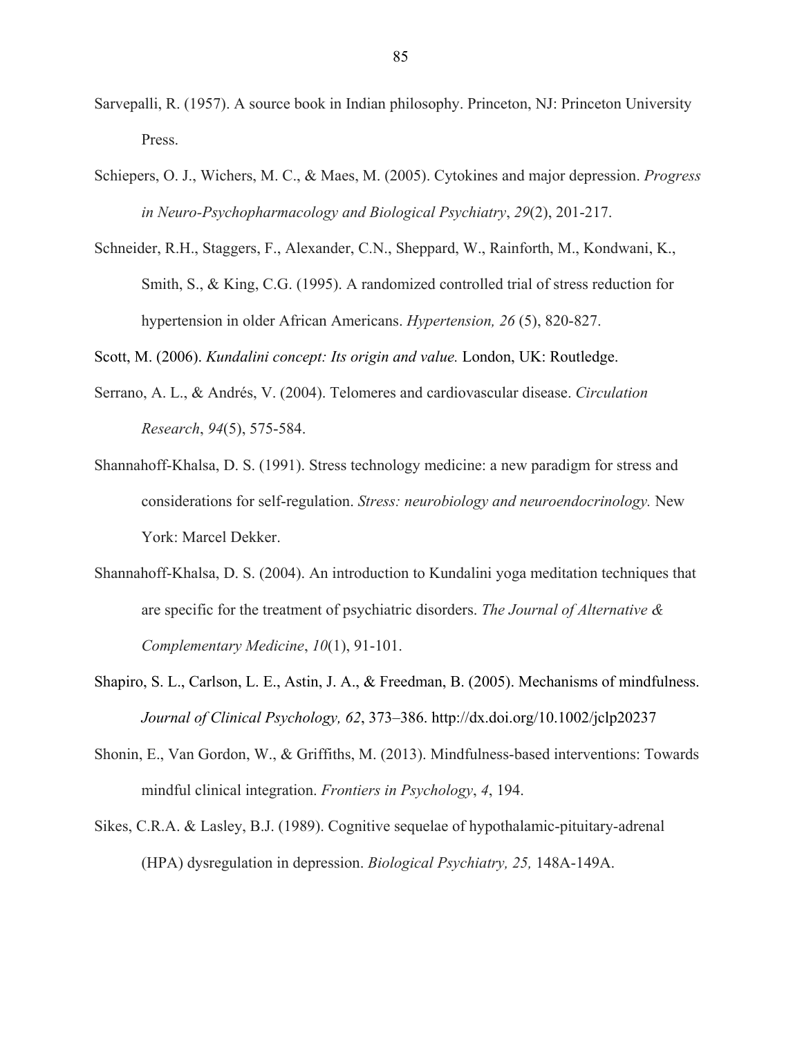Sarvepalli, R. (1957). A source book in Indian philosophy. Princeton, NJ: Princeton University Press.

Schiepers, O. J., Wichers, M. C., & Maes, M. (2005). Cytokines and major depression. *Progress in Neuro-Psychopharmacology and Biological Psychiatry*, *29*(2), 201-217.

Schneider, R.H., Staggers, F., Alexander, C.N., Sheppard, W., Rainforth, M., Kondwani, K., Smith, S., & King, C.G. (1995). A randomized controlled trial of stress reduction for hypertension in older African Americans. *Hypertension, 26* (5), 820-827.

Scott, M. (2006). *Kundalini concept: Its origin and value.* London, UK: Routledge.

Serrano, A. L., & Andrés, V. (2004). Telomeres and cardiovascular disease. *Circulation Research*, *94*(5), 575-584.

Shannahoff-Khalsa, D. S. (1991). Stress technology medicine: a new paradigm for stress and considerations for self-regulation. *Stress: neurobiology and neuroendocrinology.* New York: Marcel Dekker.

Shannahoff-Khalsa, D. S. (2004). An introduction to Kundalini yoga meditation techniques that are specific for the treatment of psychiatric disorders. *The Journal of Alternative & Complementary Medicine*, *10*(1), 91-101.

Shapiro, S. L., Carlson, L. E., Astin, J. A., & Freedman, B. (2005). Mechanisms of mindfulness. *Journal of Clinical Psychology, 62*, 373–386. http://dx.doi.org/10.1002/jclp20237

Shonin, E., Van Gordon, W., & Griffiths, M. (2013). Mindfulness-based interventions: Towards mindful clinical integration. *Frontiers in Psychology*, *4*, 194.

Sikes, C.R.A. & Lasley, B.J. (1989). Cognitive sequelae of hypothalamic-pituitary-adrenal (HPA) dysregulation in depression. *Biological Psychiatry, 25,* 148A-149A.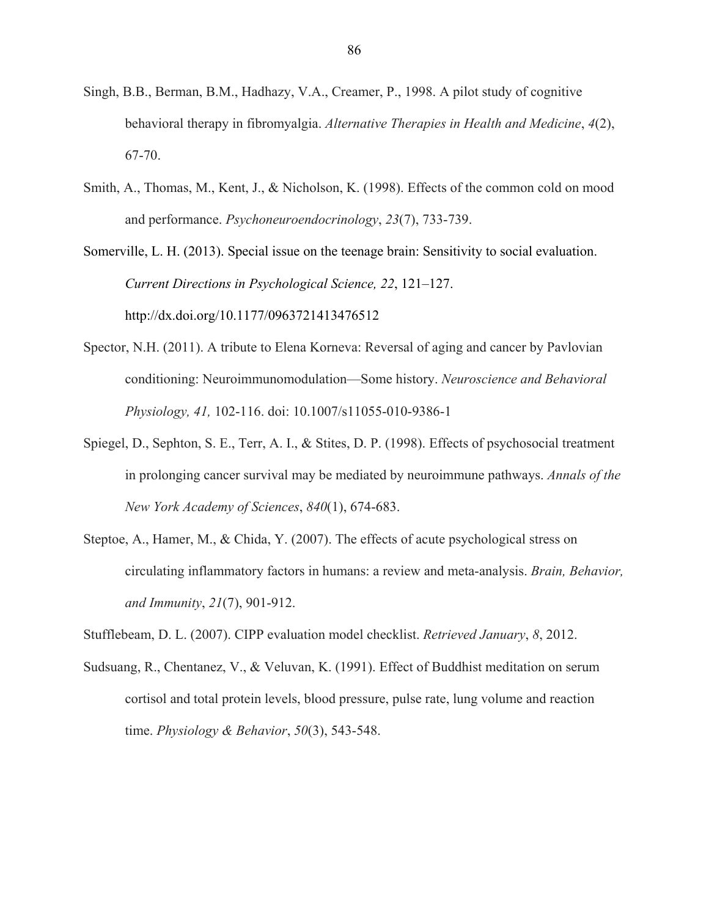Singh, B.B., Berman, B.M., Hadhazy, V.A., Creamer, P., 1998. A pilot study of cognitive behavioral therapy in fibromyalgia. *Alternative Therapies in Health and Medicine*, *4*(2), 67-70.

Smith, A., Thomas, M., Kent, J., & Nicholson, K. (1998). Effects of the common cold on mood and performance. *Psychoneuroendocrinology*, *23*(7), 733-739.

Somerville, L. H. (2013). Special issue on the teenage brain: Sensitivity to social evaluation. *Current Directions in Psychological Science, 22*, 121–127. http://dx.doi.org/10.1177/0963721413476512

Spector, N.H. (2011). A tribute to Elena Korneva: Reversal of aging and cancer by Pavlovian conditioning: Neuroimmunomodulation—Some history. *Neuroscience and Behavioral Physiology, 41,* 102-116. doi: 10.1007/s11055-010-9386-1

Spiegel, D., Sephton, S. E., Terr, A. I., & Stites, D. P. (1998). Effects of psychosocial treatment in prolonging cancer survival may be mediated by neuroimmune pathways. *Annals of the New York Academy of Sciences*, *840*(1), 674-683.

Steptoe, A., Hamer, M., & Chida, Y. (2007). The effects of acute psychological stress on circulating inflammatory factors in humans: a review and meta-analysis. *Brain, Behavior, and Immunity*, *21*(7), 901-912.

Stufflebeam, D. L. (2007). CIPP evaluation model checklist. *Retrieved January*, *8*, 2012.

Sudsuang, R., Chentanez, V., & Veluvan, K. (1991). Effect of Buddhist meditation on serum cortisol and total protein levels, blood pressure, pulse rate, lung volume and reaction time. *Physiology & Behavior*, *50*(3), 543-548.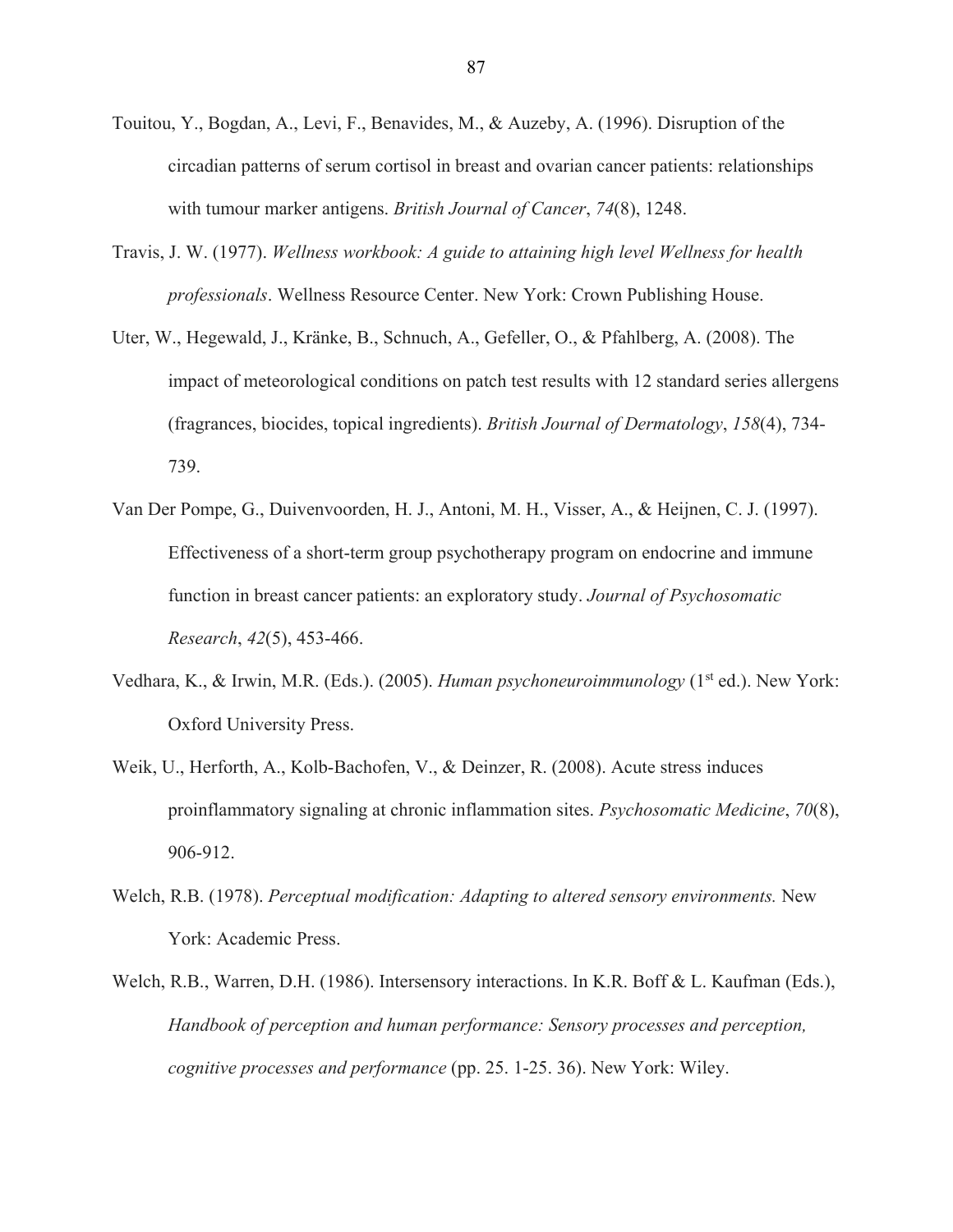Touitou, Y., Bogdan, A., Levi, F., Benavides, M., & Auzeby, A. (1996). Disruption of the circadian patterns of serum cortisol in breast and ovarian cancer patients: relationships with tumour marker antigens. *British Journal of Cancer*, *74*(8), 1248.

Travis, J. W. (1977). *Wellness workbook: A guide to attaining high level Wellness for health professionals*. Wellness Resource Center. New York: Crown Publishing House.

Uter, W., Hegewald, J., Kränke, B., Schnuch, A., Gefeller, O., & Pfahlberg, A. (2008). The impact of meteorological conditions on patch test results with 12 standard series allergens (fragrances, biocides, topical ingredients). *British Journal of Dermatology*, *158*(4), 734-739.

Van Der Pompe, G., Duivenvoorden, H. J., Antoni, M. H., Visser, A., & Heijnen, C. J. (1997). Effectiveness of a short-term group psychotherapy program on endocrine and immune function in breast cancer patients: an exploratory study. *Journal of Psychosomatic Research*, *42*(5), 453-466.

Vedhara, K., & Irwin, M.R. (Eds.). (2005). *Human psychoneuroimmunology* (1st ed.). New York: Oxford University Press.

Weik, U., Herforth, A., Kolb-Bachofen, V., & Deinzer, R. (2008). Acute stress induces proinflammatory signaling at chronic inflammation sites. *Psychosomatic Medicine*, *70*(8), 906-912.

Welch, R.B. (1978). *Perceptual modification: Adapting to altered sensory environments.* New York: Academic Press.

Welch, R.B., Warren, D.H. (1986). Intersensory interactions. In K.R. Boff & L. Kaufman (Eds.), *Handbook of perception and human performance: Sensory processes and perception, cognitive processes and performance* (pp. 25. 1-25. 36). New York: Wiley.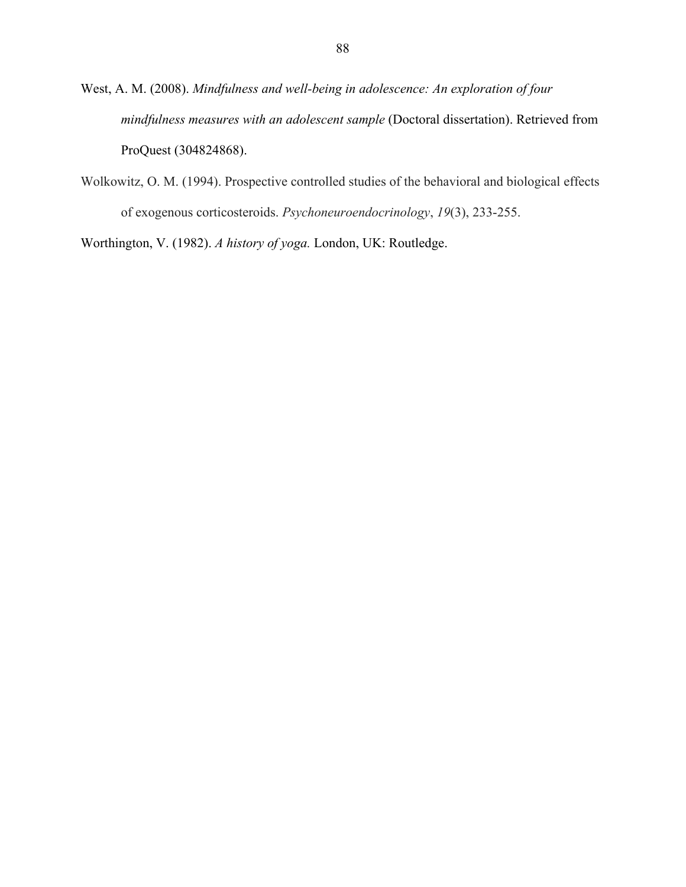West, A. M. (2008). *Mindfulness and well-being in adolescence: An exploration of four mindfulness measures with an adolescent sample* (Doctoral dissertation). Retrieved from ProQuest (304824868).

Wolkowitz, O. M. (1994). Prospective controlled studies of the behavioral and biological effects of exogenous corticosteroids. *Psychoneuroendocrinology*, *19*(3), 233-255.

Worthington, V. (1982). *A history of yoga.* London, UK: Routledge.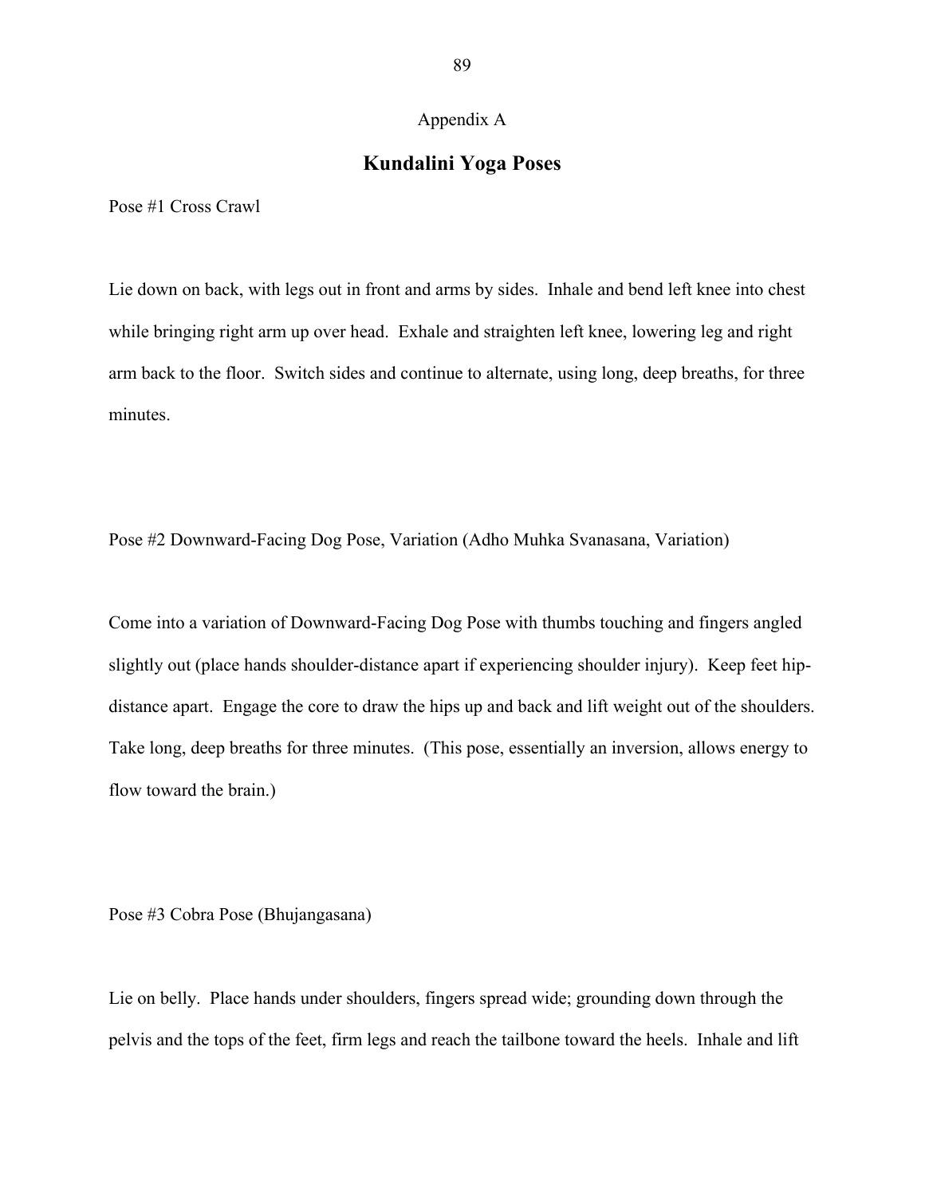Appendix A

# Kundalini Yoga Poses

Pose #1 Cross Crawl

Lie down on back, with legs out in front and arms by sides. Inhale and bend left knee into chest while bringing right arm up over head. Exhale and straighten left knee, lowering leg and right arm back to the floor. Switch sides and continue to alternate, using long, deep breaths, for three minutes.

Pose #2 Downward-Facing Dog Pose, Variation (Adho Muhka Svanasana, Variation)

Come into a variation of Downward-Facing Dog Pose with thumbs touching and fingers angled slightly out (place hands shoulder-distance apart if experiencing shoulder injury). Keep feet hip-distance apart. Engage the core to draw the hips up and back and lift weight out of the shoulders. Take long, deep breaths for three minutes. (This pose, essentially an inversion, allows energy to flow toward the brain.)

Pose #3 Cobra Pose (Bhujangasana)

Lie on belly. Place hands under shoulders, fingers spread wide; grounding down through the pelvis and the tops of the feet, firm legs and reach the tailbone toward the heels. Inhale and lift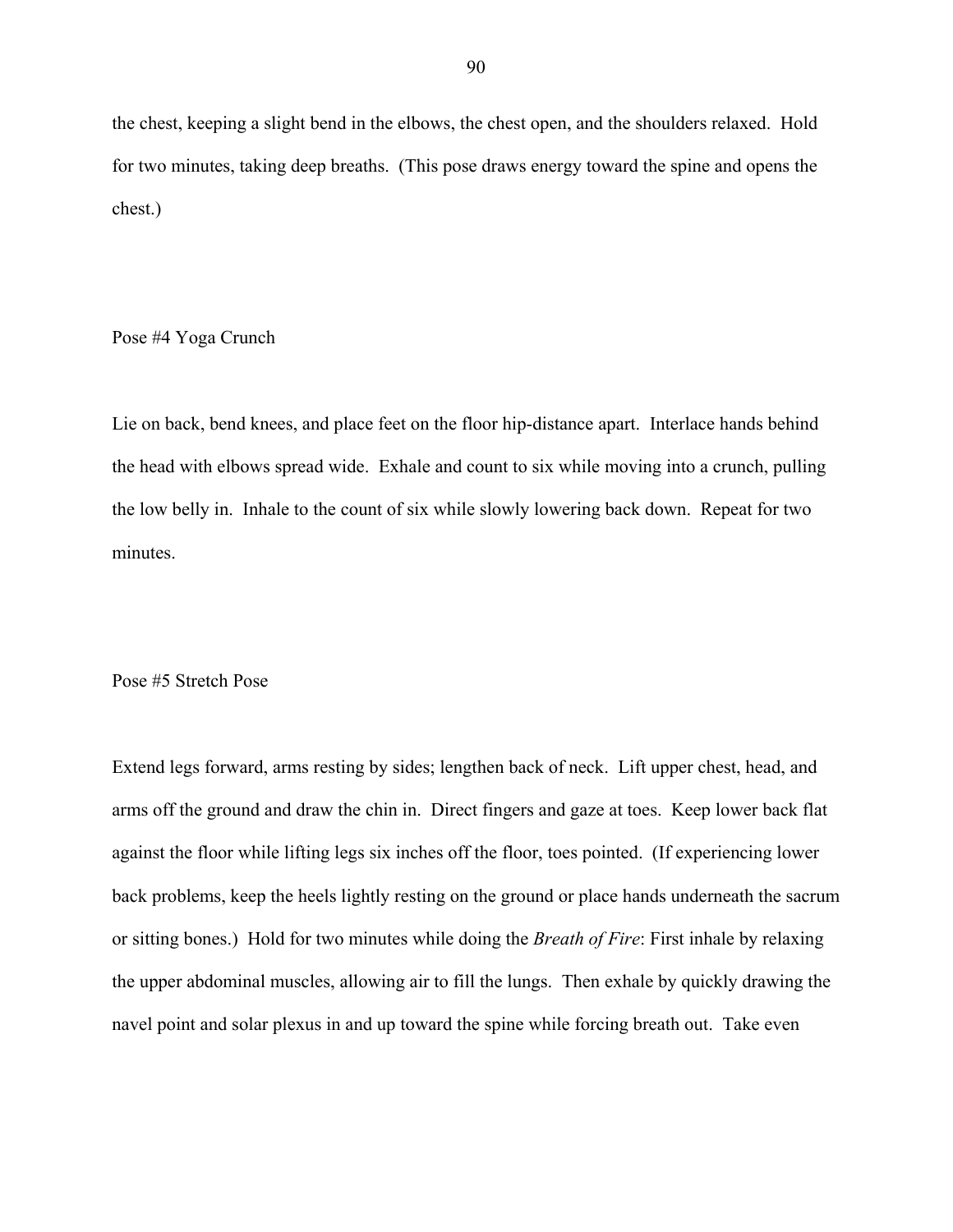the chest, keeping a slight bend in the elbows, the chest open, and the shoulders relaxed. Hold for two minutes, taking deep breaths. (This pose draws energy toward the spine and opens the chest.)

Pose #4 Yoga Crunch

Lie on back, bend knees, and place feet on the floor hip-distance apart. Interlace hands behind the head with elbows spread wide. Exhale and count to six while moving into a crunch, pulling the low belly in. Inhale to the count of six while slowly lowering back down. Repeat for two minutes.

Pose #5 Stretch Pose

Extend legs forward, arms resting by sides; lengthen back of neck. Lift upper chest, head, and arms off the ground and draw the chin in. Direct fingers and gaze at toes. Keep lower back flat against the floor while lifting legs six inches off the floor, toes pointed. (If experiencing lower back problems, keep the heels lightly resting on the ground or place hands underneath the sacrum or sitting bones.) Hold for two minutes while doing the *Breath of Fire*: First inhale by relaxing the upper abdominal muscles, allowing air to fill the lungs. Then exhale by quickly drawing the navel point and solar plexus in and up toward the spine while forcing breath out. Take even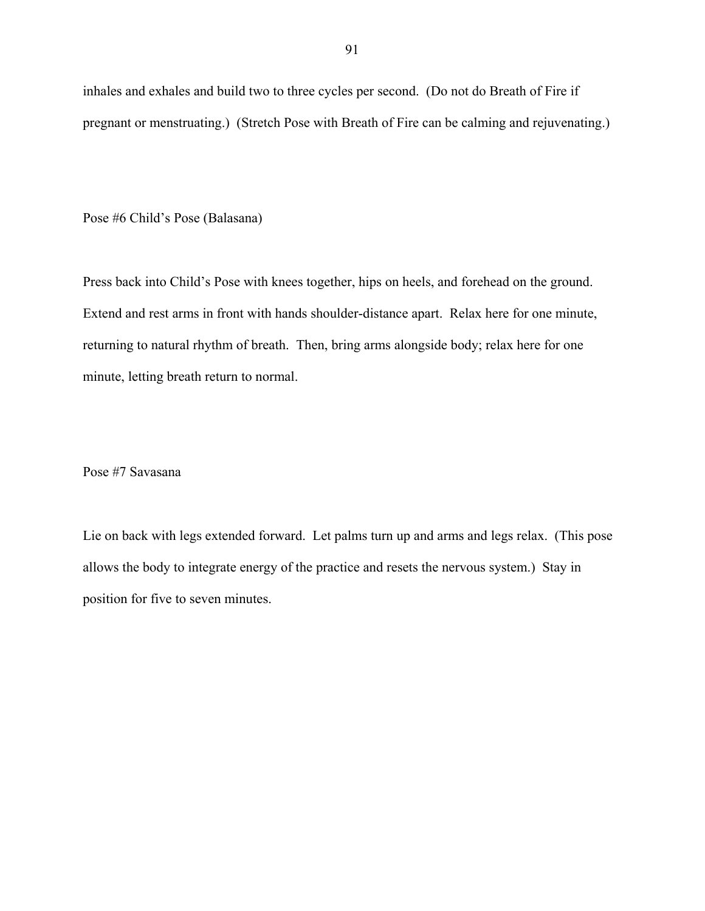inhales and exhales and build two to three cycles per second. (Do not do Breath of Fire if pregnant or menstruating.) (Stretch Pose with Breath of Fire can be calming and rejuvenating.)

Pose #6 Child's Pose (Balasana)

Press back into Child's Pose with knees together, hips on heels, and forehead on the ground. Extend and rest arms in front with hands shoulder-distance apart. Relax here for one minute, returning to natural rhythm of breath. Then, bring arms alongside body; relax here for one minute, letting breath return to normal.

Pose #7 Savasana

Lie on back with legs extended forward. Let palms turn up and arms and legs relax. (This pose allows the body to integrate energy of the practice and resets the nervous system.) Stay in position for five to seven minutes.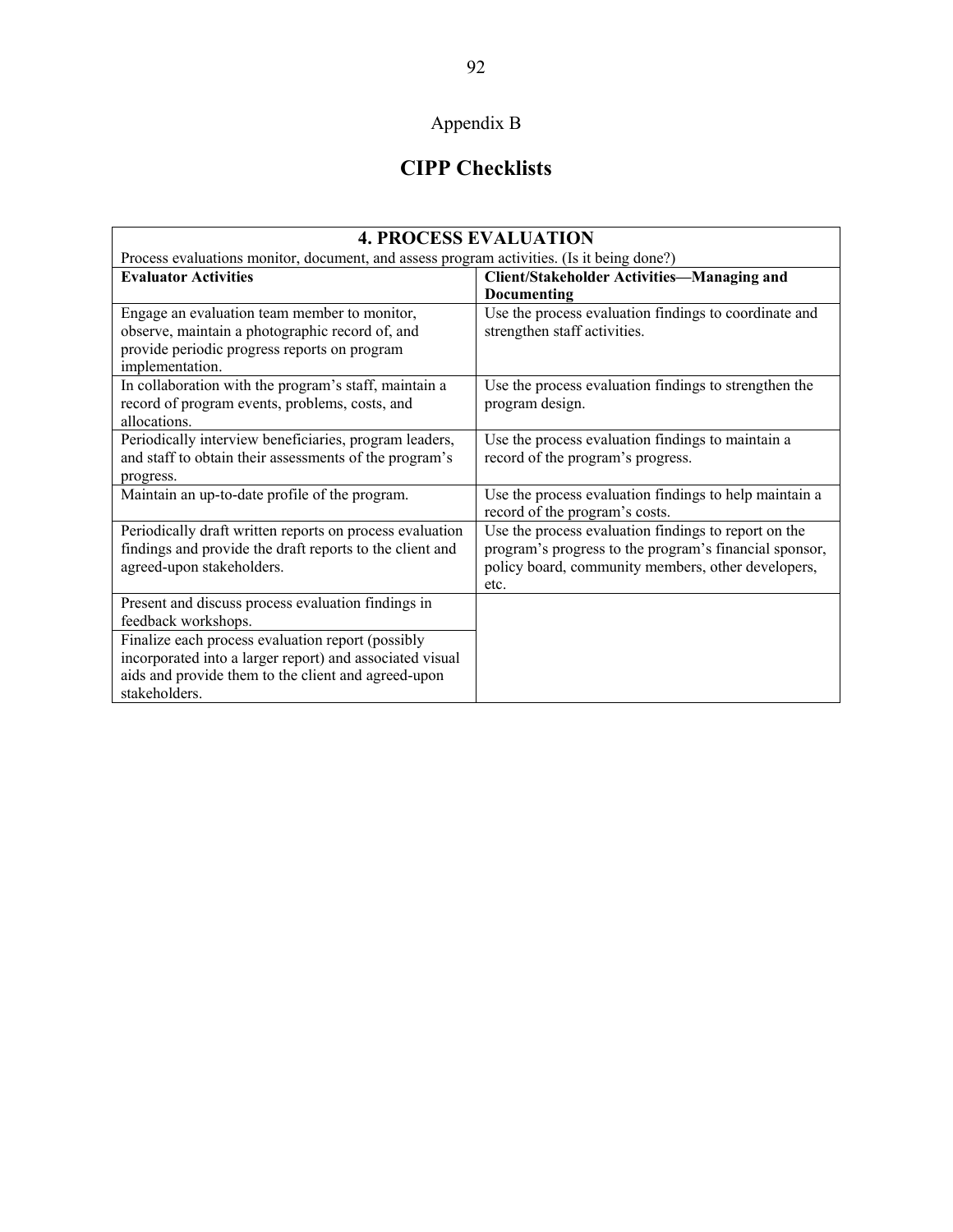Appendix B

# CIPP Checklists

| 4. PROCESS EVALUATION<br>Process evaluations monitor, document, and assess program activities. (Is it being done?) | |
|---|---|
| **Evaluator Activities** | **Client/Stakeholder Activities—Managing and Documenting** |
| Engage an evaluation team member to monitor, observe, maintain a photographic record of, and provide periodic progress reports on program implementation. | Use the process evaluation findings to coordinate and strengthen staff activities. |
| In collaboration with the program's staff, maintain a record of program events, problems, costs, and allocations. | Use the process evaluation findings to strengthen the program design. |
| Periodically interview beneficiaries, program leaders, and staff to obtain their assessments of the program's progress. | Use the process evaluation findings to maintain a record of the program's progress. |
| Maintain an up-to-date profile of the program. | Use the process evaluation findings to help maintain a record of the program's costs. |
| Periodically draft written reports on process evaluation findings and provide the draft reports to the client and agreed-upon stakeholders. | Use the process evaluation findings to report on the program's progress to the program's financial sponsor, policy board, community members, other developers, etc. |
| Present and discuss process evaluation findings in feedback workshops. | |
| Finalize each process evaluation report (possibly incorporated into a larger report) and associated visual aids and provide them to the client and agreed-upon stakeholders. | |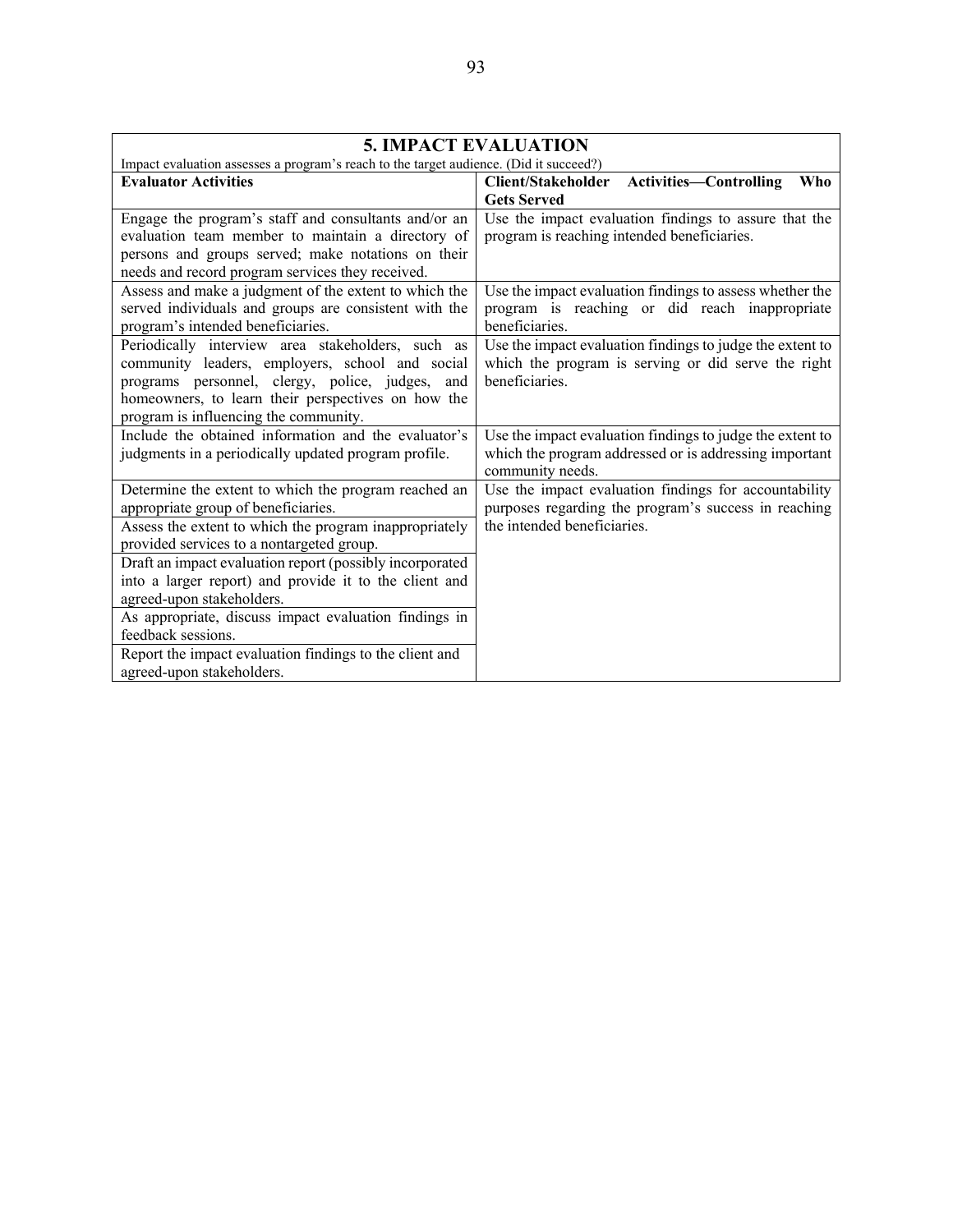| **5. IMPACT EVALUATION** | |
|---|---|
| Impact evaluation assesses a program's reach to the target audience. (Did it succeed?) | |
| **Evaluator Activities** | **Client/Stakeholder Activities—Controlling Who Gets Served** |
| Engage the program's staff and consultants and/or an evaluation team member to maintain a directory of persons and groups served; make notations on their needs and record program services they received. | Use the impact evaluation findings to assure that the program is reaching intended beneficiaries. |
| Assess and make a judgment of the extent to which the served individuals and groups are consistent with the program's intended beneficiaries. | Use the impact evaluation findings to assess whether the program is reaching or did reach inappropriate beneficiaries. |
| Periodically interview area stakeholders, such as community leaders, employers, school and social programs personnel, clergy, police, judges, and homeowners, to learn their perspectives on how the program is influencing the community. | Use the impact evaluation findings to judge the extent to which the program is serving or did serve the right beneficiaries. |
| Include the obtained information and the evaluator's judgments in a periodically updated program profile. | Use the impact evaluation findings to judge the extent to which the program addressed or is addressing important community needs. |
| Determine the extent to which the program reached an appropriate group of beneficiaries. | Use the impact evaluation findings for accountability purposes regarding the program's success in reaching the intended beneficiaries. |
| Assess the extent to which the program inappropriately provided services to a nontargeted group. | |
| Draft an impact evaluation report (possibly incorporated into a larger report) and provide it to the client and agreed-upon stakeholders. | |
| As appropriate, discuss impact evaluation findings in feedback sessions. | |
| Report the impact evaluation findings to the client and agreed-upon stakeholders. | |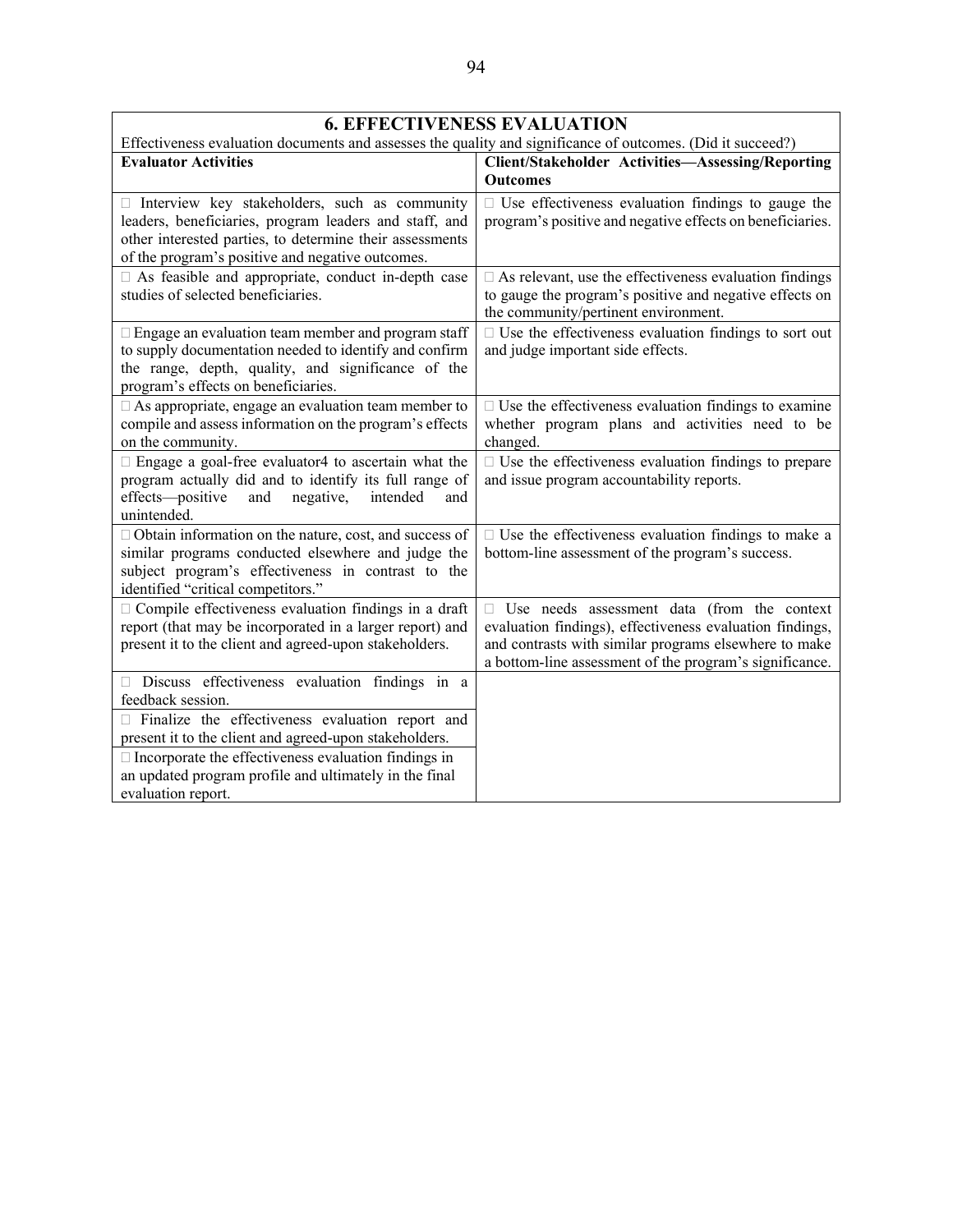| 6. EFFECTIVENESS EVALUATION | |
|---|---|
| Effectiveness evaluation documents and assesses the quality and significance of outcomes. (Did it succeed?) | |
| **Evaluator Activities** | **Client/Stakeholder Activities—Assessing/Reporting Outcomes** |
| □ Interview key stakeholders, such as community leaders, beneficiaries, program leaders and staff, and other interested parties, to determine their assessments of the program's positive and negative outcomes. | □ Use effectiveness evaluation findings to gauge the program's positive and negative effects on beneficiaries. |
| □ As feasible and appropriate, conduct in-depth case studies of selected beneficiaries. | □ As relevant, use the effectiveness evaluation findings to gauge the program's positive and negative effects on the community/pertinent environment. |
| □ Engage an evaluation team member and program staff to supply documentation needed to identify and confirm the range, depth, quality, and significance of the program's effects on beneficiaries. | □ Use the effectiveness evaluation findings to sort out and judge important side effects. |
| □ As appropriate, engage an evaluation team member to compile and assess information on the program's effects on the community. | □ Use the effectiveness evaluation findings to examine whether program plans and activities need to be changed. |
| □ Engage a goal-free evaluator4 to ascertain what the program actually did and to identify its full range of effects—positive and negative, intended and unintended. | □ Use the effectiveness evaluation findings to prepare and issue program accountability reports. |
| □ Obtain information on the nature, cost, and success of similar programs conducted elsewhere and judge the subject program's effectiveness in contrast to the identified "critical competitors." | □ Use the effectiveness evaluation findings to make a bottom-line assessment of the program's success. |
| □ Compile effectiveness evaluation findings in a draft report (that may be incorporated in a larger report) and present it to the client and agreed-upon stakeholders. | □ Use needs assessment data (from the context evaluation findings), effectiveness evaluation findings, and contrasts with similar programs elsewhere to make a bottom-line assessment of the program's significance. |
| □ Discuss effectiveness evaluation findings in a feedback session. | |
| □ Finalize the effectiveness evaluation report and present it to the client and agreed-upon stakeholders. | |
| □ Incorporate the effectiveness evaluation findings in an updated program profile and ultimately in the final evaluation report. | |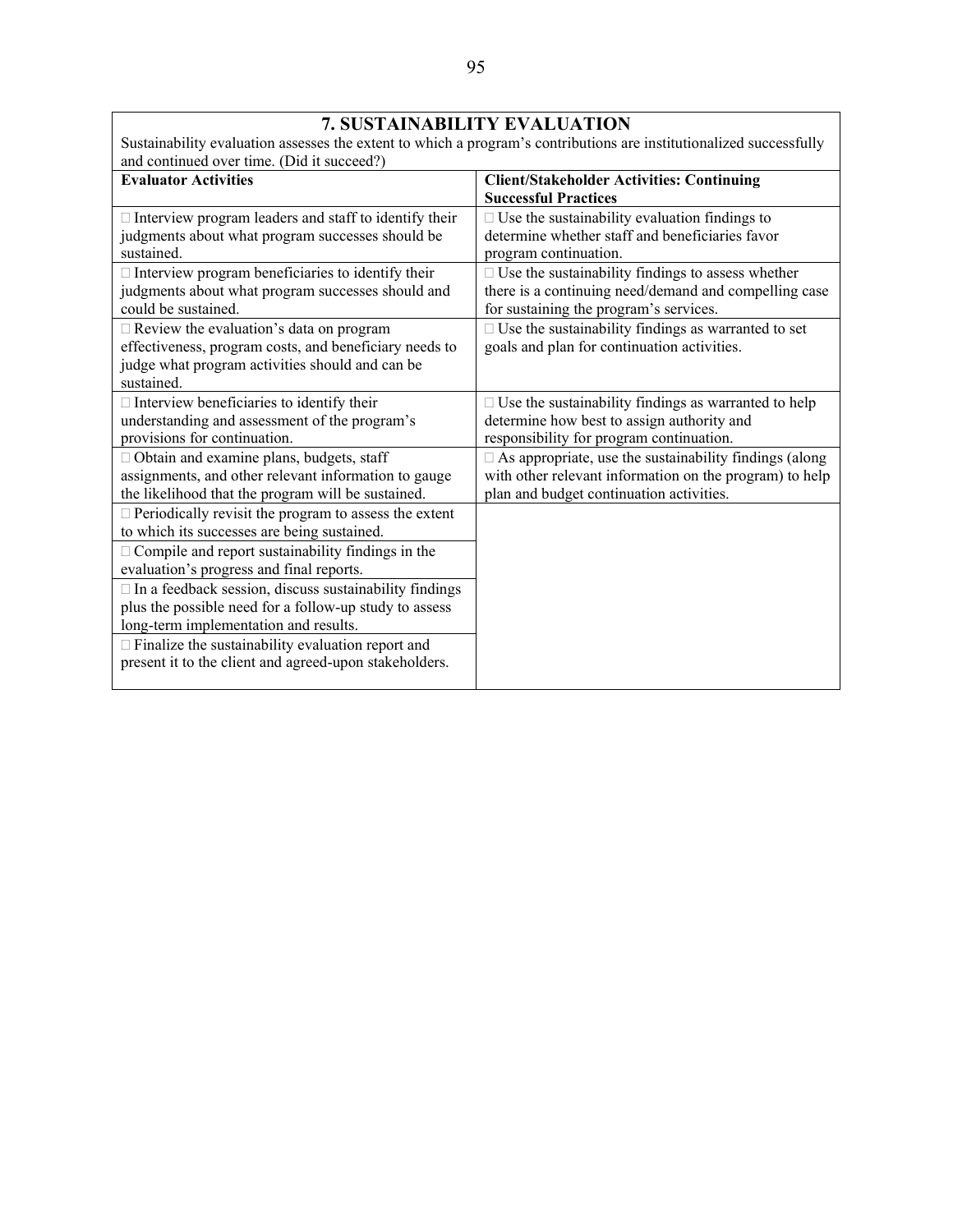## 7. SUSTAINABILITY EVALUATION

Sustainability evaluation assesses the extent to which a program's contributions are institutionalized successfully and continued over time. (Did it succeed?)

| Evaluator Activities | Client/Stakeholder Activities: Continuing Successful Practices |
|---|---|
| □ Interview program leaders and staff to identify their judgments about what program successes should be sustained. | □ Use the sustainability evaluation findings to determine whether staff and beneficiaries favor program continuation. |
| □ Interview program beneficiaries to identify their judgments about what program successes should and could be sustained. | □ Use the sustainability findings to assess whether there is a continuing need/demand and compelling case for sustaining the program's services. |
| □ Review the evaluation's data on program effectiveness, program costs, and beneficiary needs to judge what program activities should and can be sustained. | □ Use the sustainability findings as warranted to set goals and plan for continuation activities. |
| □ Interview beneficiaries to identify their understanding and assessment of the program's provisions for continuation. | □ Use the sustainability findings as warranted to help determine how best to assign authority and responsibility for program continuation. |
| □ Obtain and examine plans, budgets, staff assignments, and other relevant information to gauge the likelihood that the program will be sustained. | □ As appropriate, use the sustainability findings (along with other relevant information on the program) to help plan and budget continuation activities. |
| □ Periodically revisit the program to assess the extent to which its successes are being sustained. | |
| □ Compile and report sustainability findings in the evaluation's progress and final reports. | |
| □ In a feedback session, discuss sustainability findings plus the possible need for a follow-up study to assess long-term implementation and results. | |
| □ Finalize the sustainability evaluation report and present it to the client and agreed-upon stakeholders. | |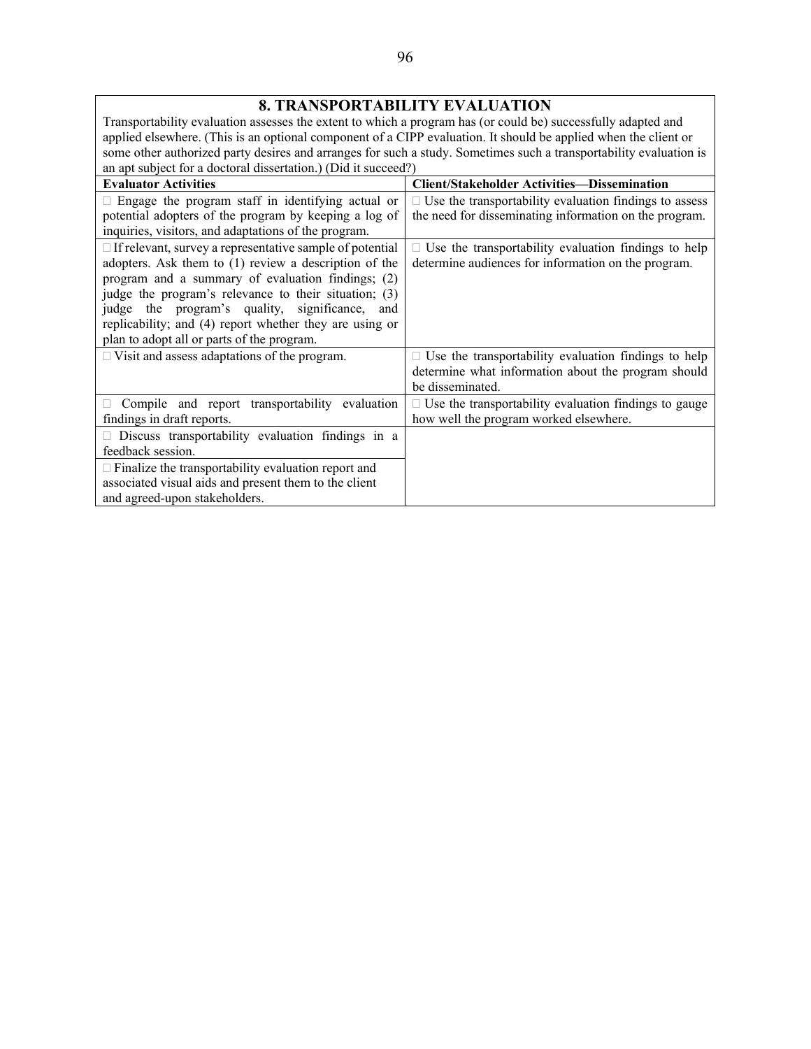## 8. TRANSPORTABILITY EVALUATION

Transportability evaluation assesses the extent to which a program has (or could be) successfully adapted and applied elsewhere. (This is an optional component of a CIPP evaluation. It should be applied when the client or some other authorized party desires and arranges for such a study. Sometimes such a transportability evaluation is an apt subject for a doctoral dissertation.) (Did it succeed?)

| Evaluator Activities | Client/Stakeholder Activities—Dissemination |
|---|---|
| □ Engage the program staff in identifying actual or potential adopters of the program by keeping a log of inquiries, visitors, and adaptations of the program. | □ Use the transportability evaluation findings to assess the need for disseminating information on the program. |
| □ If relevant, survey a representative sample of potential adopters. Ask them to (1) review a description of the program and a summary of evaluation findings; (2) judge the program's relevance to their situation; (3) judge the program's quality, significance, and replicability; and (4) report whether they are using or plan to adopt all or parts of the program. | □ Use the transportability evaluation findings to help determine audiences for information on the program. |
| □ Visit and assess adaptations of the program. | □ Use the transportability evaluation findings to help determine what information about the program should be disseminated. |
| □ Compile and report transportability evaluation findings in draft reports. | □ Use the transportability evaluation findings to gauge how well the program worked elsewhere. |
| □ Discuss transportability evaluation findings in a feedback session. | |
| □ Finalize the transportability evaluation report and associated visual aids and present them to the client and agreed-upon stakeholders. | |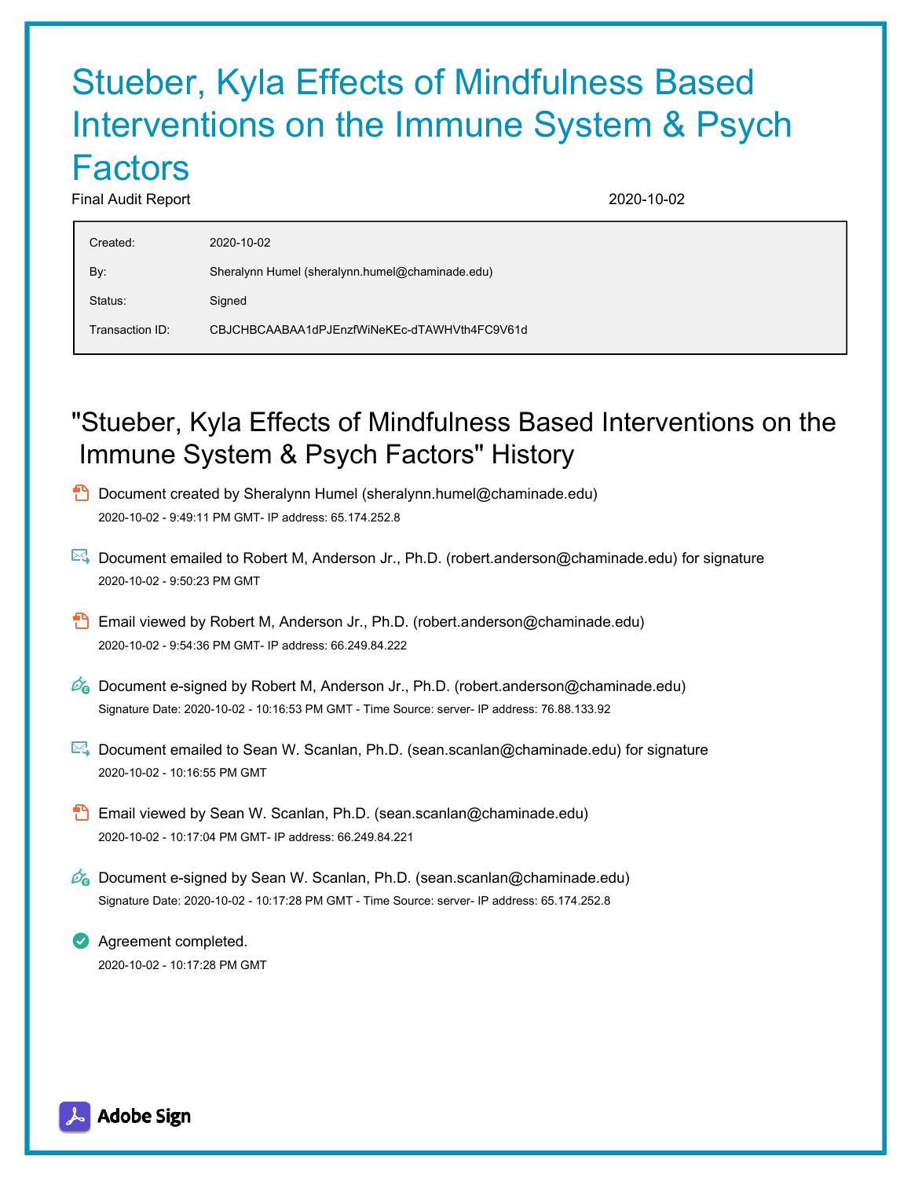# Stueber, Kyla Effects of Mindfulness Based Interventions on the Immune System & Psych Factors

Final Audit Report 2020-10-02

| | |
|---|---|
| Created: | 2020-10-02 |
| By: | Sheralynn Humel (sheralynn.humel@chaminade.edu) |
| Status: | Signed |
| Transaction ID: | CBJCHBCAABAA1dPJEnzfWiNeKEc-dTAWHVth4FC9V61d |

## "Stueber, Kyla Effects of Mindfulness Based Interventions on the Immune System & Psych Factors" History

- Document created by Sheralynn Humel (sheralynn.humel@chaminade.edu)
  2020-10-02 - 9:49:11 PM GMT- IP address: 65.174.252.8

- Document emailed to Robert M, Anderson Jr., Ph.D. (robert.anderson@chaminade.edu) for signature
  2020-10-02 - 9:50:23 PM GMT

- Email viewed by Robert M, Anderson Jr., Ph.D. (robert.anderson@chaminade.edu)
  2020-10-02 - 9:54:36 PM GMT- IP address: 66.249.84.222

- Document e-signed by Robert M, Anderson Jr., Ph.D. (robert.anderson@chaminade.edu)
  Signature Date: 2020-10-02 - 10:16:53 PM GMT - Time Source: server- IP address: 76.88.133.92

- Document emailed to Sean W. Scanlan, Ph.D. (sean.scanlan@chaminade.edu) for signature
  2020-10-02 - 10:16:55 PM GMT

- Email viewed by Sean W. Scanlan, Ph.D. (sean.scanlan@chaminade.edu)
  2020-10-02 - 10:17:04 PM GMT- IP address: 66.249.84.221

- Document e-signed by Sean W. Scanlan, Ph.D. (sean.scanlan@chaminade.edu)
  Signature Date: 2020-10-02 - 10:17:28 PM GMT - Time Source: server- IP address: 65.174.252.8

- Agreement completed.
  2020-10-02 - 10:17:28 PM GMT

Adobe Sign